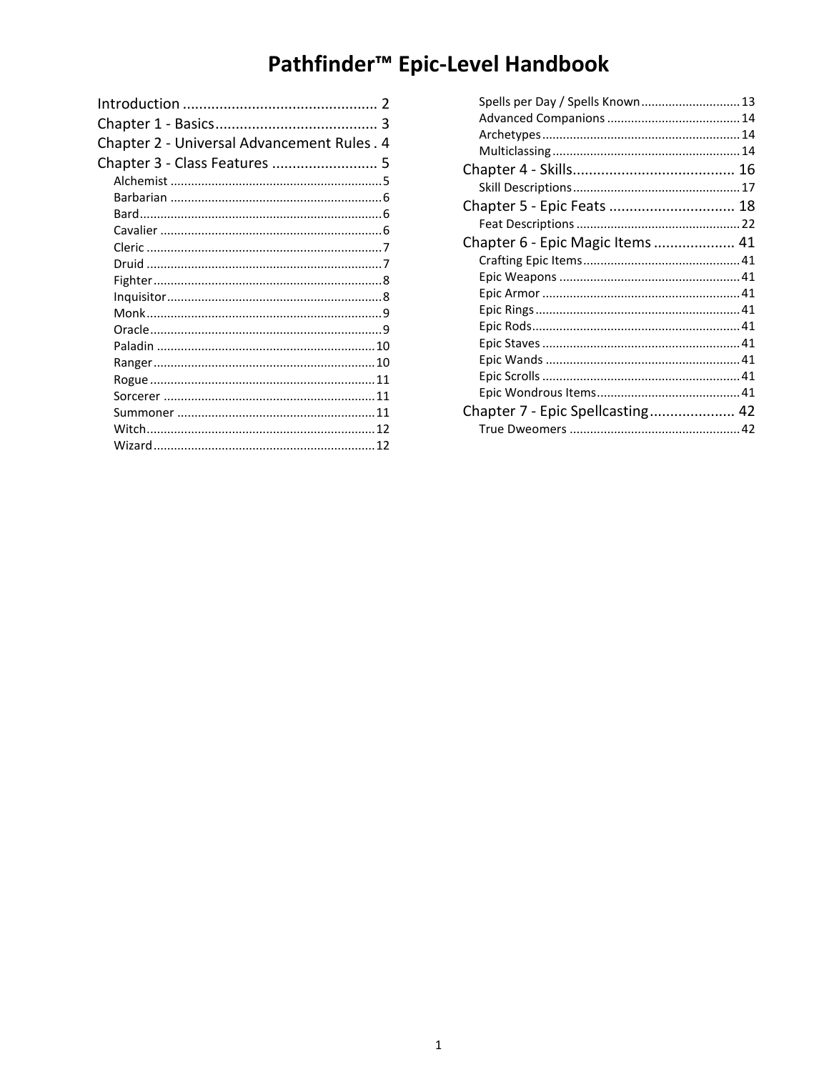# Pathfinder™ Epic-Level Handbook

Introduction .......................................... 2
Chapter 1 - Basics .......................................... 3
Chapter 2 - Universal Advancement Rules . 4
Chapter 3 - Class Features .......................... 5
- Alchemist .......................................... 5
- Barbarian .......................................... 6
- Bard .......................................... 6
- Cavalier .......................................... 6
- Cleric .......................................... 7
- Druid .......................................... 7
- Fighter .......................................... 8
- Inquisitor .......................................... 8
- Monk .......................................... 9
- Oracle .......................................... 9
- Paladin .......................................... 10
- Ranger .......................................... 10
- Rogue .......................................... 11
- Sorcerer .......................................... 11
- Summoner .......................................... 11
- Witch .......................................... 12
- Wizard .......................................... 12
- Spells per Day / Spells Known .......................... 13
- Advanced Companions .......................................... 14
- Archetypes .......................................... 14
- Multiclassing .......................................... 14

Chapter 4 - Skills .......................................... 16
- Skill Descriptions .......................................... 17

Chapter 5 - Epic Feats .......................................... 18
- Feat Descriptions .......................................... 22

Chapter 6 - Epic Magic Items .......................... 41
- Crafting Epic Items .......................................... 41
- Epic Weapons .......................................... 41
- Epic Armor .......................................... 41
- Epic Rings .......................................... 41
- Epic Rods .......................................... 41
- Epic Staves .......................................... 41
- Epic Wands .......................................... 41
- Epic Scrolls .......................................... 41
- Epic Wondrous Items .......................................... 41

Chapter 7 - Epic Spellcasting .......................... 42
- True Dweomers .......................................... 42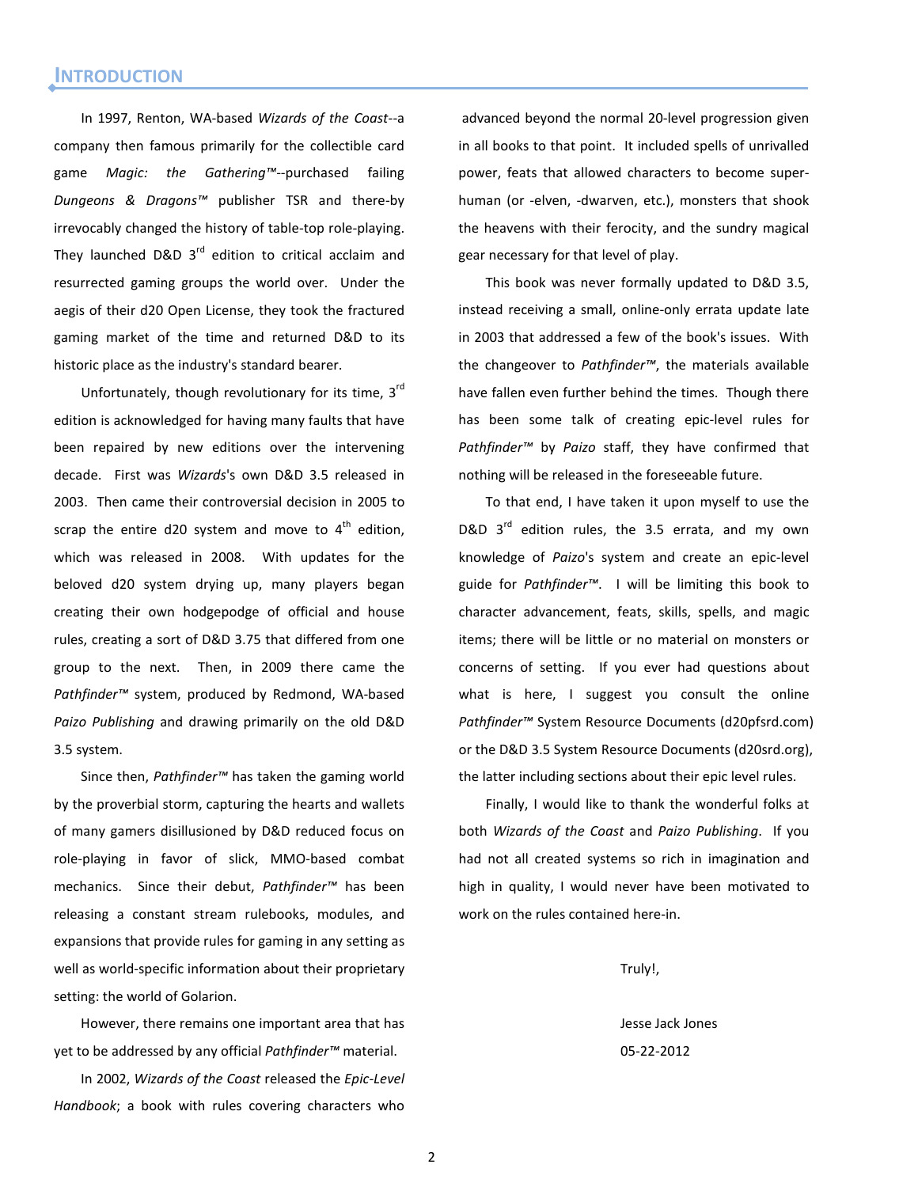## Introduction

In 1997, Renton, WA-based *Wizards of the Coast*--a company then famous primarily for the collectible card game *Magic: the Gathering™*--purchased failing *Dungeons & Dragons™* publisher TSR and there-by irrevocably changed the history of table-top role-playing. They launched D&D 3rd edition to critical acclaim and resurrected gaming groups the world over. Under the aegis of their d20 Open License, they took the fractured gaming market of the time and returned D&D to its historic place as the industry's standard bearer.

Unfortunately, though revolutionary for its time, 3rd edition is acknowledged for having many faults that have been repaired by new editions over the intervening decade. First was *Wizards*'s own D&D 3.5 released in 2003. Then came their controversial decision in 2005 to scrap the entire d20 system and move to 4th edition, which was released in 2008. With updates for the beloved d20 system drying up, many players began creating their own hodgepodge of official and house rules, creating a sort of D&D 3.75 that differed from one group to the next. Then, in 2009 there came the *Pathfinder™* system, produced by Redmond, WA-based *Paizo Publishing* and drawing primarily on the old D&D 3.5 system.

Since then, *Pathfinder™* has taken the gaming world by the proverbial storm, capturing the hearts and wallets of many gamers disillusioned by D&D reduced focus on role-playing in favor of slick, MMO-based combat mechanics. Since their debut, *Pathfinder™* has been releasing a constant stream rulebooks, modules, and expansions that provide rules for gaming in any setting as well as world-specific information about their proprietary setting: the world of Golarion.

However, there remains one important area that has yet to be addressed by any official *Pathfinder™* material.

In 2002, *Wizards of the Coast* released the *Epic-Level Handbook*; a book with rules covering characters who advanced beyond the normal 20-level progression given in all books to that point. It included spells of unrivalled power, feats that allowed characters to become super-human (or -elven, -dwarven, etc.), monsters that shook the heavens with their ferocity, and the sundry magical gear necessary for that level of play.

This book was never formally updated to D&D 3.5, instead receiving a small, online-only errata update late in 2003 that addressed a few of the book's issues. With the changeover to *Pathfinder™*, the materials available have fallen even further behind the times. Though there has been some talk of creating epic-level rules for *Pathfinder™* by *Paizo* staff, they have confirmed that nothing will be released in the foreseeable future.

To that end, I have taken it upon myself to use the D&D 3rd edition rules, the 3.5 errata, and my own knowledge of *Paizo*'s system and create an epic-level guide for *Pathfinder™*. I will be limiting this book to character advancement, feats, skills, spells, and magic items; there will be little or no material on monsters or concerns of setting. If you ever had questions about what is here, I suggest you consult the online *Pathfinder™* System Resource Documents (d20pfsrd.com) or the D&D 3.5 System Resource Documents (d20srd.org), the latter including sections about their epic level rules.

Finally, I would like to thank the wonderful folks at both *Wizards of the Coast* and *Paizo Publishing*. If you had not all created systems so rich in imagination and high in quality, I would never have been motivated to work on the rules contained here-in.

Truly!,

Jesse Jack Jones

05-22-2012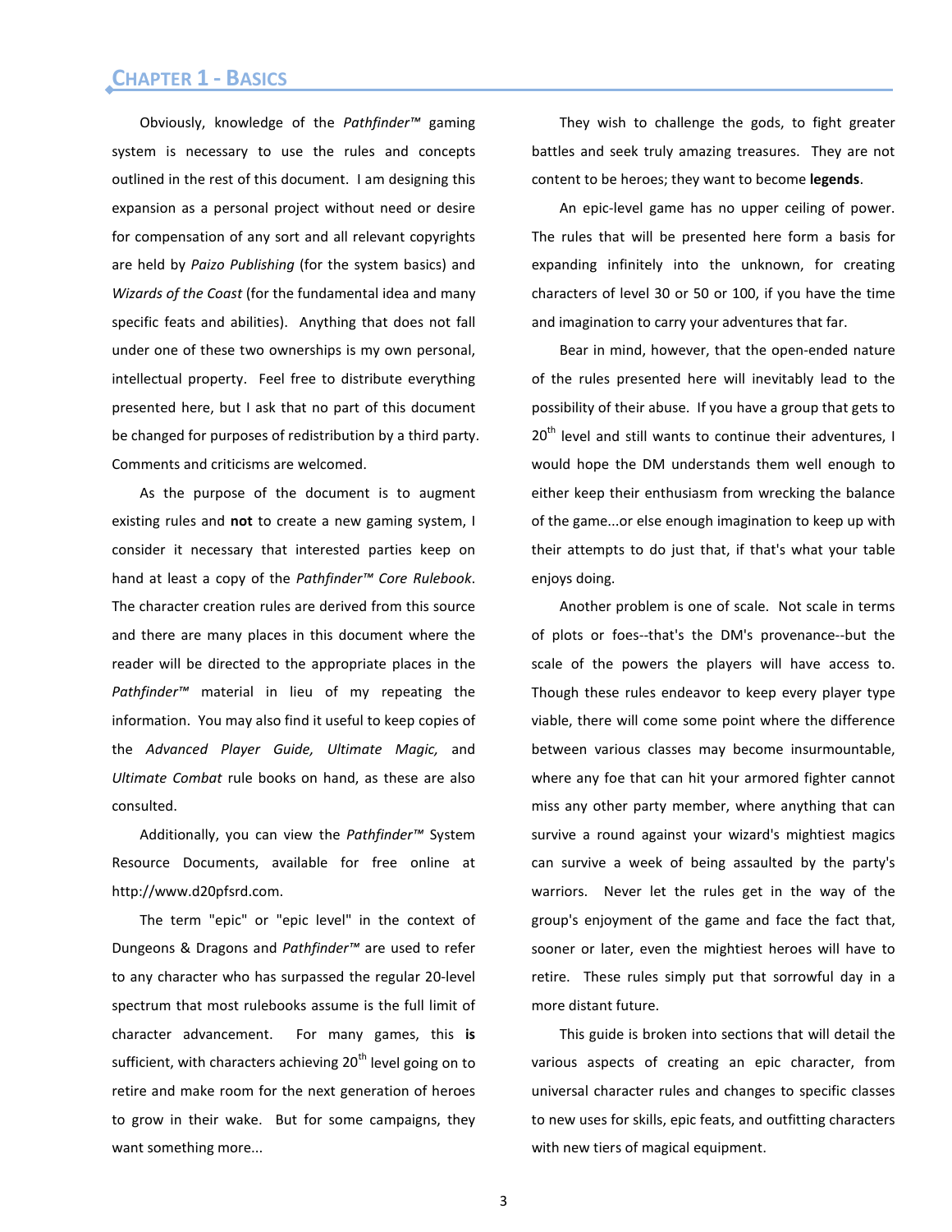# Chapter 1 - Basics

Obviously, knowledge of the *Pathfinder™* gaming system is necessary to use the rules and concepts outlined in the rest of this document. I am designing this expansion as a personal project without need or desire for compensation of any sort and all relevant copyrights are held by *Paizo Publishing* (for the system basics) and *Wizards of the Coast* (for the fundamental idea and many specific feats and abilities). Anything that does not fall under one of these two ownerships is my own personal, intellectual property. Feel free to distribute everything presented here, but I ask that no part of this document be changed for purposes of redistribution by a third party. Comments and criticisms are welcomed.

As the purpose of the document is to augment existing rules and **not** to create a new gaming system, I consider it necessary that interested parties keep on hand at least a copy of the *Pathfinder™ Core Rulebook*. The character creation rules are derived from this source and there are many places in this document where the reader will be directed to the appropriate places in the *Pathfinder™* material in lieu of my repeating the information. You may also find it useful to keep copies of the *Advanced Player Guide, Ultimate Magic,* and *Ultimate Combat* rule books on hand, as these are also consulted.

Additionally, you can view the *Pathfinder™* System Resource Documents, available for free online at http://www.d20pfsrd.com.

The term "epic" or "epic level" in the context of Dungeons & Dragons and *Pathfinder™* are used to refer to any character who has surpassed the regular 20-level spectrum that most rulebooks assume is the full limit of character advancement. For many games, this **is** sufficient, with characters achieving 20th level going on to retire and make room for the next generation of heroes to grow in their wake. But for some campaigns, they want something more...

They wish to challenge the gods, to fight greater battles and seek truly amazing treasures. They are not content to be heroes; they want to become **legends**.

An epic-level game has no upper ceiling of power. The rules that will be presented here form a basis for expanding infinitely into the unknown, for creating characters of level 30 or 50 or 100, if you have the time and imagination to carry your adventures that far.

Bear in mind, however, that the open-ended nature of the rules presented here will inevitably lead to the possibility of their abuse. If you have a group that gets to 20th level and still wants to continue their adventures, I would hope the DM understands them well enough to either keep their enthusiasm from wrecking the balance of the game...or else enough imagination to keep up with their attempts to do just that, if that's what your table enjoys doing.

Another problem is one of scale. Not scale in terms of plots or foes--that's the DM's provenance--but the scale of the powers the players will have access to. Though these rules endeavor to keep every player type viable, there will come some point where the difference between various classes may become insurmountable, where any foe that can hit your armored fighter cannot miss any other party member, where anything that can survive a round against your wizard's mightiest magics can survive a week of being assaulted by the party's warriors. Never let the rules get in the way of the group's enjoyment of the game and face the fact that, sooner or later, even the mightiest heroes will have to retire. These rules simply put that sorrowful day in a more distant future.

This guide is broken into sections that will detail the various aspects of creating an epic character, from universal character rules and changes to specific classes to new uses for skills, epic feats, and outfitting characters with new tiers of magical equipment.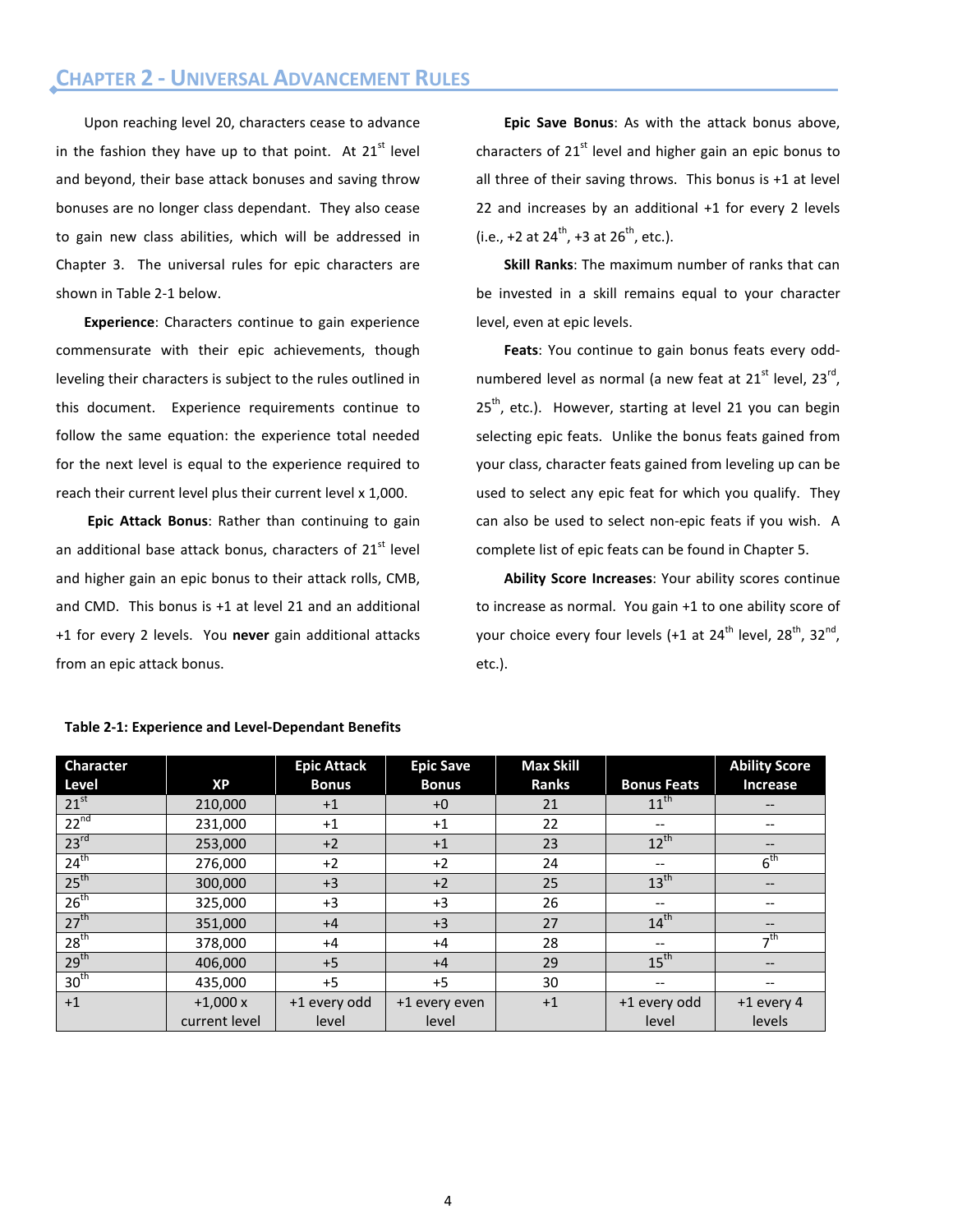## CHAPTER 2 - UNIVERSAL ADVANCEMENT RULES

Upon reaching level 20, characters cease to advance in the fashion they have up to that point. At 21st level and beyond, their base attack bonuses and saving throw bonuses are no longer class dependant. They also cease to gain new class abilities, which will be addressed in Chapter 3. The universal rules for epic characters are shown in Table 2-1 below.

**Experience**: Characters continue to gain experience commensurate with their epic achievements, though leveling their characters is subject to the rules outlined in this document. Experience requirements continue to follow the same equation: the experience total needed for the next level is equal to the experience required to reach their current level plus their current level x 1,000.

**Epic Attack Bonus**: Rather than continuing to gain an additional base attack bonus, characters of 21st level and higher gain an epic bonus to their attack rolls, CMB, and CMD. This bonus is +1 at level 21 and an additional +1 for every 2 levels. You **never** gain additional attacks from an epic attack bonus.

**Epic Save Bonus**: As with the attack bonus above, characters of 21st level and higher gain an epic bonus to all three of their saving throws. This bonus is +1 at level 22 and increases by an additional +1 for every 2 levels (i.e., +2 at 24th, +3 at 26th, etc.).

**Skill Ranks**: The maximum number of ranks that can be invested in a skill remains equal to your character level, even at epic levels.

**Feats**: You continue to gain bonus feats every odd-numbered level as normal (a new feat at 21st level, 23rd, 25th, etc.). However, starting at level 21 you can begin selecting epic feats. Unlike the bonus feats gained from your class, character feats gained from leveling up can be used to select any epic feat for which you qualify. They can also be used to select non-epic feats if you wish. A complete list of epic feats can be found in Chapter 5.

**Ability Score Increases**: Your ability scores continue to increase as normal. You gain +1 to one ability score of your choice every four levels (+1 at 24th level, 28th, 32nd, etc.).

**Table 2-1: Experience and Level-Dependant Benefits**

| Character Level | XP | Epic Attack Bonus | Epic Save Bonus | Max Skill Ranks | Bonus Feats | Ability Score Increase |
|---|---|---|---|---|---|---|
| 21st | 210,000 | +1 | +0 | 21 | 11th | -- |
| 22nd | 231,000 | +1 | +1 | 22 | -- | -- |
| 23rd | 253,000 | +2 | +1 | 23 | 12th | -- |
| 24th | 276,000 | +2 | +2 | 24 | -- | 6th |
| 25th | 300,000 | +3 | +2 | 25 | 13th | -- |
| 26th | 325,000 | +3 | +3 | 26 | -- | -- |
| 27th | 351,000 | +4 | +3 | 27 | 14th | -- |
| 28th | 378,000 | +4 | +4 | 28 | -- | 7th |
| 29th | 406,000 | +5 | +4 | 29 | 15th | -- |
| 30th | 435,000 | +5 | +5 | 30 | -- | -- |
| +1 | +1,000 x current level | +1 every odd level | +1 every even level | +1 | +1 every odd level | +1 every 4 levels |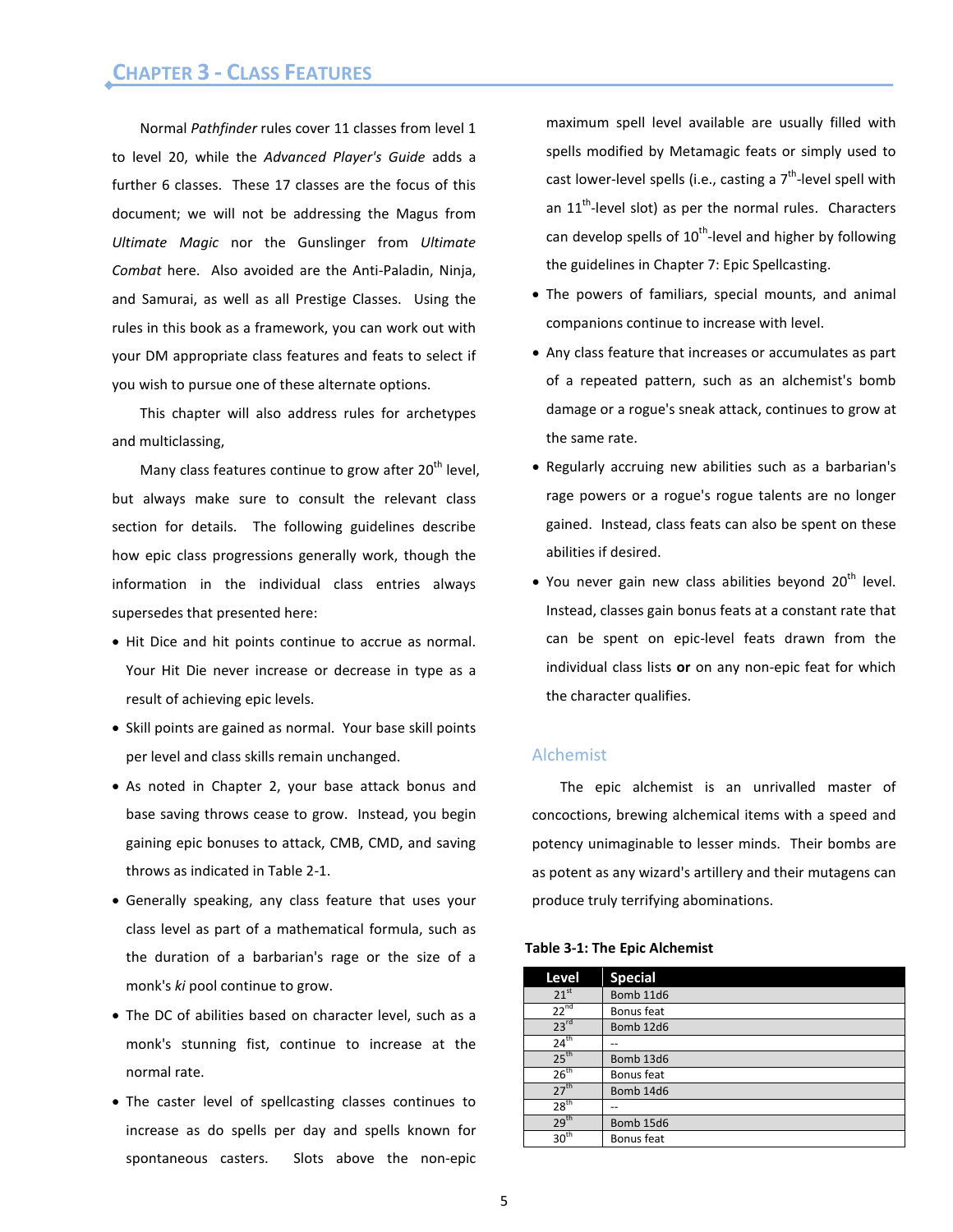# Chapter 3 - Class Features

Normal *Pathfinder* rules cover 11 classes from level 1 to level 20, while the *Advanced Player's Guide* adds a further 6 classes. These 17 classes are the focus of this document; we will not be addressing the Magus from *Ultimate Magic* nor the Gunslinger from *Ultimate Combat* here. Also avoided are the Anti-Paladin, Ninja, and Samurai, as well as all Prestige Classes. Using the rules in this book as a framework, you can work out with your DM appropriate class features and feats to select if you wish to pursue one of these alternate options.

This chapter will also address rules for archetypes and multiclassing,

Many class features continue to grow after 20th level, but always make sure to consult the relevant class section for details. The following guidelines describe how epic class progressions generally work, though the information in the individual class entries always supersedes that presented here:

- Hit Dice and hit points continue to accrue as normal. Your Hit Die never increase or decrease in type as a result of achieving epic levels.
- Skill points are gained as normal. Your base skill points per level and class skills remain unchanged.
- As noted in Chapter 2, your base attack bonus and base saving throws cease to grow. Instead, you begin gaining epic bonuses to attack, CMB, CMD, and saving throws as indicated in Table 2-1.
- Generally speaking, any class feature that uses your class level as part of a mathematical formula, such as the duration of a barbarian's rage or the size of a monk's *ki* pool continue to grow.
- The DC of abilities based on character level, such as a monk's stunning fist, continue to increase at the normal rate.
- The caster level of spellcasting classes continues to increase as do spells per day and spells known for spontaneous casters. Slots above the non-epic maximum spell level available are usually filled with spells modified by Metamagic feats or simply used to cast lower-level spells (i.e., casting a 7th-level spell with an 11th-level slot) as per the normal rules. Characters can develop spells of 10th-level and higher by following the guidelines in Chapter 7: Epic Spellcasting.
- The powers of familiars, special mounts, and animal companions continue to increase with level.
- Any class feature that increases or accumulates as part of a repeated pattern, such as an alchemist's bomb damage or a rogue's sneak attack, continues to grow at the same rate.
- Regularly accruing new abilities such as a barbarian's rage powers or a rogue's rogue talents are no longer gained. Instead, class feats can also be spent on these abilities if desired.
- You never gain new class abilities beyond 20th level. Instead, classes gain bonus feats at a constant rate that can be spent on epic-level feats drawn from the individual class lists **or** on any non-epic feat for which the character qualifies.

## Alchemist

The epic alchemist is an unrivalled master of concoctions, brewing alchemical items with a speed and potency unimaginable to lesser minds. Their bombs are as potent as any wizard's artillery and their mutagens can produce truly terrifying abominations.

**Table 3-1: The Epic Alchemist**

| Level | Special |
|---|---|
| 21st | Bomb 11d6 |
| 22nd | Bonus feat |
| 23rd | Bomb 12d6 |
| 24th | -- |
| 25th | Bomb 13d6 |
| 26th | Bonus feat |
| 27th | Bomb 14d6 |
| 28th | -- |
| 29th | Bomb 15d6 |
| 30th | Bonus feat |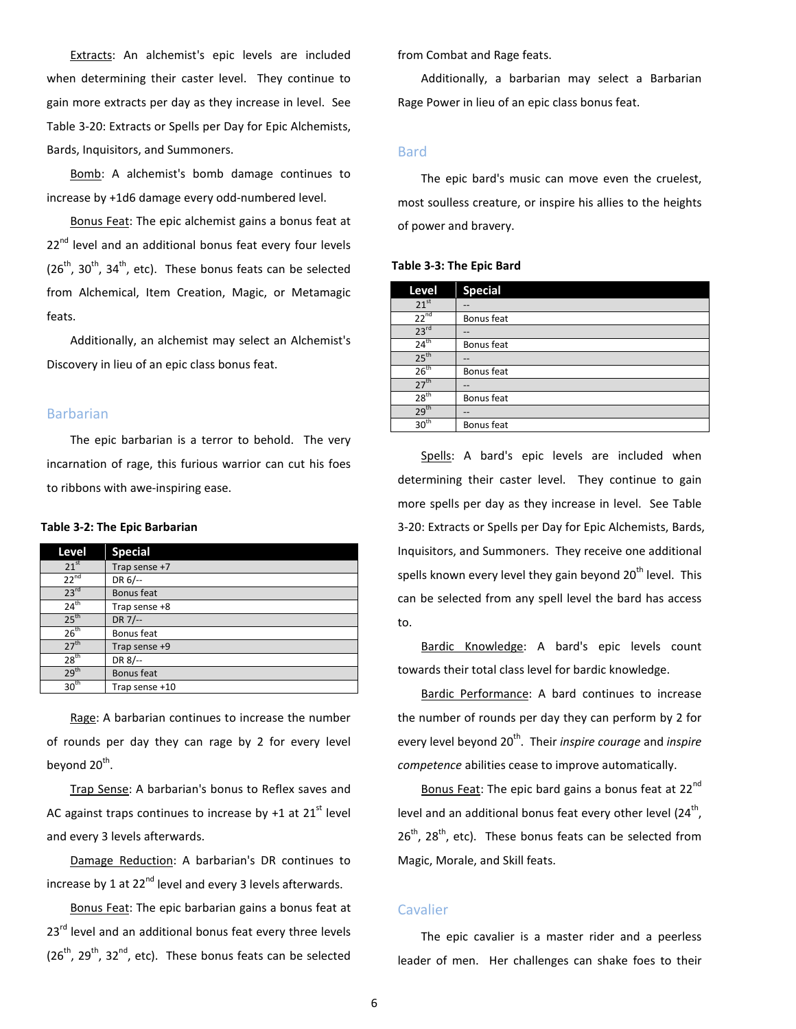Extracts: An alchemist's epic levels are included when determining their caster level. They continue to gain more extracts per day as they increase in level. See Table 3-20: Extracts or Spells per Day for Epic Alchemists, Bards, Inquisitors, and Summoners.

Bomb: A alchemist's bomb damage continues to increase by +1d6 damage every odd-numbered level.

Bonus Feat: The epic alchemist gains a bonus feat at 22nd level and an additional bonus feat every four levels (26th, 30th, 34th, etc). These bonus feats can be selected from Alchemical, Item Creation, Magic, or Metamagic feats.

Additionally, an alchemist may select an Alchemist's Discovery in lieu of an epic class bonus feat.

## Barbarian

The epic barbarian is a terror to behold. The very incarnation of rage, this furious warrior can cut his foes to ribbons with awe-inspiring ease.

**Table 3-2: The Epic Barbarian**

| Level | Special |
|---|---|
| 21st | Trap sense +7 |
| 22nd | DR 6/-- |
| 23rd | Bonus feat |
| 24th | Trap sense +8 |
| 25th | DR 7/-- |
| 26th | Bonus feat |
| 27th | Trap sense +9 |
| 28th | DR 8/-- |
| 29th | Bonus feat |
| 30th | Trap sense +10 |

Rage: A barbarian continues to increase the number of rounds per day they can rage by 2 for every level beyond 20th.

Trap Sense: A barbarian's bonus to Reflex saves and AC against traps continues to increase by +1 at 21st level and every 3 levels afterwards.

Damage Reduction: A barbarian's DR continues to increase by 1 at 22nd level and every 3 levels afterwards.

Bonus Feat: The epic barbarian gains a bonus feat at 23rd level and an additional bonus feat every three levels (26th, 29th, 32nd, etc). These bonus feats can be selected from Combat and Rage feats.

Additionally, a barbarian may select a Barbarian Rage Power in lieu of an epic class bonus feat.

## Bard

The epic bard's music can move even the cruelest, most soulless creature, or inspire his allies to the heights of power and bravery.

**Table 3-3: The Epic Bard**

| Level | Special |
|---|---|
| 21st | -- |
| 22nd | Bonus feat |
| 23rd | -- |
| 24th | Bonus feat |
| 25th | -- |
| 26th | Bonus feat |
| 27th | -- |
| 28th | Bonus feat |
| 29th | -- |
| 30th | Bonus feat |

Spells: A bard's epic levels are included when determining their caster level. They continue to gain more spells per day as they increase in level. See Table 3-20: Extracts or Spells per Day for Epic Alchemists, Bards, Inquisitors, and Summoners. They receive one additional spells known every level they gain beyond 20th level. This can be selected from any spell level the bard has access to.

Bardic Knowledge: A bard's epic levels count towards their total class level for bardic knowledge.

Bardic Performance: A bard continues to increase the number of rounds per day they can perform by 2 for every level beyond 20th. Their *inspire courage* and *inspire competence* abilities cease to improve automatically.

Bonus Feat: The epic bard gains a bonus feat at 22nd level and an additional bonus feat every other level (24th, 26th, 28th, etc). These bonus feats can be selected from Magic, Morale, and Skill feats.

## Cavalier

The epic cavalier is a master rider and a peerless leader of men. Her challenges can shake foes to their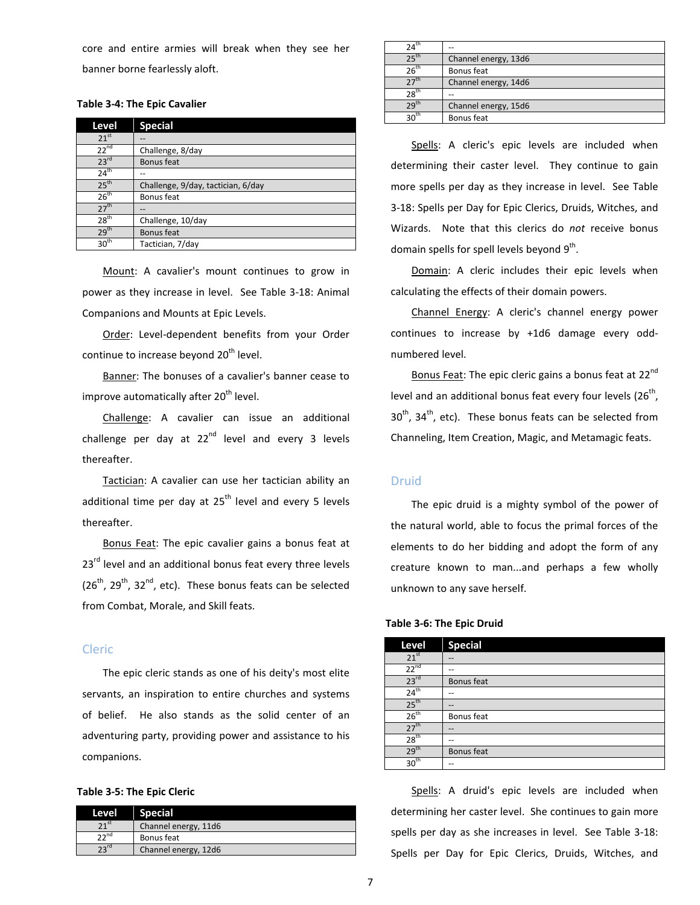core and entire armies will break when they see her banner borne fearlessly aloft.

**Table 3-4: The Epic Cavalier**

| Level | Special |
|---|---|
| 21st | -- |
| 22nd | Challenge, 8/day |
| 23rd | Bonus feat |
| 24th | -- |
| 25th | Challenge, 9/day, tactician, 6/day |
| 26th | Bonus feat |
| 27th | -- |
| 28th | Challenge, 10/day |
| 29th | Bonus feat |
| 30th | Tactician, 7/day |

Mount: A cavalier's mount continues to grow in power as they increase in level. See Table 3-18: Animal Companions and Mounts at Epic Levels.

Order: Level-dependent benefits from your Order continue to increase beyond 20th level.

Banner: The bonuses of a cavalier's banner cease to improve automatically after 20th level.

Challenge: A cavalier can issue an additional challenge per day at 22nd level and every 3 levels thereafter.

Tactician: A cavalier can use her tactician ability an additional time per day at 25th level and every 5 levels thereafter.

Bonus Feat: The epic cavalier gains a bonus feat at 23rd level and an additional bonus feat every three levels (26th, 29th, 32nd, etc). These bonus feats can be selected from Combat, Morale, and Skill feats.

## Cleric

The epic cleric stands as one of his deity's most elite servants, an inspiration to entire churches and systems of belief. He also stands as the solid center of an adventuring party, providing power and assistance to his companions.

**Table 3-5: The Epic Cleric**

| Level | Special |
|---|---|
| 21st | Channel energy, 11d6 |
| 22nd | Bonus feat |
| 23rd | Channel energy, 12d6 |
| 24th | -- |
| 25th | Channel energy, 13d6 |
| 26th | Bonus feat |
| 27th | Channel energy, 14d6 |
| 28th | -- |
| 29th | Channel energy, 15d6 |
| 30th | Bonus feat |

Spells: A cleric's epic levels are included when determining their caster level. They continue to gain more spells per day as they increase in level. See Table 3-18: Spells per Day for Epic Clerics, Druids, Witches, and Wizards. Note that this clerics do *not* receive bonus domain spells for spell levels beyond 9th.

Domain: A cleric includes their epic levels when calculating the effects of their domain powers.

Channel Energy: A cleric's channel energy power continues to increase by +1d6 damage every odd-numbered level.

Bonus Feat: The epic cleric gains a bonus feat at 22nd level and an additional bonus feat every four levels (26th, 30th, 34th, etc). These bonus feats can be selected from Channeling, Item Creation, Magic, and Metamagic feats.

## Druid

The epic druid is a mighty symbol of the power of the natural world, able to focus the primal forces of the elements to do her bidding and adopt the form of any creature known to man...and perhaps a few wholly unknown to any save herself.

**Table 3-6: The Epic Druid**

| Level | Special |
|---|---|
| 21st | -- |
| 22nd | -- |
| 23rd | Bonus feat |
| 24th | -- |
| 25th | -- |
| 26th | Bonus feat |
| 27th | -- |
| 28th | -- |
| 29th | Bonus feat |
| 30th | -- |

Spells: A druid's epic levels are included when determining her caster level. She continues to gain more spells per day as she increases in level. See Table 3-18: Spells per Day for Epic Clerics, Druids, Witches, and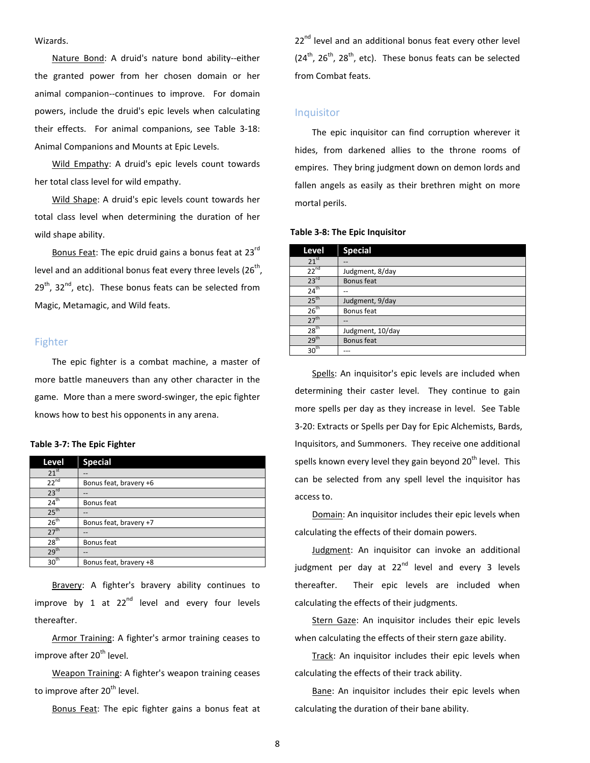Wizards.

Nature Bond: A druid's nature bond ability--either the granted power from her chosen domain or her animal companion--continues to improve. For domain powers, include the druid's epic levels when calculating their effects. For animal companions, see Table 3-18: Animal Companions and Mounts at Epic Levels.

Wild Empathy: A druid's epic levels count towards her total class level for wild empathy.

Wild Shape: A druid's epic levels count towards her total class level when determining the duration of her wild shape ability.

Bonus Feat: The epic druid gains a bonus feat at 23rd level and an additional bonus feat every three levels (26th, 29th, 32nd, etc). These bonus feats can be selected from Magic, Metamagic, and Wild feats.

## Fighter

The epic fighter is a combat machine, a master of more battle maneuvers than any other character in the game. More than a mere sword-swinger, the epic fighter knows how to best his opponents in any arena.

**Table 3-7: The Epic Fighter**

| Level | Special |
|---|---|
| 21st | -- |
| 22nd | Bonus feat, bravery +6 |
| 23rd | -- |
| 24th | Bonus feat |
| 25th | -- |
| 26th | Bonus feat, bravery +7 |
| 27th | -- |
| 28th | Bonus feat |
| 29th | -- |
| 30th | Bonus feat, bravery +8 |

Bravery: A fighter's bravery ability continues to improve by 1 at 22nd level and every four levels thereafter.

Armor Training: A fighter's armor training ceases to improve after 20th level.

Weapon Training: A fighter's weapon training ceases to improve after 20th level.

Bonus Feat: The epic fighter gains a bonus feat at 22nd level and an additional bonus feat every other level (24th, 26th, 28th, etc). These bonus feats can be selected from Combat feats.

## Inquisitor

The epic inquisitor can find corruption wherever it hides, from darkened allies to the throne rooms of empires. They bring judgment down on demon lords and fallen angels as easily as their brethren might on more mortal perils.

**Table 3-8: The Epic Inquisitor**

| Level | Special |
|---|---|
| 21st | -- |
| 22nd | Judgment, 8/day |
| 23rd | Bonus feat |
| 24th | -- |
| 25th | Judgment, 9/day |
| 26th | Bonus feat |
| 27th | -- |
| 28th | Judgment, 10/day |
| 29th | Bonus feat |
| 30th | --- |

Spells: An inquisitor's epic levels are included when determining their caster level. They continue to gain more spells per day as they increase in level. See Table 3-20: Extracts or Spells per Day for Epic Alchemists, Bards, Inquisitors, and Summoners. They receive one additional spells known every level they gain beyond 20th level. This can be selected from any spell level the inquisitor has access to.

Domain: An inquisitor includes their epic levels when calculating the effects of their domain powers.

Judgment: An inquisitor can invoke an additional judgment per day at 22nd level and every 3 levels thereafter. Their epic levels are included when calculating the effects of their judgments.

Stern Gaze: An inquisitor includes their epic levels when calculating the effects of their stern gaze ability.

Track: An inquisitor includes their epic levels when calculating the effects of their track ability.

Bane: An inquisitor includes their epic levels when calculating the duration of their bane ability.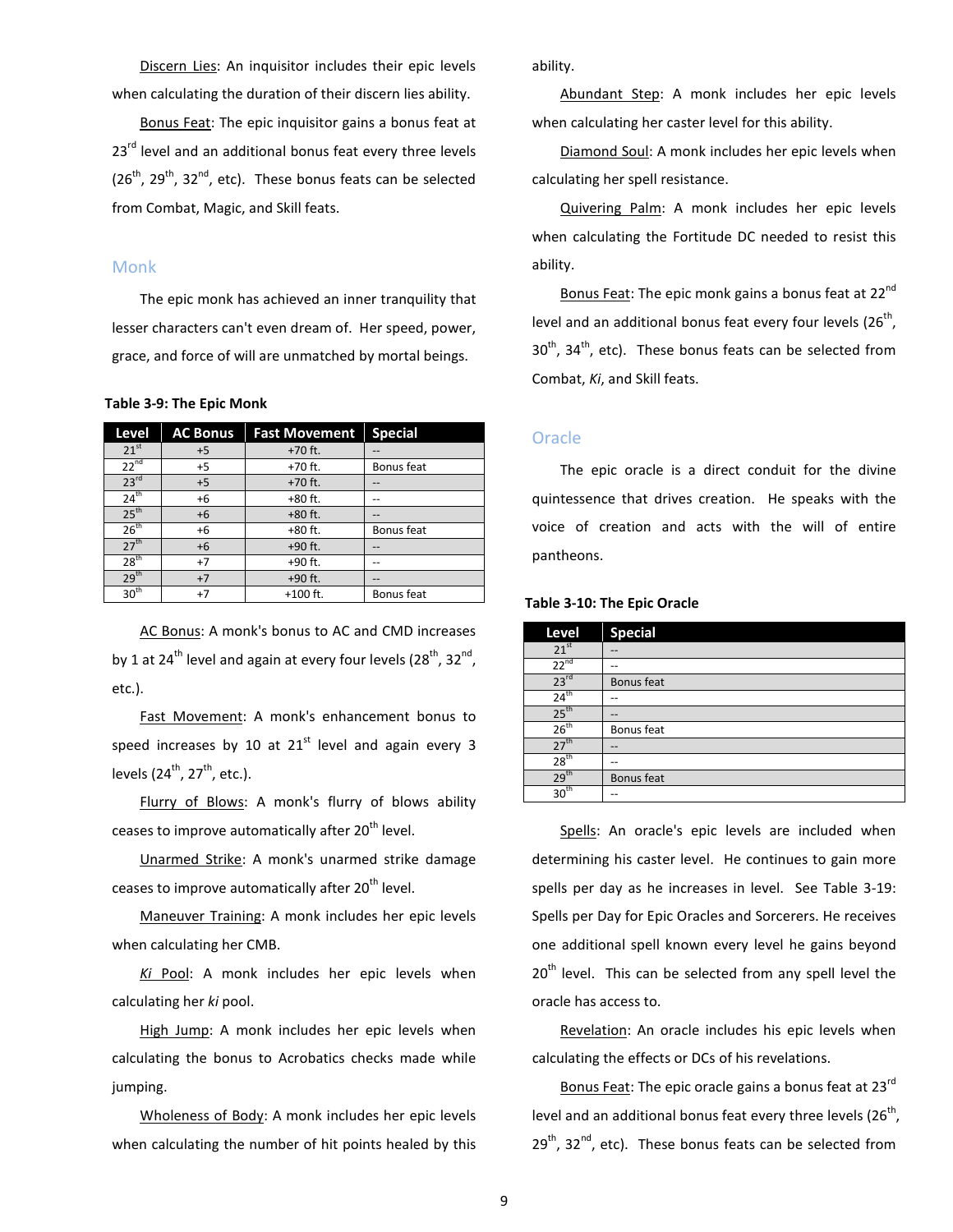Discern Lies: An inquisitor includes their epic levels when calculating the duration of their discern lies ability.

Bonus Feat: The epic inquisitor gains a bonus feat at 23rd level and an additional bonus feat every three levels (26th, 29th, 32nd, etc). These bonus feats can be selected from Combat, Magic, and Skill feats.

## Monk

The epic monk has achieved an inner tranquility that lesser characters can't even dream of. Her speed, power, grace, and force of will are unmatched by mortal beings.

**Table 3-9: The Epic Monk**

| Level | AC Bonus | Fast Movement | Special |
|---|---|---|---|
| 21st | +5 | +70 ft. | -- |
| 22nd | +5 | +70 ft. | Bonus feat |
| 23rd | +5 | +70 ft. | -- |
| 24th | +6 | +80 ft. | -- |
| 25th | +6 | +80 ft. | -- |
| 26th | +6 | +80 ft. | Bonus feat |
| 27th | +6 | +90 ft. | -- |
| 28th | +7 | +90 ft. | -- |
| 29th | +7 | +90 ft. | -- |
| 30th | +7 | +100 ft. | Bonus feat |

AC Bonus: A monk's bonus to AC and CMD increases by 1 at 24th level and again at every four levels (28th, 32nd, etc.).

Fast Movement: A monk's enhancement bonus to speed increases by 10 at 21st level and again every 3 levels (24th, 27th, etc.).

Flurry of Blows: A monk's flurry of blows ability ceases to improve automatically after 20th level.

Unarmed Strike: A monk's unarmed strike damage ceases to improve automatically after 20th level.

Maneuver Training: A monk includes her epic levels when calculating her CMB.

*Ki* Pool: A monk includes her epic levels when calculating her *ki* pool.

High Jump: A monk includes her epic levels when calculating the bonus to Acrobatics checks made while jumping.

Wholeness of Body: A monk includes her epic levels when calculating the number of hit points healed by this ability.

Abundant Step: A monk includes her epic levels when calculating her caster level for this ability.

Diamond Soul: A monk includes her epic levels when calculating her spell resistance.

Quivering Palm: A monk includes her epic levels when calculating the Fortitude DC needed to resist this ability.

Bonus Feat: The epic monk gains a bonus feat at 22nd level and an additional bonus feat every four levels (26th, 30th, 34th, etc). These bonus feats can be selected from Combat, *Ki*, and Skill feats.

## Oracle

The epic oracle is a direct conduit for the divine quintessence that drives creation. He speaks with the voice of creation and acts with the will of entire pantheons.

**Table 3-10: The Epic Oracle**

| Level | Special |
|---|---|
| 21st | -- |
| 22nd | -- |
| 23rd | Bonus feat |
| 24th | -- |
| 25th | -- |
| 26th | Bonus feat |
| 27th | -- |
| 28th | -- |
| 29th | Bonus feat |
| 30th | -- |

Spells: An oracle's epic levels are included when determining his caster level. He continues to gain more spells per day as he increases in level. See Table 3-19: Spells per Day for Epic Oracles and Sorcerers. He receives one additional spell known every level he gains beyond 20th level. This can be selected from any spell level the oracle has access to.

Revelation: An oracle includes his epic levels when calculating the effects or DCs of his revelations.

Bonus Feat: The epic oracle gains a bonus feat at 23rd level and an additional bonus feat every three levels (26th, 29th, 32nd, etc). These bonus feats can be selected from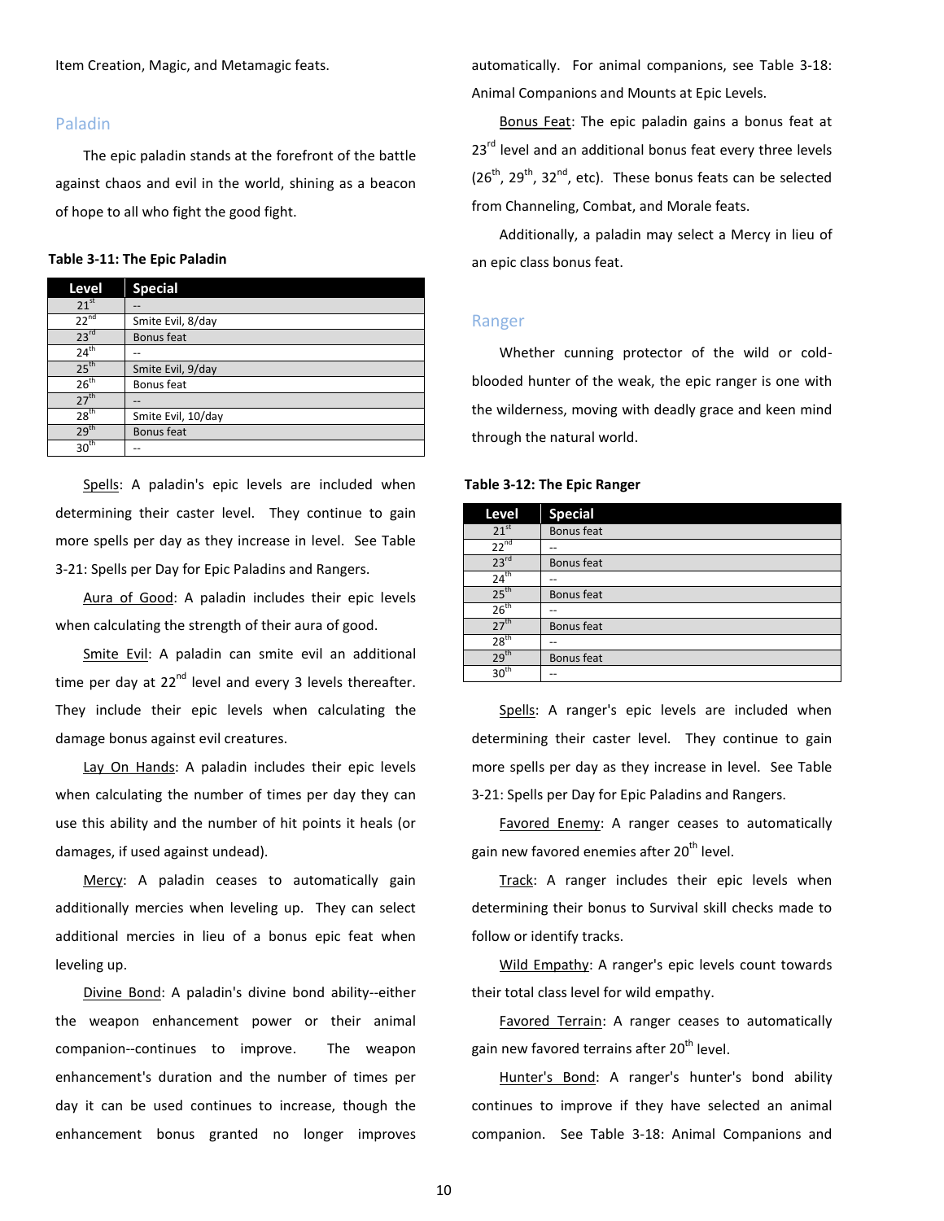Item Creation, Magic, and Metamagic feats.

## Paladin

The epic paladin stands at the forefront of the battle against chaos and evil in the world, shining as a beacon of hope to all who fight the good fight.

**Table 3-11: The Epic Paladin**

| Level | Special |
|---|---|
| 21st | -- |
| 22nd | Smite Evil, 8/day |
| 23rd | Bonus feat |
| 24th | -- |
| 25th | Smite Evil, 9/day |
| 26th | Bonus feat |
| 27th | -- |
| 28th | Smite Evil, 10/day |
| 29th | Bonus feat |
| 30th | -- |

Spells: A paladin's epic levels are included when determining their caster level. They continue to gain more spells per day as they increase in level. See Table 3-21: Spells per Day for Epic Paladins and Rangers.

Aura of Good: A paladin includes their epic levels when calculating the strength of their aura of good.

Smite Evil: A paladin can smite evil an additional time per day at 22nd level and every 3 levels thereafter. They include their epic levels when calculating the damage bonus against evil creatures.

Lay On Hands: A paladin includes their epic levels when calculating the number of times per day they can use this ability and the number of hit points it heals (or damages, if used against undead).

Mercy: A paladin ceases to automatically gain additionally mercies when leveling up. They can select additional mercies in lieu of a bonus epic feat when leveling up.

Divine Bond: A paladin's divine bond ability--either the weapon enhancement power or their animal companion--continues to improve. The weapon enhancement's duration and the number of times per day it can be used continues to increase, though the enhancement bonus granted no longer improves automatically. For animal companions, see Table 3-18: Animal Companions and Mounts at Epic Levels.

Bonus Feat: The epic paladin gains a bonus feat at 23rd level and an additional bonus feat every three levels (26th, 29th, 32nd, etc). These bonus feats can be selected from Channeling, Combat, and Morale feats.

Additionally, a paladin may select a Mercy in lieu of an epic class bonus feat.

## Ranger

Whether cunning protector of the wild or cold-blooded hunter of the weak, the epic ranger is one with the wilderness, moving with deadly grace and keen mind through the natural world.

**Table 3-12: The Epic Ranger**

| Level | Special |
|---|---|
| 21st | Bonus feat |
| 22nd | -- |
| 23rd | Bonus feat |
| 24th | -- |
| 25th | Bonus feat |
| 26th | -- |
| 27th | Bonus feat |
| 28th | -- |
| 29th | Bonus feat |
| 30th | -- |

Spells: A ranger's epic levels are included when determining their caster level. They continue to gain more spells per day as they increase in level. See Table 3-21: Spells per Day for Epic Paladins and Rangers.

Favored Enemy: A ranger ceases to automatically gain new favored enemies after 20th level.

Track: A ranger includes their epic levels when determining their bonus to Survival skill checks made to follow or identify tracks.

Wild Empathy: A ranger's epic levels count towards their total class level for wild empathy.

Favored Terrain: A ranger ceases to automatically gain new favored terrains after 20th level.

Hunter's Bond: A ranger's hunter's bond ability continues to improve if they have selected an animal companion. See Table 3-18: Animal Companions and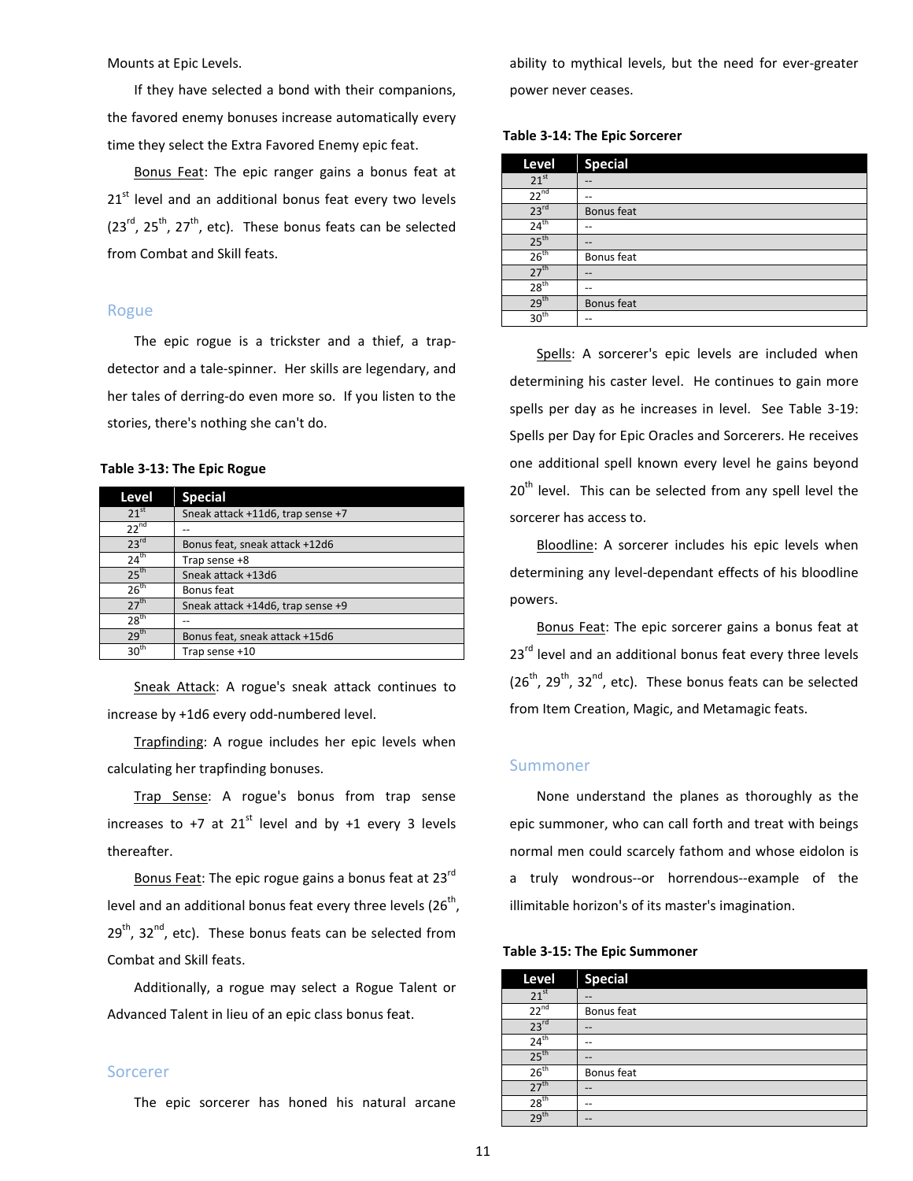Mounts at Epic Levels.

If they have selected a bond with their companions, the favored enemy bonuses increase automatically every time they select the Extra Favored Enemy epic feat.

Bonus Feat: The epic ranger gains a bonus feat at 21st level and an additional bonus feat every two levels (23rd, 25th, 27th, etc). These bonus feats can be selected from Combat and Skill feats.

## Rogue

The epic rogue is a trickster and a thief, a trap-detector and a tale-spinner. Her skills are legendary, and her tales of derring-do even more so. If you listen to the stories, there's nothing she can't do.

**Table 3-13: The Epic Rogue**

| Level | Special |
|---|---|
| 21st | Sneak attack +11d6, trap sense +7 |
| 22nd | -- |
| 23rd | Bonus feat, sneak attack +12d6 |
| 24th | Trap sense +8 |
| 25th | Sneak attack +13d6 |
| 26th | Bonus feat |
| 27th | Sneak attack +14d6, trap sense +9 |
| 28th | -- |
| 29th | Bonus feat, sneak attack +15d6 |
| 30th | Trap sense +10 |

Sneak Attack: A rogue's sneak attack continues to increase by +1d6 every odd-numbered level.

Trapfinding: A rogue includes her epic levels when calculating her trapfinding bonuses.

Trap Sense: A rogue's bonus from trap sense increases to +7 at 21st level and by +1 every 3 levels thereafter.

Bonus Feat: The epic rogue gains a bonus feat at 23rd level and an additional bonus feat every three levels (26th, 29th, 32nd, etc). These bonus feats can be selected from Combat and Skill feats.

Additionally, a rogue may select a Rogue Talent or Advanced Talent in lieu of an epic class bonus feat.

## Sorcerer

The epic sorcerer has honed his natural arcane ability to mythical levels, but the need for ever-greater power never ceases.

**Table 3-14: The Epic Sorcerer**

| Level | Special |
|---|---|
| 21st | -- |
| 22nd | -- |
| 23rd | Bonus feat |
| 24th | -- |
| 25th | -- |
| 26th | Bonus feat |
| 27th | -- |
| 28th | -- |
| 29th | Bonus feat |
| 30th | -- |

Spells: A sorcerer's epic levels are included when determining his caster level. He continues to gain more spells per day as he increases in level. See Table 3-19: Spells per Day for Epic Oracles and Sorcerers. He receives one additional spell known every level he gains beyond 20th level. This can be selected from any spell level the sorcerer has access to.

Bloodline: A sorcerer includes his epic levels when determining any level-dependant effects of his bloodline powers.

Bonus Feat: The epic sorcerer gains a bonus feat at 23rd level and an additional bonus feat every three levels (26th, 29th, 32nd, etc). These bonus feats can be selected from Item Creation, Magic, and Metamagic feats.

## Summoner

None understand the planes as thoroughly as the epic summoner, who can call forth and treat with beings normal men could scarcely fathom and whose eidolon is a truly wondrous--or horrendous--example of the illimitable horizon's of its master's imagination.

**Table 3-15: The Epic Summoner**

| Level | Special |
|---|---|
| 21st | -- |
| 22nd | Bonus feat |
| 23rd | -- |
| 24th | -- |
| 25th | -- |
| 26th | Bonus feat |
| 27th | -- |
| 28th | -- |
| 29th | -- |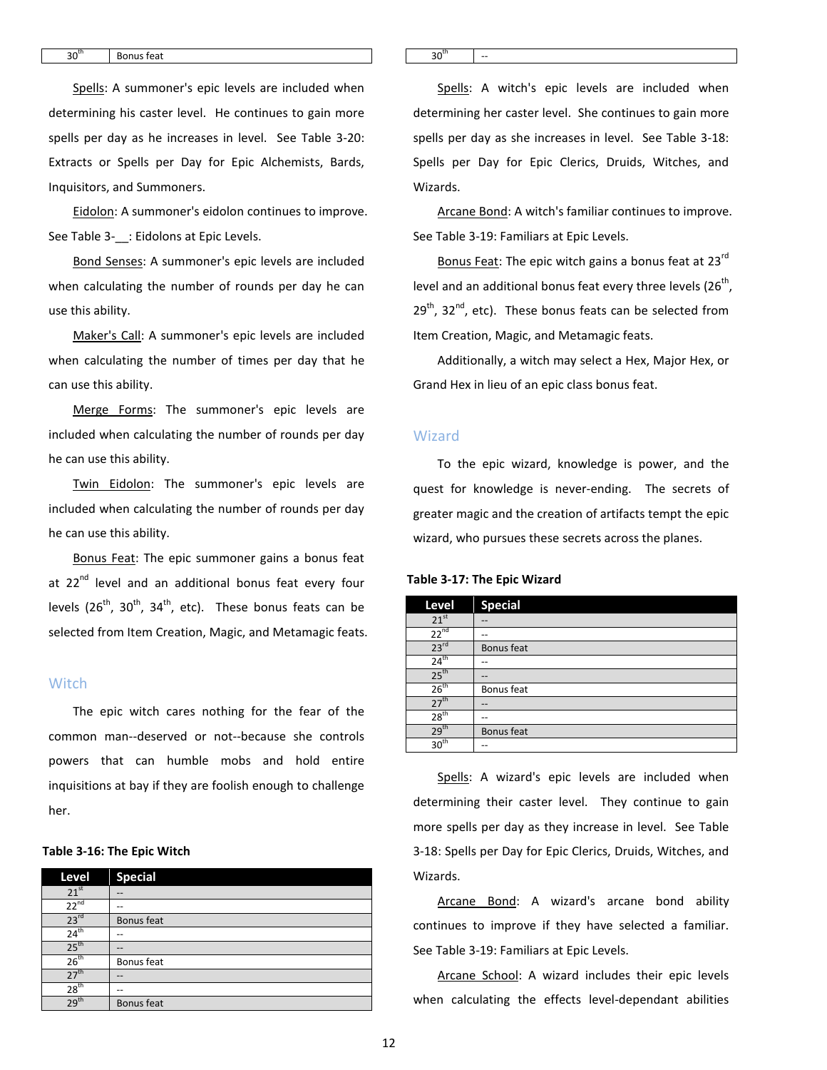| 30th | Bonus feat |
|---|---|

Spells: A summoner's epic levels are included when determining his caster level. He continues to gain more spells per day as he increases in level. See Table 3-20: Extracts or Spells per Day for Epic Alchemists, Bards, Inquisitors, and Summoners.

Eidolon: A summoner's eidolon continues to improve. See Table 3-__: Eidolons at Epic Levels.

Bond Senses: A summoner's epic levels are included when calculating the number of rounds per day he can use this ability.

Maker's Call: A summoner's epic levels are included when calculating the number of times per day that he can use this ability.

Merge Forms: The summoner's epic levels are included when calculating the number of rounds per day he can use this ability.

Twin Eidolon: The summoner's epic levels are included when calculating the number of rounds per day he can use this ability.

Bonus Feat: The epic summoner gains a bonus feat at 22nd level and an additional bonus feat every four levels (26th, 30th, 34th, etc). These bonus feats can be selected from Item Creation, Magic, and Metamagic feats.

## Witch

The epic witch cares nothing for the fear of the common man--deserved or not--because she controls powers that can humble mobs and hold entire inquisitions at bay if they are foolish enough to challenge her.

**Table 3-16: The Epic Witch**

| Level | Special |
|---|---|
| 21st | -- |
| 22nd | -- |
| 23rd | Bonus feat |
| 24th | -- |
| 25th | -- |
| 26th | Bonus feat |
| 27th | -- |
| 28th | -- |
| 29th | Bonus feat |
| 30th | -- |

Spells: A witch's epic levels are included when determining her caster level. She continues to gain more spells per day as she increases in level. See Table 3-18: Spells per Day for Epic Clerics, Druids, Witches, and Wizards.

Arcane Bond: A witch's familiar continues to improve. See Table 3-19: Familiars at Epic Levels.

Bonus Feat: The epic witch gains a bonus feat at 23rd level and an additional bonus feat every three levels (26th, 29th, 32nd, etc). These bonus feats can be selected from Item Creation, Magic, and Metamagic feats.

Additionally, a witch may select a Hex, Major Hex, or Grand Hex in lieu of an epic class bonus feat.

## Wizard

To the epic wizard, knowledge is power, and the quest for knowledge is never-ending. The secrets of greater magic and the creation of artifacts tempt the epic wizard, who pursues these secrets across the planes.

**Table 3-17: The Epic Wizard**

| Level | Special |
|---|---|
| 21st | -- |
| 22nd | -- |
| 23rd | Bonus feat |
| 24th | -- |
| 25th | -- |
| 26th | Bonus feat |
| 27th | -- |
| 28th | -- |
| 29th | Bonus feat |
| 30th | -- |

Spells: A wizard's epic levels are included when determining their caster level. They continue to gain more spells per day as they increase in level. See Table 3-18: Spells per Day for Epic Clerics, Druids, Witches, and Wizards.

Arcane Bond: A wizard's arcane bond ability continues to improve if they have selected a familiar. See Table 3-19: Familiars at Epic Levels.

Arcane School: A wizard includes their epic levels when calculating the effects level-dependant abilities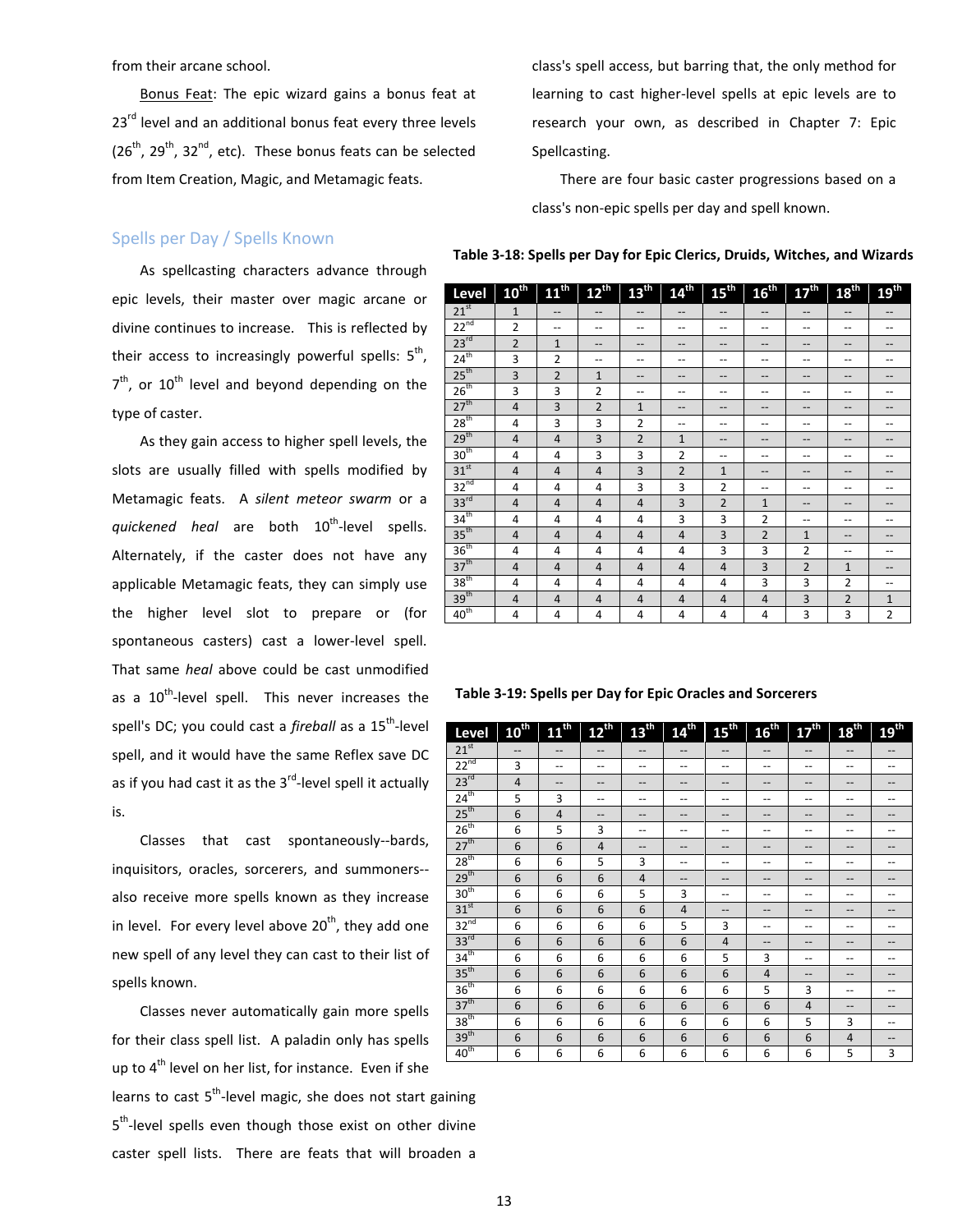from their arcane school.

Bonus Feat: The epic wizard gains a bonus feat at 23rd level and an additional bonus feat every three levels (26th, 29th, 32nd, etc). These bonus feats can be selected from Item Creation, Magic, and Metamagic feats.

## Spells per Day / Spells Known

As spellcasting characters advance through epic levels, their master over magic arcane or divine continues to increase. This is reflected by their access to increasingly powerful spells: 5th, 7th, or 10th level and beyond depending on the type of caster.

As they gain access to higher spell levels, the slots are usually filled with spells modified by Metamagic feats. A *silent meteor swarm* or a *quickened heal* are both 10th-level spells. Alternately, if the caster does not have any applicable Metamagic feats, they can simply use the higher level slot to prepare or (for spontaneous casters) cast a lower-level spell. That same *heal* above could be cast unmodified as a 10th-level spell. This never increases the spell's DC; you could cast a *fireball* as a 15th-level spell, and it would have the same Reflex save DC as if you had cast it as the 3rd-level spell it actually is.

Classes that cast spontaneously--bards, inquisitors, oracles, sorcerers, and summoners--also receive more spells known as they increase in level. For every level above 20th, they add one new spell of any level they can cast to their list of spells known.

Classes never automatically gain more spells for their class spell list. A paladin only has spells up to 4th level on her list, for instance. Even if she learns to cast 5th-level magic, she does not start gaining 5th-level spells even though those exist on other divine caster spell lists. There are feats that will broaden a class's spell access, but barring that, the only method for learning to cast higher-level spells at epic levels are to research your own, as described in Chapter 7: Epic Spellcasting.

There are four basic caster progressions based on a class's non-epic spells per day and spell known.

**Table 3-18: Spells per Day for Epic Clerics, Druids, Witches, and Wizards**

| Level | 10th | 11th | 12th | 13th | 14th | 15th | 16th | 17th | 18th | 19th |
|---|---|---|---|---|---|---|---|---|---|---|
| 21st | 1 | -- | -- | -- | -- | -- | -- | -- | -- | -- |
| 22nd | 2 | -- | -- | -- | -- | -- | -- | -- | -- | -- |
| 23rd | 2 | 1 | -- | -- | -- | -- | -- | -- | -- | -- |
| 24th | 3 | 2 | -- | -- | -- | -- | -- | -- | -- | -- |
| 25th | 3 | 2 | 1 | -- | -- | -- | -- | -- | -- | -- |
| 26th | 3 | 3 | 2 | -- | -- | -- | -- | -- | -- | -- |
| 27th | 4 | 3 | 2 | 1 | -- | -- | -- | -- | -- | -- |
| 28th | 4 | 3 | 3 | 2 | -- | -- | -- | -- | -- | -- |
| 29th | 4 | 4 | 3 | 2 | 1 | -- | -- | -- | -- | -- |
| 30th | 4 | 4 | 3 | 3 | 2 | -- | -- | -- | -- | -- |
| 31st | 4 | 4 | 4 | 3 | 2 | 1 | -- | -- | -- | -- |
| 32nd | 4 | 4 | 4 | 3 | 3 | 2 | -- | -- | -- | -- |
| 33rd | 4 | 4 | 4 | 4 | 3 | 2 | 1 | -- | -- | -- |
| 34th | 4 | 4 | 4 | 4 | 3 | 3 | 2 | -- | -- | -- |
| 35th | 4 | 4 | 4 | 4 | 4 | 3 | 2 | 1 | -- | -- |
| 36th | 4 | 4 | 4 | 4 | 4 | 3 | 3 | 2 | -- | -- |
| 37th | 4 | 4 | 4 | 4 | 4 | 4 | 3 | 2 | 1 | -- |
| 38th | 4 | 4 | 4 | 4 | 4 | 4 | 3 | 3 | 2 | -- |
| 39th | 4 | 4 | 4 | 4 | 4 | 4 | 4 | 3 | 2 | 1 |
| 40th | 4 | 4 | 4 | 4 | 4 | 4 | 4 | 3 | 3 | 2 |

**Table 3-19: Spells per Day for Epic Oracles and Sorcerers**

| Level | 10th | 11th | 12th | 13th | 14th | 15th | 16th | 17th | 18th | 19th |
|---|---|---|---|---|---|---|---|---|---|---|
| 21st | -- | -- | -- | -- | -- | -- | -- | -- | -- | -- |
| 22nd | 3 | -- | -- | -- | -- | -- | -- | -- | -- | -- |
| 23rd | 4 | -- | -- | -- | -- | -- | -- | -- | -- | -- |
| 24th | 5 | 3 | -- | -- | -- | -- | -- | -- | -- | -- |
| 25th | 6 | 4 | -- | -- | -- | -- | -- | -- | -- | -- |
| 26th | 6 | 5 | 3 | -- | -- | -- | -- | -- | -- | -- |
| 27th | 6 | 6 | 4 | -- | -- | -- | -- | -- | -- | -- |
| 28th | 6 | 6 | 5 | 3 | -- | -- | -- | -- | -- | -- |
| 29th | 6 | 6 | 6 | 4 | -- | -- | -- | -- | -- | -- |
| 30th | 6 | 6 | 6 | 5 | 3 | -- | -- | -- | -- | -- |
| 31st | 6 | 6 | 6 | 6 | 4 | -- | -- | -- | -- | -- |
| 32nd | 6 | 6 | 6 | 6 | 5 | 3 | -- | -- | -- | -- |
| 33rd | 6 | 6 | 6 | 6 | 6 | 4 | -- | -- | -- | -- |
| 34th | 6 | 6 | 6 | 6 | 6 | 5 | 3 | -- | -- | -- |
| 35th | 6 | 6 | 6 | 6 | 6 | 6 | 4 | -- | -- | -- |
| 36th | 6 | 6 | 6 | 6 | 6 | 6 | 5 | 3 | -- | -- |
| 37th | 6 | 6 | 6 | 6 | 6 | 6 | 6 | 4 | -- | -- |
| 38th | 6 | 6 | 6 | 6 | 6 | 6 | 6 | 5 | 3 | -- |
| 39th | 6 | 6 | 6 | 6 | 6 | 6 | 6 | 6 | 4 | -- |
| 40th | 6 | 6 | 6 | 6 | 6 | 6 | 6 | 6 | 5 | 3 |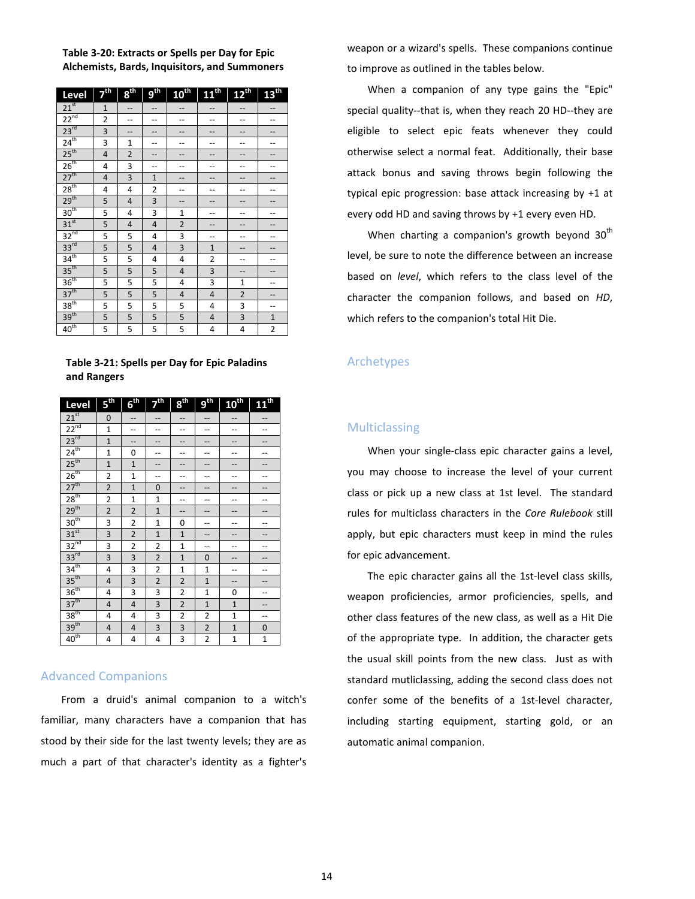**Table 3-20: Extracts or Spells per Day for Epic Alchemists, Bards, Inquisitors, and Summoners**

| Level | 7th | 8th | 9th | 10th | 11th | 12th | 13th |
|---|---|---|---|---|---|---|---|
| 21st | 1 | -- | -- | -- | -- | -- | -- |
| 22nd | 2 | -- | -- | -- | -- | -- | -- |
| 23rd | 3 | -- | -- | -- | -- | -- | -- |
| 24th | 3 | 1 | -- | -- | -- | -- | -- |
| 25th | 4 | 2 | -- | -- | -- | -- | -- |
| 26th | 4 | 3 | -- | -- | -- | -- | -- |
| 27th | 4 | 3 | 1 | -- | -- | -- | -- |
| 28th | 4 | 4 | 2 | -- | -- | -- | -- |
| 29th | 5 | 4 | 3 | -- | -- | -- | -- |
| 30th | 5 | 4 | 3 | 1 | -- | -- | -- |
| 31st | 5 | 4 | 4 | 2 | -- | -- | -- |
| 32nd | 5 | 5 | 4 | 3 | -- | -- | -- |
| 33rd | 5 | 5 | 4 | 3 | 1 | -- | -- |
| 34th | 5 | 5 | 4 | 4 | 2 | -- | -- |
| 35th | 5 | 5 | 5 | 4 | 3 | -- | -- |
| 36th | 5 | 5 | 5 | 4 | 3 | 1 | -- |
| 37th | 5 | 5 | 5 | 4 | 4 | 2 | -- |
| 38th | 5 | 5 | 5 | 5 | 4 | 3 | -- |
| 39th | 5 | 5 | 5 | 5 | 4 | 3 | 1 |
| 40th | 5 | 5 | 5 | 5 | 4 | 4 | 2 |

**Table 3-21: Spells per Day for Epic Paladins and Rangers**

| Level | 5th | 6th | 7th | 8th | 9th | 10th | 11th |
|---|---|---|---|---|---|---|---|
| 21st | 0 | -- | -- | -- | -- | -- | -- |
| 22nd | 1 | -- | -- | -- | -- | -- | -- |
| 23rd | 1 | -- | -- | -- | -- | -- | -- |
| 24th | 1 | 0 | -- | -- | -- | -- | -- |
| 25th | 1 | 1 | -- | -- | -- | -- | -- |
| 26th | 2 | 1 | -- | -- | -- | -- | -- |
| 27th | 2 | 1 | 0 | -- | -- | -- | -- |
| 28th | 2 | 1 | 1 | -- | -- | -- | -- |
| 29th | 2 | 2 | 1 | -- | -- | -- | -- |
| 30th | 3 | 2 | 1 | 0 | -- | -- | -- |
| 31st | 3 | 2 | 1 | 1 | -- | -- | -- |
| 32nd | 3 | 2 | 2 | 1 | -- | -- | -- |
| 33rd | 3 | 3 | 2 | 1 | 0 | -- | -- |
| 34th | 4 | 3 | 2 | 1 | 1 | -- | -- |
| 35th | 4 | 3 | 2 | 2 | 1 | -- | -- |
| 36th | 4 | 3 | 3 | 2 | 1 | 0 | -- |
| 37th | 4 | 4 | 3 | 2 | 1 | 1 | -- |
| 38th | 4 | 4 | 3 | 2 | 2 | 1 | -- |
| 39th | 4 | 4 | 3 | 3 | 2 | 1 | 0 |
| 40th | 4 | 4 | 4 | 3 | 2 | 1 | 1 |

## Advanced Companions

From a druid's animal companion to a witch's familiar, many characters have a companion that has stood by their side for the last twenty levels; they are as much a part of that character's identity as a fighter's weapon or a wizard's spells. These companions continue to improve as outlined in the tables below.

When a companion of any type gains the "Epic" special quality--that is, when they reach 20 HD--they are eligible to select epic feats whenever they could otherwise select a normal feat. Additionally, their base attack bonus and saving throws begin following the typical epic progression: base attack increasing by +1 at every odd HD and saving throws by +1 every even HD.

When charting a companion's growth beyond 30th level, be sure to note the difference between an increase based on *level*, which refers to the class level of the character the companion follows, and based on *HD*, which refers to the companion's total Hit Die.

## Archetypes

## Multiclassing

When your single-class epic character gains a level, you may choose to increase the level of your current class or pick up a new class at 1st level. The standard rules for multiclass characters in the *Core Rulebook* still apply, but epic characters must keep in mind the rules for epic advancement.

The epic character gains all the 1st-level class skills, weapon proficiencies, armor proficiencies, spells, and other class features of the new class, as well as a Hit Die of the appropriate type. In addition, the character gets the usual skill points from the new class. Just as with standard mutliclassing, adding the second class does not confer some of the benefits of a 1st-level character, including starting equipment, starting gold, or an automatic animal companion.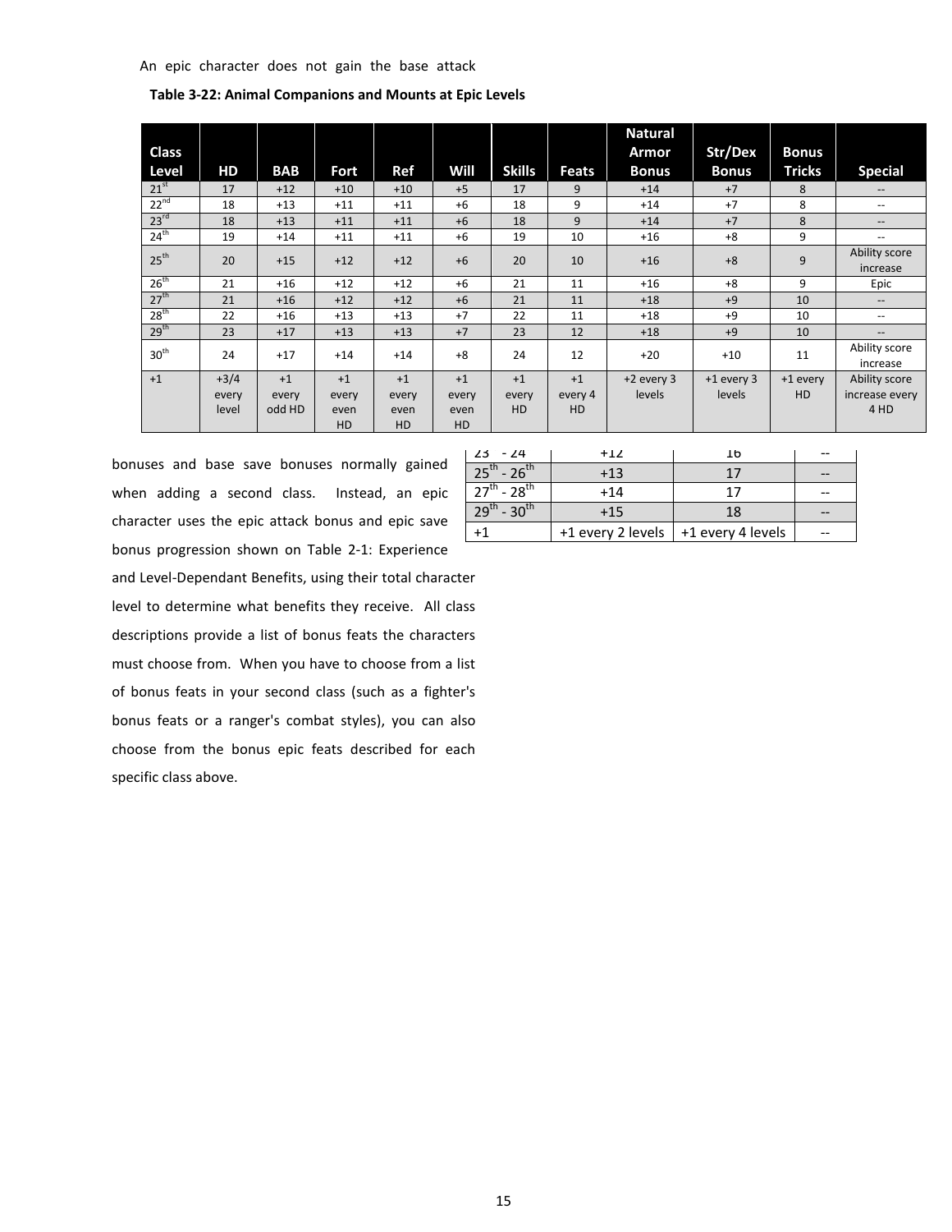An epic character does not gain the base attack

**Table 3-22: Animal Companions and Mounts at Epic Levels**

| Class Level | HD | BAB | Fort | Ref | Will | Skills | Feats | Natural Armor Bonus | Str/Dex Bonus | Bonus Tricks | Special |
|---|---|---|---|---|---|---|---|---|---|---|---|
| 21st | 17 | +12 | +10 | +10 | +5 | 17 | 9 | +14 | +7 | 8 | -- |
| 22nd | 18 | +13 | +11 | +11 | +6 | 18 | 9 | +14 | +7 | 8 | -- |
| 23rd | 18 | +13 | +11 | +11 | +6 | 18 | 9 | +14 | +7 | 8 | -- |
| 24th | 19 | +14 | +11 | +11 | +6 | 19 | 10 | +16 | +8 | 9 | -- |
| 25th | 20 | +15 | +12 | +12 | +6 | 20 | 10 | +16 | +8 | 9 | Ability score increase |
| 26th | 21 | +16 | +12 | +12 | +6 | 21 | 11 | +16 | +8 | 9 | Epic |
| 27th | 21 | +16 | +12 | +12 | +6 | 21 | 11 | +18 | +9 | 10 | -- |
| 28th | 22 | +16 | +13 | +13 | +7 | 22 | 11 | +18 | +9 | 10 | -- |
| 29th | 23 | +17 | +13 | +13 | +7 | 23 | 12 | +18 | +9 | 10 | -- |
| 30th | 24 | +17 | +14 | +14 | +8 | 24 | 12 | +20 | +10 | 11 | Ability score increase |
| +1 | +3/4 every level | +1 every odd HD | +1 every even HD | +1 every even HD | +1 every even HD | +1 every HD | +1 every 4 HD | +2 every 3 levels | +1 every 3 levels | +1 every HD | Ability score increase every 4 HD |

bonuses and base save bonuses normally gained when adding a second class. Instead, an epic character uses the epic attack bonus and epic save bonus progression shown on Table 2-1: Experience and Level-Dependant Benefits, using their total character level to determine what benefits they receive. All class descriptions provide a list of bonus feats the characters must choose from. When you have to choose from a list of bonus feats in your second class (such as a fighter's bonus feats or a ranger's combat styles), you can also choose from the bonus epic feats described for each specific class above.

| | | | |
|---|---|---|---|
| 23rd - 24th | +12 | 16 | -- |
| 25th - 26th | +13 | 17 | -- |
| 27th - 28th | +14 | 17 | -- |
| 29th - 30th | +15 | 18 | -- |
| +1 | +1 every 2 levels | +1 every 4 levels | -- |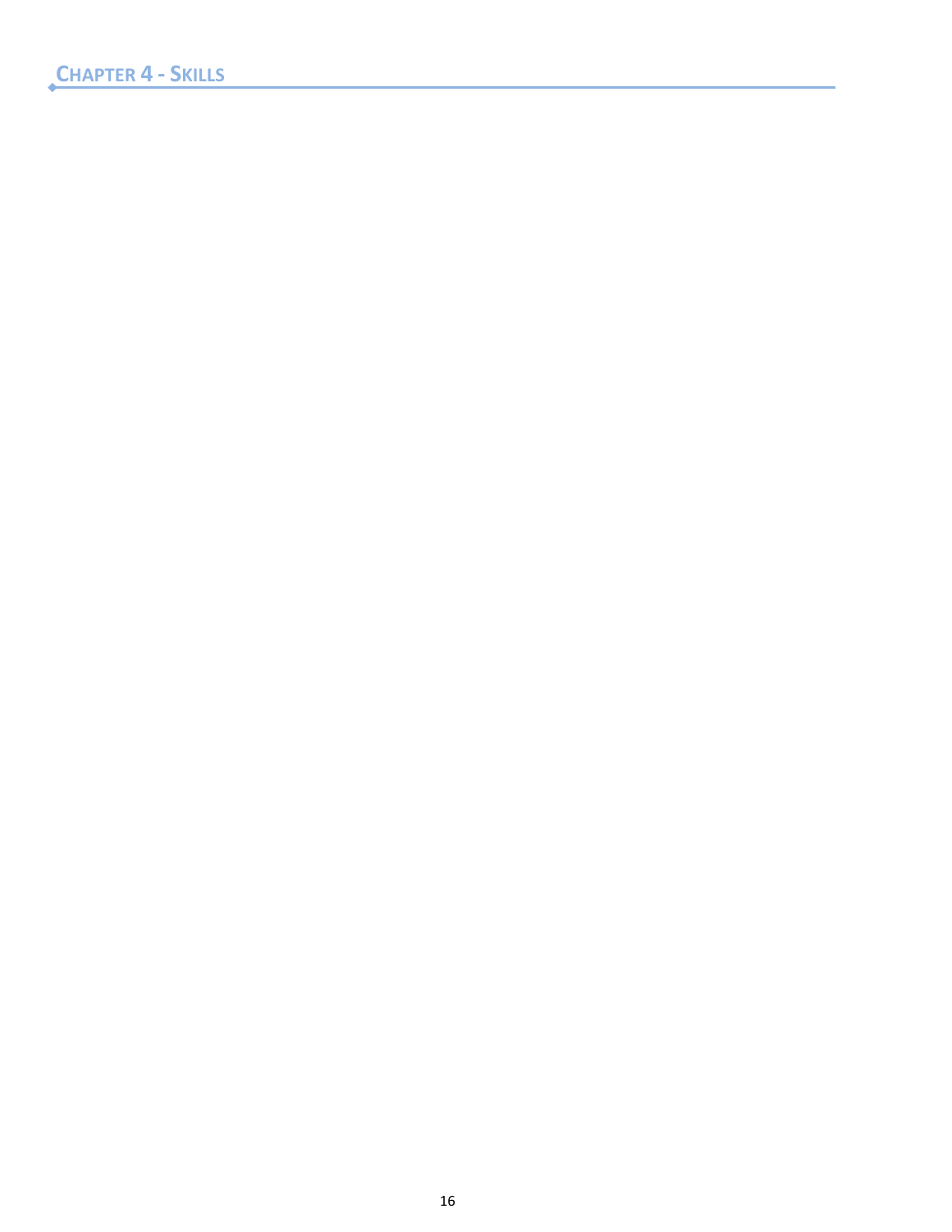# Chapter 4 - Skills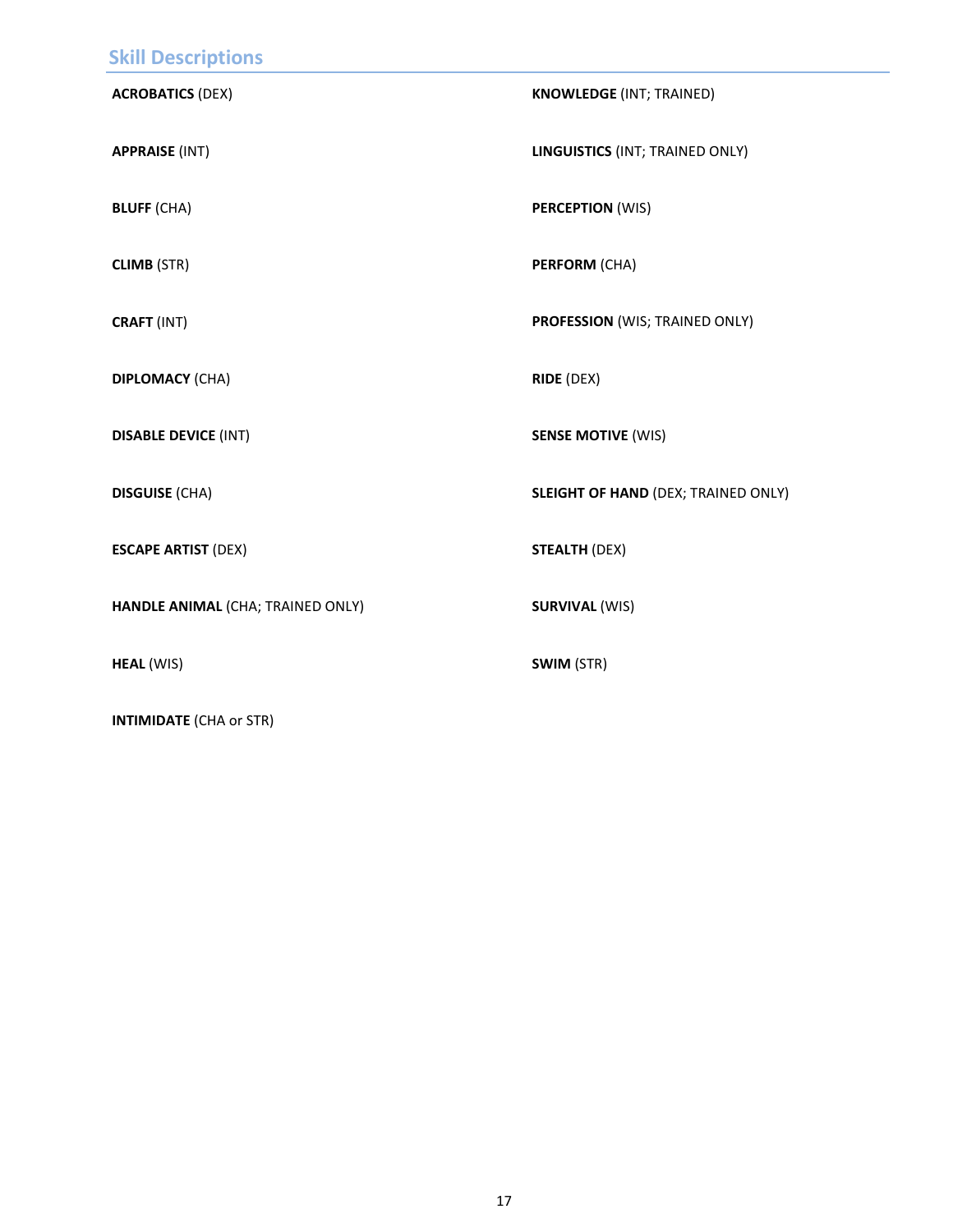## Skill Descriptions

**ACROBATICS** (DEX)

**APPRAISE** (INT)

**BLUFF** (CHA)

**CLIMB** (STR)

**CRAFT** (INT)

**DIPLOMACY** (CHA)

**DISABLE DEVICE** (INT)

**DISGUISE** (CHA)

**ESCAPE ARTIST** (DEX)

**HANDLE ANIMAL** (CHA; TRAINED ONLY)

**HEAL** (WIS)

**INTIMIDATE** (CHA or STR)

**KNOWLEDGE** (INT; TRAINED)

**LINGUISTICS** (INT; TRAINED ONLY)

**PERCEPTION** (WIS)

**PERFORM** (CHA)

**PROFESSION** (WIS; TRAINED ONLY)

**RIDE** (DEX)

**SENSE MOTIVE** (WIS)

**SLEIGHT OF HAND** (DEX; TRAINED ONLY)

**STEALTH** (DEX)

**SURVIVAL** (WIS)

**SWIM** (STR)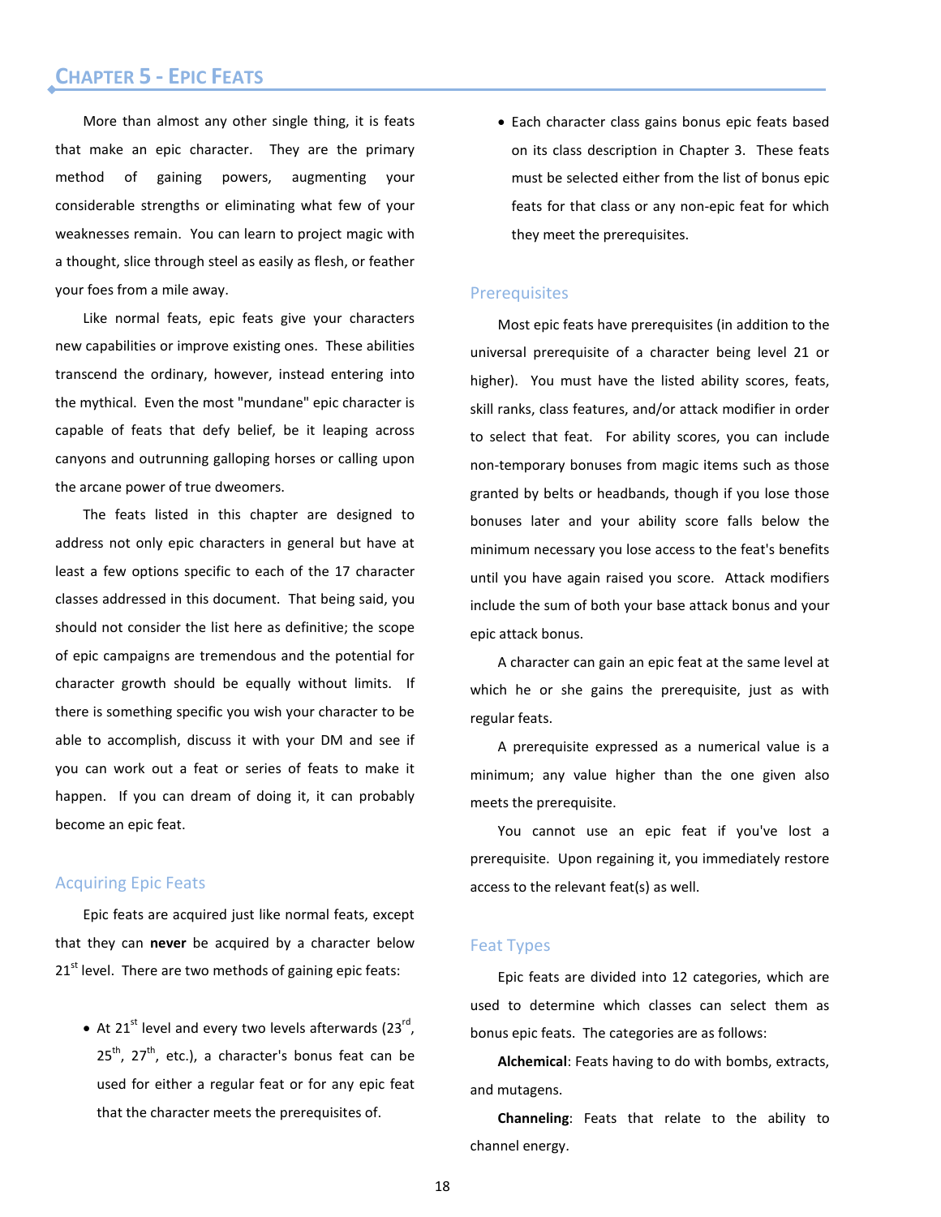# Chapter 5 - Epic Feats

More than almost any other single thing, it is feats that make an epic character. They are the primary method of gaining powers, augmenting your considerable strengths or eliminating what few of your weaknesses remain. You can learn to project magic with a thought, slice through steel as easily as flesh, or feather your foes from a mile away.

Like normal feats, epic feats give your characters new capabilities or improve existing ones. These abilities transcend the ordinary, however, instead entering into the mythical. Even the most "mundane" epic character is capable of feats that defy belief, be it leaping across canyons and outrunning galloping horses or calling upon the arcane power of true dweomers.

The feats listed in this chapter are designed to address not only epic characters in general but have at least a few options specific to each of the 17 character classes addressed in this document. That being said, you should not consider the list here as definitive; the scope of epic campaigns are tremendous and the potential for character growth should be equally without limits. If there is something specific you wish your character to be able to accomplish, discuss it with your DM and see if you can work out a feat or series of feats to make it happen. If you can dream of doing it, it can probably become an epic feat.

## Acquiring Epic Feats

Epic feats are acquired just like normal feats, except that they can **never** be acquired by a character below 21st level. There are two methods of gaining epic feats:

- At 21st level and every two levels afterwards (23rd, 25th, 27th, etc.), a character's bonus feat can be used for either a regular feat or for any epic feat that the character meets the prerequisites of.
- Each character class gains bonus epic feats based on its class description in Chapter 3. These feats must be selected either from the list of bonus epic feats for that class or any non-epic feat for which they meet the prerequisites.

## Prerequisites

Most epic feats have prerequisites (in addition to the universal prerequisite of a character being level 21 or higher). You must have the listed ability scores, feats, skill ranks, class features, and/or attack modifier in order to select that feat. For ability scores, you can include non-temporary bonuses from magic items such as those granted by belts or headbands, though if you lose those bonuses later and your ability score falls below the minimum necessary you lose access to the feat's benefits until you have again raised you score. Attack modifiers include the sum of both your base attack bonus and your epic attack bonus.

A character can gain an epic feat at the same level at which he or she gains the prerequisite, just as with regular feats.

A prerequisite expressed as a numerical value is a minimum; any value higher than the one given also meets the prerequisite.

You cannot use an epic feat if you've lost a prerequisite. Upon regaining it, you immediately restore access to the relevant feat(s) as well.

## Feat Types

Epic feats are divided into 12 categories, which are used to determine which classes can select them as bonus epic feats. The categories are as follows:

**Alchemical**: Feats having to do with bombs, extracts, and mutagens.

**Channeling**: Feats that relate to the ability to channel energy.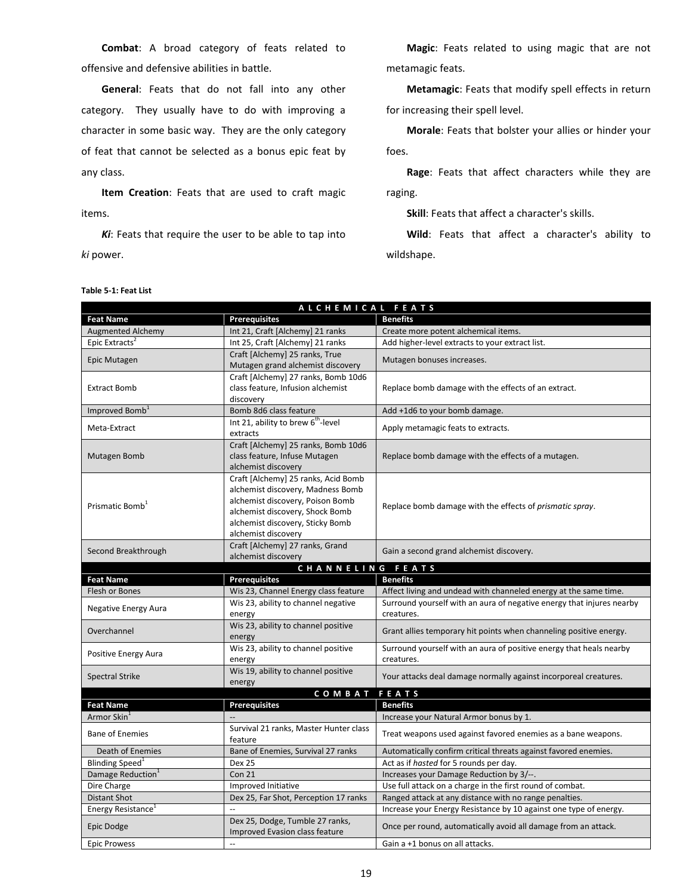**Combat**: A broad category of feats related to offensive and defensive abilities in battle.

**General**: Feats that do not fall into any other category. They usually have to do with improving a character in some basic way. They are the only category of feat that cannot be selected as a bonus epic feat by any class.

**Item Creation**: Feats that are used to craft magic items.

***Ki***: Feats that require the user to be able to tap into *ki* power.

**Magic**: Feats related to using magic that are not metamagic feats.

**Metamagic**: Feats that modify spell effects in return for increasing their spell level.

**Morale**: Feats that bolster your allies or hinder your foes.

**Rage**: Feats that affect characters while they are raging.

**Skill**: Feats that affect a character's skills.

**Wild**: Feats that affect a character's ability to wildshape.

**Table 5-1: Feat List**

| ALCHEMICAL FEATS | | |
|---|---|---|
| **Feat Name** | **Prerequisites** | **Benefits** |
| Augmented Alchemy | Int 21, Craft [Alchemy] 21 ranks | Create more potent alchemical items. |
| Epic Extracts[2] | Int 25, Craft [Alchemy] 21 ranks | Add higher-level extracts to your extract list. |
| Epic Mutagen | Craft [Alchemy] 25 ranks, True Mutagen grand alchemist discovery | Mutagen bonuses increases. |
| Extract Bomb | Craft [Alchemy] 27 ranks, Bomb 10d6 class feature, Infusion alchemist discovery | Replace bomb damage with the effects of an extract. |
| Improved Bomb[1] | Bomb 8d6 class feature | Add +1d6 to your bomb damage. |
| Meta-Extract | Int 21, ability to brew 6th-level extracts | Apply metamagic feats to extracts. |
| Mutagen Bomb | Craft [Alchemy] 25 ranks, Bomb 10d6 class feature, Infuse Mutagen alchemist discovery | Replace bomb damage with the effects of a mutagen. |
| Prismatic Bomb[1] | Craft [Alchemy] 25 ranks, Acid Bomb alchemist discovery, Madness Bomb alchemist discovery, Poison Bomb alchemist discovery, Shock Bomb alchemist discovery, Sticky Bomb alchemist discovery | Replace bomb damage with the effects of *prismatic spray*. |
| Second Breakthrough | Craft [Alchemy] 27 ranks, Grand alchemist discovery | Gain a second grand alchemist discovery. |
| **CHANNELING FEATS** | | |
| **Feat Name** | **Prerequisites** | **Benefits** |
| Flesh or Bones | Wis 23, Channel Energy class feature | Affect living and undead with channeled energy at the same time. |
| Negative Energy Aura | Wis 23, ability to channel negative energy | Surround yourself with an aura of negative energy that injures nearby creatures. |
| Overchannel | Wis 23, ability to channel positive energy | Grant allies temporary hit points when channeling positive energy. |
| Positive Energy Aura | Wis 23, ability to channel positive energy | Surround yourself with an aura of positive energy that heals nearby creatures. |
| Spectral Strike | Wis 19, ability to channel positive energy | Your attacks deal damage normally against incorporeal creatures. |
| **COMBAT FEATS** | | |
| **Feat Name** | **Prerequisites** | **Benefits** |
| Armor Skin[1] | -- | Increase your Natural Armor bonus by 1. |
| Bane of Enemies | Survival 21 ranks, Master Hunter class feature | Treat weapons used against favored enemies as a bane weapons. |
| Death of Enemies | Bane of Enemies, Survival 27 ranks | Automatically confirm critical threats against favored enemies. |
| Blinding Speed[1] | Dex 25 | Act as if *hasted* for 5 rounds per day. |
| Damage Reduction[1] | Con 21 | Increases your Damage Reduction by 3/--. |
| Dire Charge | Improved Initiative | Use full attack on a charge in the first round of combat. |
| Distant Shot | Dex 25, Far Shot, Perception 17 ranks | Ranged attack at any distance with no range penalties. |
| Energy Resistance[1] | -- | Increase your Energy Resistance by 10 against one type of energy. |
| Epic Dodge | Dex 25, Dodge, Tumble 27 ranks, Improved Evasion class feature | Once per round, automatically avoid all damage from an attack. |
| Epic Prowess | -- | Gain a +1 bonus on all attacks. |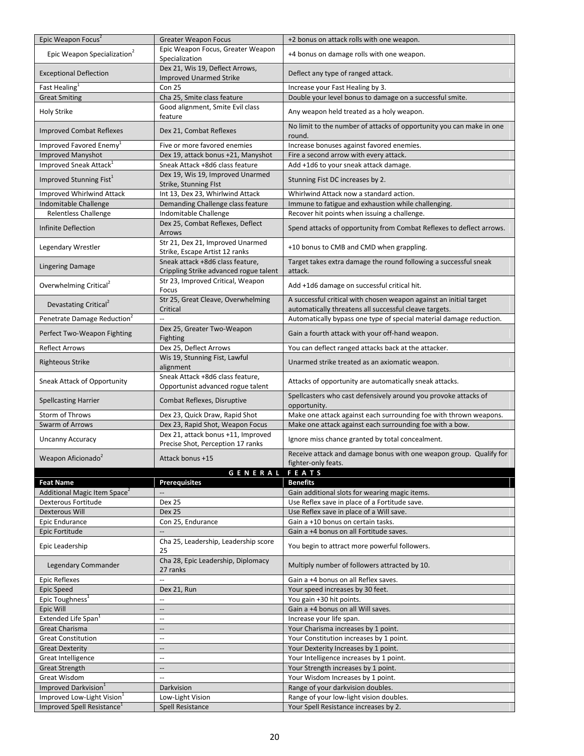| Feat Name | Prerequisites | Benefits |
|---|---|---|
| Epic Weapon Focus[2] | Greater Weapon Focus | +2 bonus on attack rolls with one weapon. |
| Epic Weapon Specialization[2] | Epic Weapon Focus, Greater Weapon Specialization | +4 bonus on damage rolls with one weapon. |
| Exceptional Deflection | Dex 21, Wis 19, Deflect Arrows, Improved Unarmed Strike | Deflect any type of ranged attack. |
| Fast Healing[1] | Con 25 | Increase your Fast Healing by 3. |
| Great Smiting | Cha 25, Smite class feature | Double your level bonus to damage on a successful smite. |
| Holy Strike | Good alignment, Smite Evil class feature | Any weapon held treated as a holy weapon. |
| Improved Combat Reflexes | Dex 21, Combat Reflexes | No limit to the number of attacks of opportunity you can make in one round. |
| Improved Favored Enemy[1] | Five or more favored enemies | Increase bonuses against favored enemies. |
| Improved Manyshot | Dex 19, attack bonus +21, Manyshot | Fire a second arrow with every attack. |
| Improved Sneak Attack[1] | Sneak Attack +8d6 class feature | Add +1d6 to your sneak attack damage. |
| Improved Stunning Fist[1] | Dex 19, Wis 19, Improved Unarmed Strike, Stunning FIst | Stunning Fist DC increases by 2. |
| Improved Whirlwind Attack | Int 13, Dex 23, Whirlwind Attack | Whirlwind Attack now a standard action. |
| Indomitable Challenge | Demanding Challenge class feature | Immune to fatigue and exhaustion while challenging. |
| Relentless Challenge | Indomitable Challenge | Recover hit points when issuing a challenge. |
| Infinite Deflection | Dex 25, Combat Reflexes, Deflect Arrows | Spend attacks of opportunity from Combat Reflexes to deflect arrows. |
| Legendary Wrestler | Str 21, Dex 21, Improved Unarmed Strike, Escape Artist 12 ranks | +10 bonus to CMB and CMD when grappling. |
| Lingering Damage | Sneak attack +8d6 class feature, Crippling Strike advanced rogue talent | Target takes extra damage the round following a successful sneak attack. |
| Overwhelming Critical[2] | Str 23, Improved Critical, Weapon Focus | Add +1d6 damage on successful critical hit. |
| Devastating Critical[2] | Str 25, Great Cleave, Overwhelming Critical | A successful critical with chosen weapon against an initial target automatically threatens all successful cleave targets. |
| Penetrate Damage Reduction[2] | -- | Automatically bypass one type of special material damage reduction. |
| Perfect Two-Weapon Fighting | Dex 25, Greater Two-Weapon Fighting | Gain a fourth attack with your off-hand weapon. |
| Reflect Arrows | Dex 25, Deflect Arrows | You can deflect ranged attacks back at the attacker. |
| Righteous Strike | Wis 19, Stunning Fist, Lawful alignment | Unarmed strike treated as an axiomatic weapon. |
| Sneak Attack of Opportunity | Sneak Attack +8d6 class feature, Opportunist advanced rogue talent | Attacks of opportunity are automatically sneak attacks. |
| Spellcasting Harrier | Combat Reflexes, Disruptive | Spellcasters who cast defensively around you provoke attacks of opportunity. |
| Storm of Throws | Dex 23, Quick Draw, Rapid Shot | Make one attack against each surrounding foe with thrown weapons. |
| Swarm of Arrows | Dex 23, Rapid Shot, Weapon Focus | Make one attack against each surrounding foe with a bow. |
| Uncanny Accuracy | Dex 21, attack bonus +11, Improved Precise Shot, Perception 17 ranks | Ignore miss chance granted by total concealment. |
| Weapon Aficionado[2] | Attack bonus +15 | Receive attack and damage bonus with one weapon group. Qualify for fighter-only feats. |

## GENERAL FEATS

| Feat Name | Prerequisites | Benefits |
|---|---|---|
| Additional Magic Item Space[2] | -- | Gain additional slots for wearing magic items. |
| Dexterous Fortitude | Dex 25 | Use Reflex save in place of a Fortitude save. |
| Dexterous Will | Dex 25 | Use Reflex save in place of a Will save. |
| Epic Endurance | Con 25, Endurance | Gain a +10 bonus on certain tasks. |
| Epic Fortitude | -- | Gain a +4 bonus on all Fortitude saves. |
| Epic Leadership | Cha 25, Leadership, Leadership score 25 | You begin to attract more powerful followers. |
| Legendary Commander | Cha 28, Epic Leadership, Diplomacy 27 ranks | Multiply number of followers attracted by 10. |
| Epic Reflexes | -- | Gain a +4 bonus on all Reflex saves. |
| Epic Speed | Dex 21, Run | Your speed increases by 30 feet. |
| Epic Toughness[1] | -- | You gain +30 hit points. |
| Epic Will | -- | Gain a +4 bonus on all Will saves. |
| Extended Life Span[1] | -- | Increase your life span. |
| Great Charisma | -- | Your Charisma increases by 1 point. |
| Great Constitution | -- | Your Constitution increases by 1 point. |
| Great Dexterity | -- | Your Dexterity Increases by 1 point. |
| Great Intelligence | -- | Your Intelligence increases by 1 point. |
| Great Strength | -- | Your Strength increases by 1 point. |
| Great Wisdom | -- | Your Wisdom Increases by 1 point. |
| Improved Darkvision[1] | Darkvision | Range of your darkvision doubles. |
| Improved Low-Light Vision[1] | Low-Light Vision | Range of your low-light vision doubles. |
| Improved Spell Resistance[1] | Spell Resistance | Your Spell Resistance increases by 2. |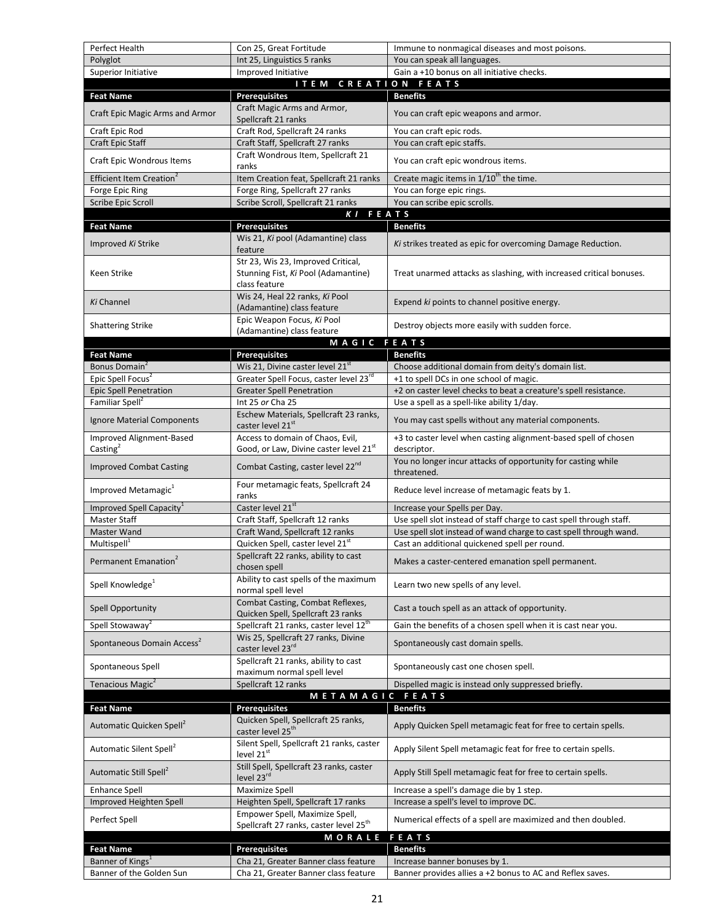| Feat Name | Prerequisites | Benefits |
|---|---|---|
| Perfect Health | Con 25, Great Fortitude | Immune to nonmagical diseases and most poisons. |
| Polyglot | Int 25, Linguistics 5 ranks | You can speak all languages. |
| Superior Initiative | Improved Initiative | Gain a +10 bonus on all initiative checks. |

**ITEM CREATION FEATS**

| Feat Name | Prerequisites | Benefits |
|---|---|---|
| Craft Epic Magic Arms and Armor | Craft Magic Arms and Armor, Spellcraft 21 ranks | You can craft epic weapons and armor. |
| Craft Epic Rod | Craft Rod, Spellcraft 24 ranks | You can craft epic rods. |
| Craft Epic Staff | Craft Staff, Spellcraft 27 ranks | You can craft epic staffs. |
| Craft Epic Wondrous Items | Craft Wondrous Item, Spellcraft 21 ranks | You can craft epic wondrous items. |
| Efficient Item Creation[2] | Item Creation feat, Spellcraft 21 ranks | Create magic items in 1/10th the time. |
| Forge Epic Ring | Forge Ring, Spellcraft 27 ranks | You can forge epic rings. |
| Scribe Epic Scroll | Scribe Scroll, Spellcraft 21 ranks | You can scribe epic scrolls. |

***KI* FEATS**

| Feat Name | Prerequisites | Benefits |
|---|---|---|
| Improved *Ki* Strike | Wis 21, *Ki* pool (Adamantine) class feature | *Ki* strikes treated as epic for overcoming Damage Reduction. |
| Keen Strike | Str 23, Wis 23, Improved Critical, Stunning Fist, *Ki* Pool (Adamantine) class feature | Treat unarmed attacks as slashing, with increased critical bonuses. |
| *Ki* Channel | Wis 24, Heal 22 ranks, *Ki* Pool (Adamantine) class feature | Expend *ki* points to channel positive energy. |
| Shattering Strike | Epic Weapon Focus, *Ki* Pool (Adamantine) class feature | Destroy objects more easily with sudden force. |

**MAGIC FEATS**

| Feat Name | Prerequisites | Benefits |
|---|---|---|
| Bonus Domain[2] | Wis 21, Divine caster level 21st | Choose additional domain from deity's domain list. |
| Epic Spell Focus[2] | Greater Spell Focus, caster level 23rd | +1 to spell DCs in one school of magic. |
| Epic Spell Penetration | Greater Spell Penetration | +2 on caster level checks to beat a creature's spell resistance. |
| Familiar Spell[2] | Int 25 *or* Cha 25 | Use a spell as a spell-like ability 1/day. |
| Ignore Material Components | Eschew Materials, Spellcraft 23 ranks, caster level 21st | You may cast spells without any material components. |
| Improved Alignment-Based Casting[2] | Access to domain of Chaos, Evil, Good, or Law, Divine caster level 21st | +3 to caster level when casting alignment-based spell of chosen descriptor. |
| Improved Combat Casting | Combat Casting, caster level 22nd | You no longer incur attacks of opportunity for casting while threatened. |
| Improved Metamagic[1] | Four metamagic feats, Spellcraft 24 ranks | Reduce level increase of metamagic feats by 1. |
| Improved Spell Capacity[1] | Caster level 21st | Increase your Spells per Day. |
| Master Staff | Craft Staff, Spellcraft 12 ranks | Use spell slot instead of staff charge to cast spell through staff. |
| Master Wand | Craft Wand, Spellcraft 12 ranks | Use spell slot instead of wand charge to cast spell through wand. |
| Multispell[1] | Quicken Spell, caster level 21st | Cast an additional quickened spell per round. |
| Permanent Emanation[2] | Spellcraft 22 ranks, ability to cast chosen spell | Makes a caster-centered emanation spell permanent. |
| Spell Knowledge[1] | Ability to cast spells of the maximum normal spell level | Learn two new spells of any level. |
| Spell Opportunity | Combat Casting, Combat Reflexes, Quicken Spell, Spellcraft 23 ranks | Cast a touch spell as an attack of opportunity. |
| Spell Stowaway[2] | Spellcraft 21 ranks, caster level 12th | Gain the benefits of a chosen spell when it is cast near you. |
| Spontaneous Domain Access[2] | Wis 25, Spellcraft 27 ranks, Divine caster level 23rd | Spontaneously cast domain spells. |
| Spontaneous Spell | Spellcraft 21 ranks, ability to cast maximum normal spell level | Spontaneously cast one chosen spell. |
| Tenacious Magic[2] | Spellcraft 12 ranks | Dispelled magic is instead only suppressed briefly. |

**METAMAGIC FEATS**

| Feat Name | Prerequisites | Benefits |
|---|---|---|
| Automatic Quicken Spell[2] | Quicken Spell, Spellcraft 25 ranks, caster level 25th | Apply Quicken Spell metamagic feat for free to certain spells. |
| Automatic Silent Spell[2] | Silent Spell, Spellcraft 21 ranks, caster level 21st | Apply Silent Spell metamagic feat for free to certain spells. |
| Automatic Still Spell[2] | Still Spell, Spellcraft 23 ranks, caster level 23rd | Apply Still Spell metamagic feat for free to certain spells. |
| Enhance Spell | Maximize Spell | Increase a spell's damage die by 1 step. |
| Improved Heighten Spell | Heighten Spell, Spellcraft 17 ranks | Increase a spell's level to improve DC. |
| Perfect Spell | Empower Spell, Maximize Spell, Spellcraft 27 ranks, caster level 25th | Numerical effects of a spell are maximized and then doubled. |

**MORALE FEATS**

| Feat Name | Prerequisites | Benefits |
|---|---|---|
| Banner of Kings[1] | Cha 21, Greater Banner class feature | Increase banner bonuses by 1. |
| Banner of the Golden Sun | Cha 21, Greater Banner class feature | Banner provides allies a +2 bonus to AC and Reflex saves. |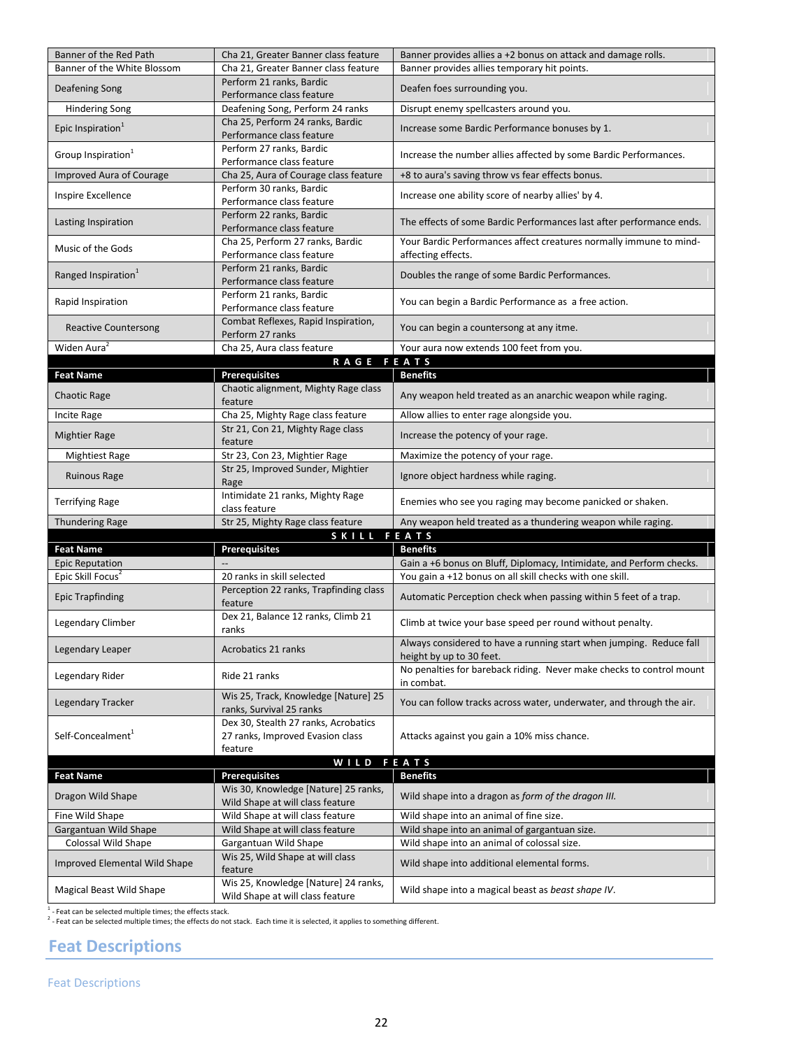| Feat Name | Prerequisites | Benefits |
|---|---|---|
| Banner of the Red Path | Cha 21, Greater Banner class feature | Banner provides allies a +2 bonus on attack and damage rolls. |
| Banner of the White Blossom | Cha 21, Greater Banner class feature | Banner provides allies temporary hit points. |
| Deafening Song | Perform 21 ranks, Bardic Performance class feature | Deafen foes surrounding you. |
| Hindering Song | Deafening Song, Perform 24 ranks | Disrupt enemy spellcasters around you. |
| Epic Inspiration[1] | Cha 25, Perform 24 ranks, Bardic Performance class feature | Increase some Bardic Performance bonuses by 1. |
| Group Inspiration[1] | Perform 27 ranks, Bardic Performance class feature | Increase the number allies affected by some Bardic Performances. |
| Improved Aura of Courage | Cha 25, Aura of Courage class feature | +8 to aura's saving throw vs fear effects bonus. |
| Inspire Excellence | Perform 30 ranks, Bardic Performance class feature | Increase one ability score of nearby allies' by 4. |
| Lasting Inspiration | Perform 22 ranks, Bardic Performance class feature | The effects of some Bardic Performances last after performance ends. |
| Music of the Gods | Cha 25, Perform 27 ranks, Bardic Performance class feature | Your Bardic Performances affect creatures normally immune to mind-affecting effects. |
| Ranged Inspiration[1] | Perform 21 ranks, Bardic Performance class feature | Doubles the range of some Bardic Performances. |
| Rapid Inspiration | Perform 21 ranks, Bardic Performance class feature | You can begin a Bardic Performance as a free action. |
| Reactive Countersong | Combat Reflexes, Rapid Inspiration, Perform 27 ranks | You can begin a countersong at any itme. |
| Widen Aura[2] | Cha 25, Aura class feature | Your aura now extends 100 feet from you. |

**RAGE FEATS**

| Feat Name | Prerequisites | Benefits |
|---|---|---|
| Chaotic Rage | Chaotic alignment, Mighty Rage class feature | Any weapon held treated as an anarchic weapon while raging. |
| Incite Rage | Cha 25, Mighty Rage class feature | Allow allies to enter rage alongside you. |
| Mightier Rage | Str 21, Con 21, Mighty Rage class feature | Increase the potency of your rage. |
| Mightiest Rage | Str 23, Con 23, Mightier Rage | Maximize the potency of your rage. |
| Ruinous Rage | Str 25, Improved Sunder, Mightier Rage | Ignore object hardness while raging. |
| Terrifying Rage | Intimidate 21 ranks, Mighty Rage class feature | Enemies who see you raging may become panicked or shaken. |
| Thundering Rage | Str 25, Mighty Rage class feature | Any weapon held treated as a thundering weapon while raging. |

**SKILL FEATS**

| Feat Name | Prerequisites | Benefits |
|---|---|---|
| Epic Reputation | -- | Gain a +6 bonus on Bluff, Diplomacy, Intimidate, and Perform checks. |
| Epic Skill Focus[2] | 20 ranks in skill selected | You gain a +12 bonus on all skill checks with one skill. |
| Epic Trapfinding | Perception 22 ranks, Trapfinding class feature | Automatic Perception check when passing within 5 feet of a trap. |
| Legendary Climber | Dex 21, Balance 12 ranks, Climb 21 ranks | Climb at twice your base speed per round without penalty. |
| Legendary Leaper | Acrobatics 21 ranks | Always considered to have a running start when jumping. Reduce fall height by up to 30 feet. |
| Legendary Rider | Ride 21 ranks | No penalties for bareback riding. Never make checks to control mount in combat. |
| Legendary Tracker | Wis 25, Track, Knowledge [Nature] 25 ranks, Survival 25 ranks | You can follow tracks across water, underwater, and through the air. |
| Self-Concealment[1] | Dex 30, Stealth 27 ranks, Acrobatics 27 ranks, Improved Evasion class feature | Attacks against you gain a 10% miss chance. |

**WILD FEATS**

| Feat Name | Prerequisites | Benefits |
|---|---|---|
| Dragon Wild Shape | Wis 30, Knowledge [Nature] 25 ranks, Wild Shape at will class feature | Wild shape into a dragon as *form of the dragon III.* |
| Fine Wild Shape | Wild Shape at will class feature | Wild shape into an animal of fine size. |
| Gargantuan Wild Shape | Wild Shape at will class feature | Wild shape into an animal of gargantuan size. |
| Colossal Wild Shape | Gargantuan Wild Shape | Wild shape into an animal of colossal size. |
| Improved Elemental Wild Shape | Wis 25, Wild Shape at will class feature | Wild shape into additional elemental forms. |
| Magical Beast Wild Shape | Wis 25, Knowledge [Nature] 24 ranks, Wild Shape at will class feature | Wild shape into a magical beast as *beast shape IV*. |

[1] - Feat can be selected multiple times; the effects stack.
[2] - Feat can be selected multiple times; the effects do not stack. Each time it is selected, it applies to something different.

## Feat Descriptions

Feat Descriptions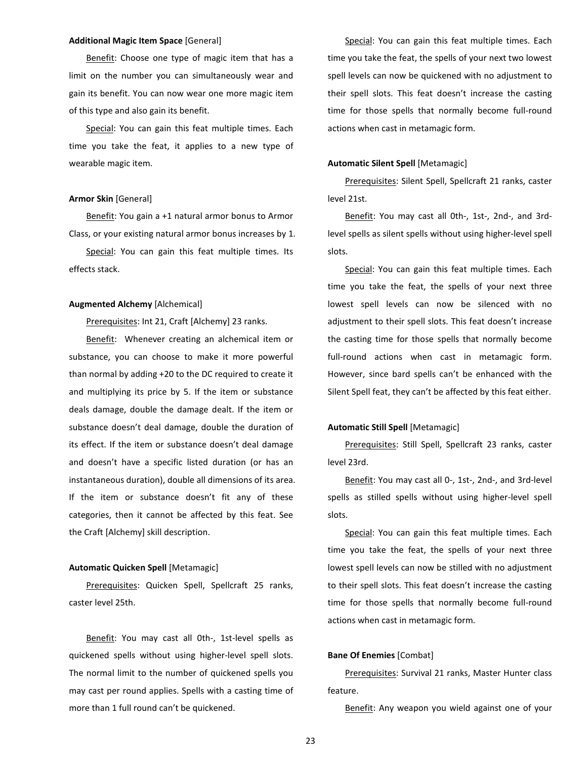**Additional Magic Item Space** [General]

Benefit: Choose one type of magic item that has a limit on the number you can simultaneously wear and gain its benefit. You can now wear one more magic item of this type and also gain its benefit.

Special: You can gain this feat multiple times. Each time you take the feat, it applies to a new type of wearable magic item.

**Armor Skin** [General]

Benefit: You gain a +1 natural armor bonus to Armor Class, or your existing natural armor bonus increases by 1.

Special: You can gain this feat multiple times. Its effects stack.

**Augmented Alchemy** [Alchemical]

Prerequisites: Int 21, Craft [Alchemy] 23 ranks.

Benefit: Whenever creating an alchemical item or substance, you can choose to make it more powerful than normal by adding +20 to the DC required to create it and multiplying its price by 5. If the item or substance deals damage, double the damage dealt. If the item or substance doesn't deal damage, double the duration of its effect. If the item or substance doesn't deal damage and doesn't have a specific listed duration (or has an instantaneous duration), double all dimensions of its area. If the item or substance doesn't fit any of these categories, then it cannot be affected by this feat. See the Craft [Alchemy] skill description.

**Automatic Quicken Spell** [Metamagic]

Prerequisites: Quicken Spell, Spellcraft 25 ranks, caster level 25th.

Benefit: You may cast all 0th-, 1st-level spells as quickened spells without using higher-level spell slots. The normal limit to the number of quickened spells you may cast per round applies. Spells with a casting time of more than 1 full round can't be quickened.

Special: You can gain this feat multiple times. Each time you take the feat, the spells of your next two lowest spell levels can now be quickened with no adjustment to their spell slots. This feat doesn't increase the casting time for those spells that normally become full-round actions when cast in metamagic form.

**Automatic Silent Spell** [Metamagic]

Prerequisites: Silent Spell, Spellcraft 21 ranks, caster level 21st.

Benefit: You may cast all 0th-, 1st-, 2nd-, and 3rd-level spells as silent spells without using higher-level spell slots.

Special: You can gain this feat multiple times. Each time you take the feat, the spells of your next three lowest spell levels can now be silenced with no adjustment to their spell slots. This feat doesn't increase the casting time for those spells that normally become full-round actions when cast in metamagic form. However, since bard spells can't be enhanced with the Silent Spell feat, they can't be affected by this feat either.

**Automatic Still Spell** [Metamagic]

Prerequisites: Still Spell, Spellcraft 23 ranks, caster level 23rd.

Benefit: You may cast all 0-, 1st-, 2nd-, and 3rd-level spells as stilled spells without using higher-level spell slots.

Special: You can gain this feat multiple times. Each time you take the feat, the spells of your next three lowest spell levels can now be stilled with no adjustment to their spell slots. This feat doesn't increase the casting time for those spells that normally become full-round actions when cast in metamagic form.

**Bane Of Enemies** [Combat]

Prerequisites: Survival 21 ranks, Master Hunter class feature.

Benefit: Any weapon you wield against one of your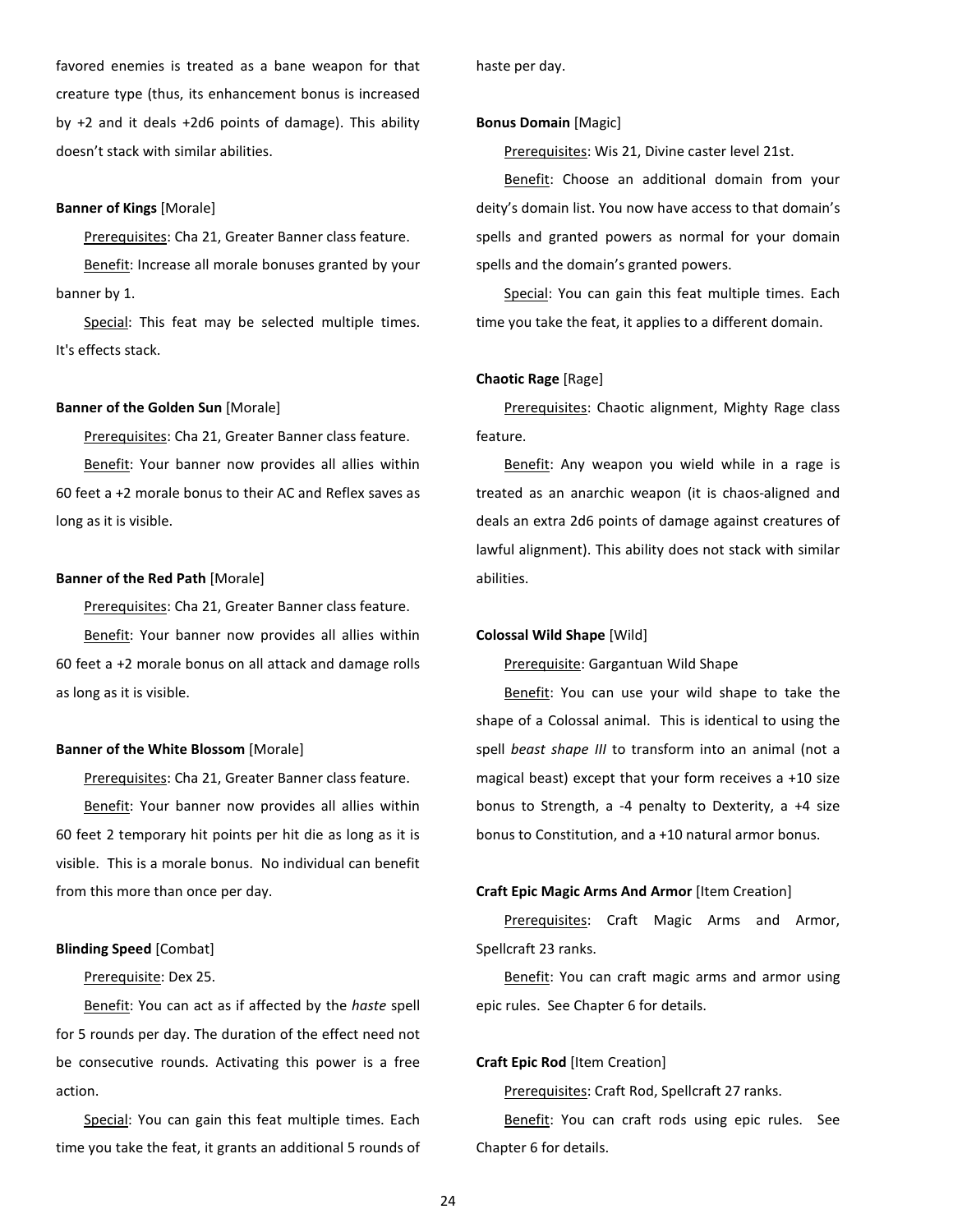favored enemies is treated as a bane weapon for that creature type (thus, its enhancement bonus is increased by +2 and it deals +2d6 points of damage). This ability doesn't stack with similar abilities.

**Banner of Kings** [Morale]

Prerequisites: Cha 21, Greater Banner class feature.

Benefit: Increase all morale bonuses granted by your banner by 1.

Special: This feat may be selected multiple times. It's effects stack.

**Banner of the Golden Sun** [Morale]

Prerequisites: Cha 21, Greater Banner class feature.

Benefit: Your banner now provides all allies within 60 feet a +2 morale bonus to their AC and Reflex saves as long as it is visible.

**Banner of the Red Path** [Morale]

Prerequisites: Cha 21, Greater Banner class feature.

Benefit: Your banner now provides all allies within 60 feet a +2 morale bonus on all attack and damage rolls as long as it is visible.

**Banner of the White Blossom** [Morale]

Prerequisites: Cha 21, Greater Banner class feature.

Benefit: Your banner now provides all allies within 60 feet 2 temporary hit points per hit die as long as it is visible. This is a morale bonus. No individual can benefit from this more than once per day.

**Blinding Speed** [Combat]

Prerequisite: Dex 25.

Benefit: You can act as if affected by the *haste* spell for 5 rounds per day. The duration of the effect need not be consecutive rounds. Activating this power is a free action.

Special: You can gain this feat multiple times. Each time you take the feat, it grants an additional 5 rounds of haste per day.

**Bonus Domain** [Magic]

Prerequisites: Wis 21, Divine caster level 21st.

Benefit: Choose an additional domain from your deity's domain list. You now have access to that domain's spells and granted powers as normal for your domain spells and the domain's granted powers.

Special: You can gain this feat multiple times. Each time you take the feat, it applies to a different domain.

**Chaotic Rage** [Rage]

Prerequisites: Chaotic alignment, Mighty Rage class feature.

Benefit: Any weapon you wield while in a rage is treated as an anarchic weapon (it is chaos-aligned and deals an extra 2d6 points of damage against creatures of lawful alignment). This ability does not stack with similar abilities.

**Colossal Wild Shape** [Wild]

Prerequisite: Gargantuan Wild Shape

Benefit: You can use your wild shape to take the shape of a Colossal animal. This is identical to using the spell *beast shape III* to transform into an animal (not a magical beast) except that your form receives a +10 size bonus to Strength, a -4 penalty to Dexterity, a +4 size bonus to Constitution, and a +10 natural armor bonus.

**Craft Epic Magic Arms And Armor** [Item Creation]

Prerequisites: Craft Magic Arms and Armor, Spellcraft 23 ranks.

Benefit: You can craft magic arms and armor using epic rules. See Chapter 6 for details.

**Craft Epic Rod** [Item Creation]

Prerequisites: Craft Rod, Spellcraft 27 ranks.

Benefit: You can craft rods using epic rules. See Chapter 6 for details.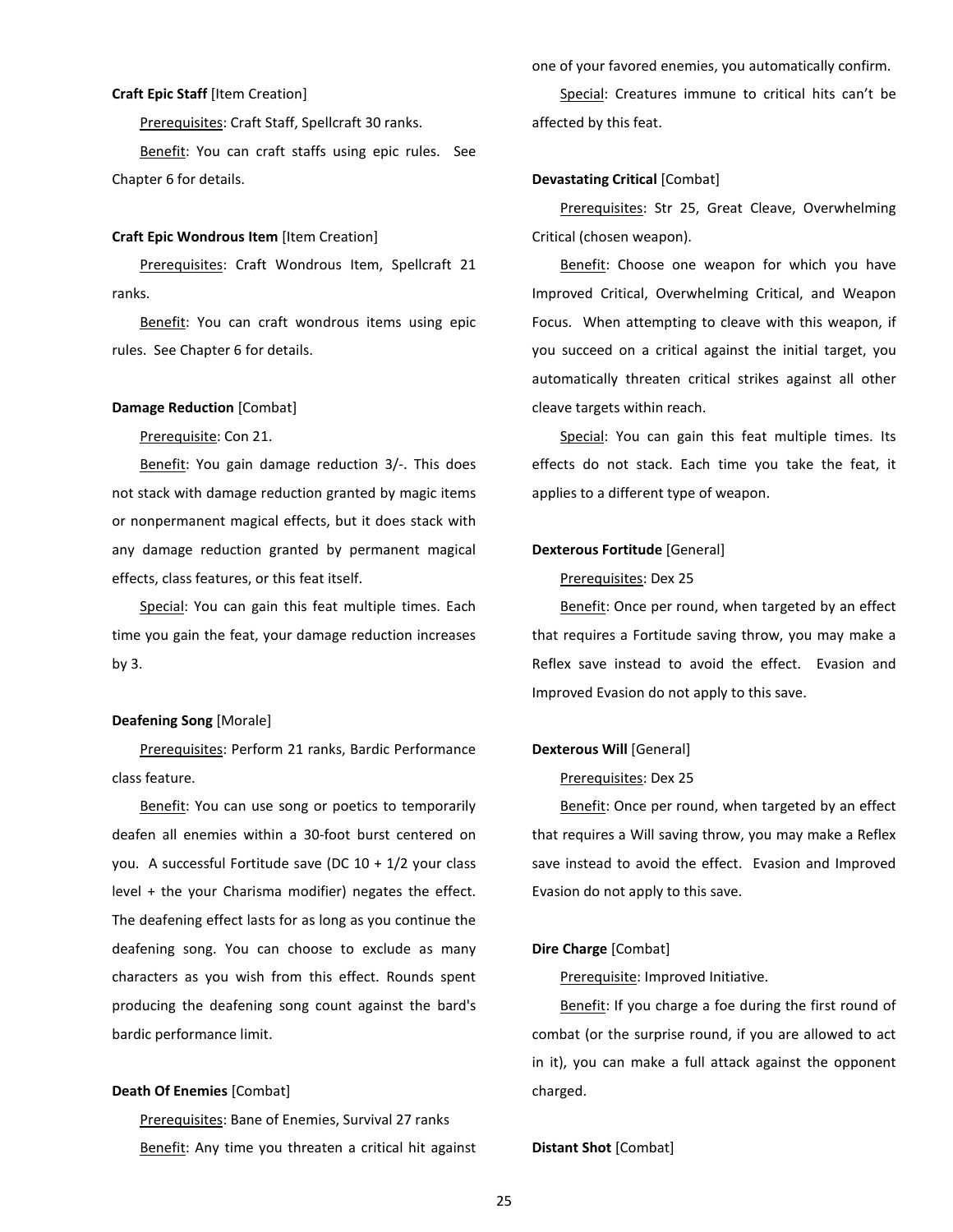**Craft Epic Staff** [Item Creation]

Prerequisites: Craft Staff, Spellcraft 30 ranks.

Benefit: You can craft staffs using epic rules. See Chapter 6 for details.

**Craft Epic Wondrous Item** [Item Creation]

Prerequisites: Craft Wondrous Item, Spellcraft 21 ranks.

Benefit: You can craft wondrous items using epic rules. See Chapter 6 for details.

**Damage Reduction** [Combat]

Prerequisite: Con 21.

Benefit: You gain damage reduction 3/-. This does not stack with damage reduction granted by magic items or nonpermanent magical effects, but it does stack with any damage reduction granted by permanent magical effects, class features, or this feat itself.

Special: You can gain this feat multiple times. Each time you gain the feat, your damage reduction increases by 3.

**Deafening Song** [Morale]

Prerequisites: Perform 21 ranks, Bardic Performance class feature.

Benefit: You can use song or poetics to temporarily deafen all enemies within a 30-foot burst centered on you. A successful Fortitude save (DC 10 + 1/2 your class level + the your Charisma modifier) negates the effect. The deafening effect lasts for as long as you continue the deafening song. You can choose to exclude as many characters as you wish from this effect. Rounds spent producing the deafening song count against the bard's bardic performance limit.

**Death Of Enemies** [Combat]

Prerequisites: Bane of Enemies, Survival 27 ranks

Benefit: Any time you threaten a critical hit against one of your favored enemies, you automatically confirm.

Special: Creatures immune to critical hits can't be affected by this feat.

**Devastating Critical** [Combat]

Prerequisites: Str 25, Great Cleave, Overwhelming Critical (chosen weapon).

Benefit: Choose one weapon for which you have Improved Critical, Overwhelming Critical, and Weapon Focus. When attempting to cleave with this weapon, if you succeed on a critical against the initial target, you automatically threaten critical strikes against all other cleave targets within reach.

Special: You can gain this feat multiple times. Its effects do not stack. Each time you take the feat, it applies to a different type of weapon.

**Dexterous Fortitude** [General]

Prerequisites: Dex 25

Benefit: Once per round, when targeted by an effect that requires a Fortitude saving throw, you may make a Reflex save instead to avoid the effect. Evasion and Improved Evasion do not apply to this save.

**Dexterous Will** [General]

Prerequisites: Dex 25

Benefit: Once per round, when targeted by an effect that requires a Will saving throw, you may make a Reflex save instead to avoid the effect. Evasion and Improved Evasion do not apply to this save.

**Dire Charge** [Combat]

Prerequisite: Improved Initiative.

Benefit: If you charge a foe during the first round of combat (or the surprise round, if you are allowed to act in it), you can make a full attack against the opponent charged.

**Distant Shot** [Combat]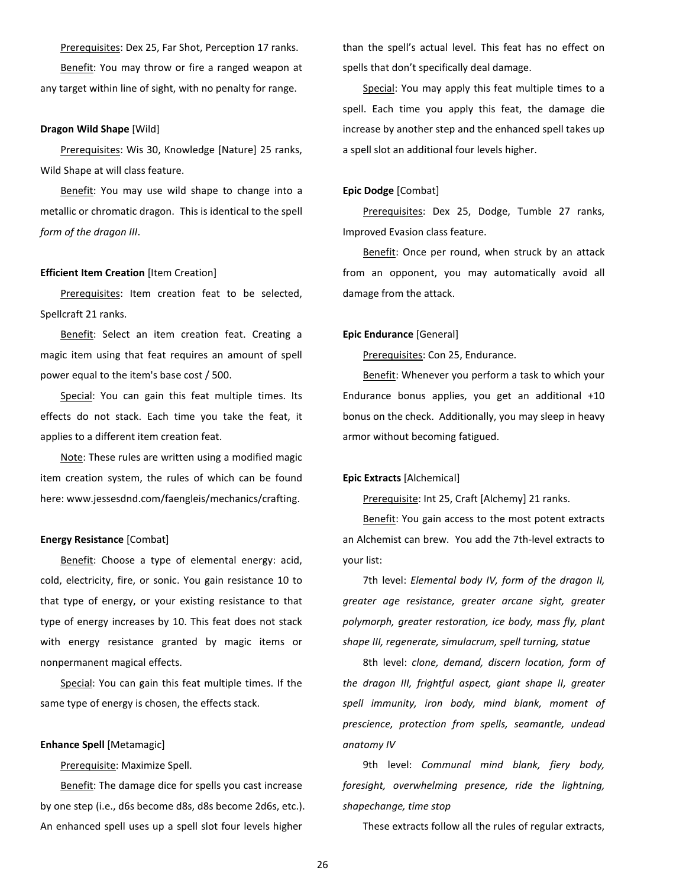Prerequisites: Dex 25, Far Shot, Perception 17 ranks.

Benefit: You may throw or fire a ranged weapon at any target within line of sight, with no penalty for range.

**Dragon Wild Shape** [Wild]

Prerequisites: Wis 30, Knowledge [Nature] 25 ranks, Wild Shape at will class feature.

Benefit: You may use wild shape to change into a metallic or chromatic dragon. This is identical to the spell *form of the dragon III*.

**Efficient Item Creation** [Item Creation]

Prerequisites: Item creation feat to be selected, Spellcraft 21 ranks.

Benefit: Select an item creation feat. Creating a magic item using that feat requires an amount of spell power equal to the item's base cost / 500.

Special: You can gain this feat multiple times. Its effects do not stack. Each time you take the feat, it applies to a different item creation feat.

Note: These rules are written using a modified magic item creation system, the rules of which can be found here: www.jessesdnd.com/faengleis/mechanics/crafting.

**Energy Resistance** [Combat]

Benefit: Choose a type of elemental energy: acid, cold, electricity, fire, or sonic. You gain resistance 10 to that type of energy, or your existing resistance to that type of energy increases by 10. This feat does not stack with energy resistance granted by magic items or nonpermanent magical effects.

Special: You can gain this feat multiple times. If the same type of energy is chosen, the effects stack.

**Enhance Spell** [Metamagic]

Prerequisite: Maximize Spell.

Benefit: The damage dice for spells you cast increase by one step (i.e., d6s become d8s, d8s become 2d6s, etc.). An enhanced spell uses up a spell slot four levels higher than the spell's actual level. This feat has no effect on spells that don't specifically deal damage.

Special: You may apply this feat multiple times to a spell. Each time you apply this feat, the damage die increase by another step and the enhanced spell takes up a spell slot an additional four levels higher.

**Epic Dodge** [Combat]

Prerequisites: Dex 25, Dodge, Tumble 27 ranks, Improved Evasion class feature.

Benefit: Once per round, when struck by an attack from an opponent, you may automatically avoid all damage from the attack.

**Epic Endurance** [General]

Prerequisites: Con 25, Endurance.

Benefit: Whenever you perform a task to which your Endurance bonus applies, you get an additional +10 bonus on the check. Additionally, you may sleep in heavy armor without becoming fatigued.

**Epic Extracts** [Alchemical]

Prerequisite: Int 25, Craft [Alchemy] 21 ranks.

Benefit: You gain access to the most potent extracts an Alchemist can brew. You add the 7th-level extracts to your list:

7th level: *Elemental body IV, form of the dragon II, greater age resistance, greater arcane sight, greater polymorph, greater restoration, ice body, mass fly, plant shape III, regenerate, simulacrum, spell turning, statue*

8th level: *clone, demand, discern location, form of the dragon III, frightful aspect, giant shape II, greater spell immunity, iron body, mind blank, moment of prescience, protection from spells, seamantle, undead anatomy IV*

9th level: *Communal mind blank, fiery body, foresight, overwhelming presence, ride the lightning, shapechange, time stop*

These extracts follow all the rules of regular extracts,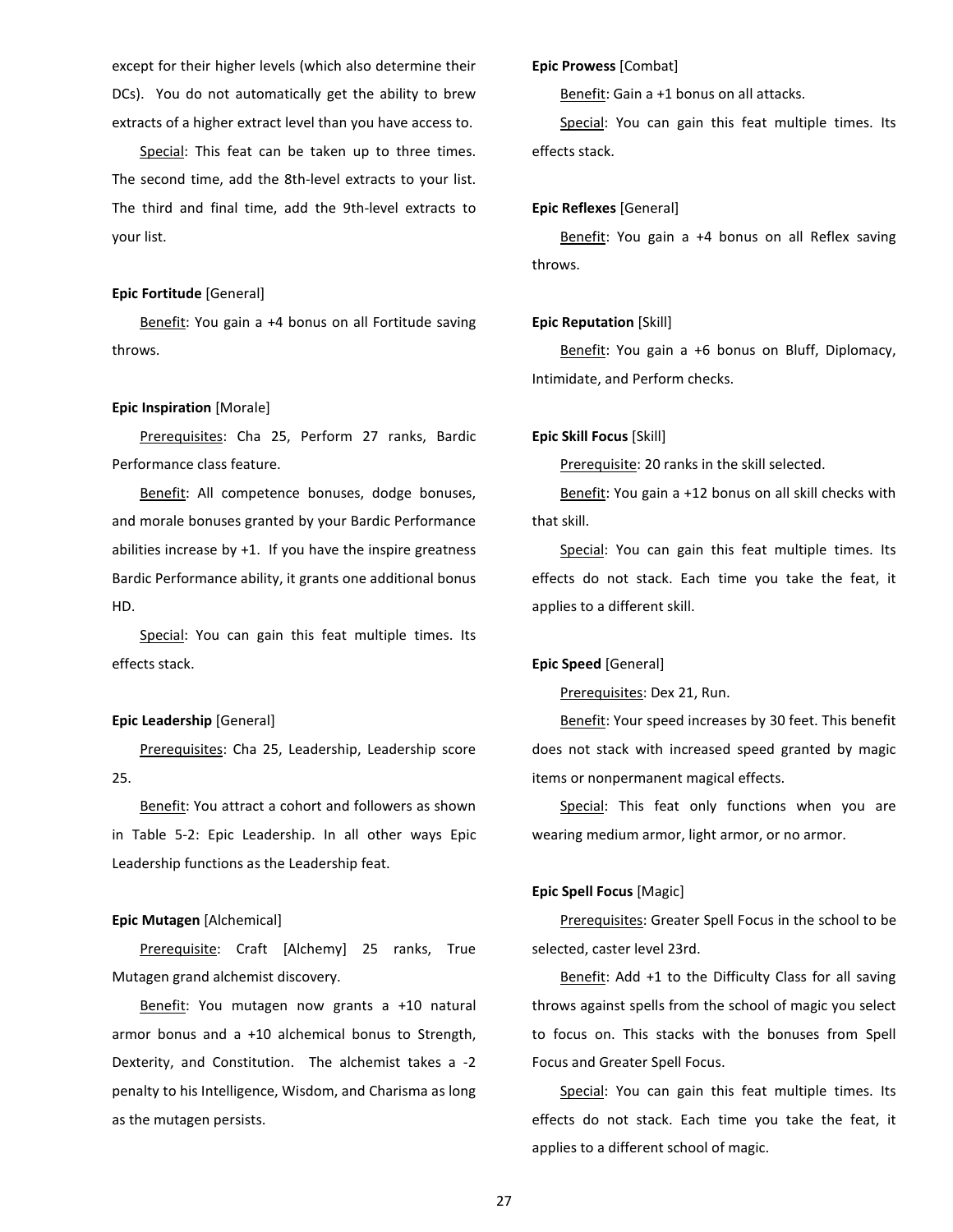except for their higher levels (which also determine their DCs). You do not automatically get the ability to brew extracts of a higher extract level than you have access to.

Special: This feat can be taken up to three times. The second time, add the 8th-level extracts to your list. The third and final time, add the 9th-level extracts to your list.

**Epic Fortitude** [General]

Benefit: You gain a +4 bonus on all Fortitude saving throws.

**Epic Inspiration** [Morale]

Prerequisites: Cha 25, Perform 27 ranks, Bardic Performance class feature.

Benefit: All competence bonuses, dodge bonuses, and morale bonuses granted by your Bardic Performance abilities increase by +1. If you have the inspire greatness Bardic Performance ability, it grants one additional bonus HD.

Special: You can gain this feat multiple times. Its effects stack.

**Epic Leadership** [General]

Prerequisites: Cha 25, Leadership, Leadership score 25.

Benefit: You attract a cohort and followers as shown in Table 5-2: Epic Leadership. In all other ways Epic Leadership functions as the Leadership feat.

**Epic Mutagen** [Alchemical]

Prerequisite: Craft [Alchemy] 25 ranks, True Mutagen grand alchemist discovery.

Benefit: You mutagen now grants a +10 natural armor bonus and a +10 alchemical bonus to Strength, Dexterity, and Constitution. The alchemist takes a -2 penalty to his Intelligence, Wisdom, and Charisma as long as the mutagen persists.

**Epic Prowess** [Combat]

Benefit: Gain a +1 bonus on all attacks.

Special: You can gain this feat multiple times. Its effects stack.

**Epic Reflexes** [General]

Benefit: You gain a +4 bonus on all Reflex saving throws.

**Epic Reputation** [Skill]

Benefit: You gain a +6 bonus on Bluff, Diplomacy, Intimidate, and Perform checks.

**Epic Skill Focus** [Skill]

Prerequisite: 20 ranks in the skill selected.

Benefit: You gain a +12 bonus on all skill checks with that skill.

Special: You can gain this feat multiple times. Its effects do not stack. Each time you take the feat, it applies to a different skill.

**Epic Speed** [General]

Prerequisites: Dex 21, Run.

Benefit: Your speed increases by 30 feet. This benefit does not stack with increased speed granted by magic items or nonpermanent magical effects.

Special: This feat only functions when you are wearing medium armor, light armor, or no armor.

**Epic Spell Focus** [Magic]

Prerequisites: Greater Spell Focus in the school to be selected, caster level 23rd.

Benefit: Add +1 to the Difficulty Class for all saving throws against spells from the school of magic you select to focus on. This stacks with the bonuses from Spell Focus and Greater Spell Focus.

Special: You can gain this feat multiple times. Its effects do not stack. Each time you take the feat, it applies to a different school of magic.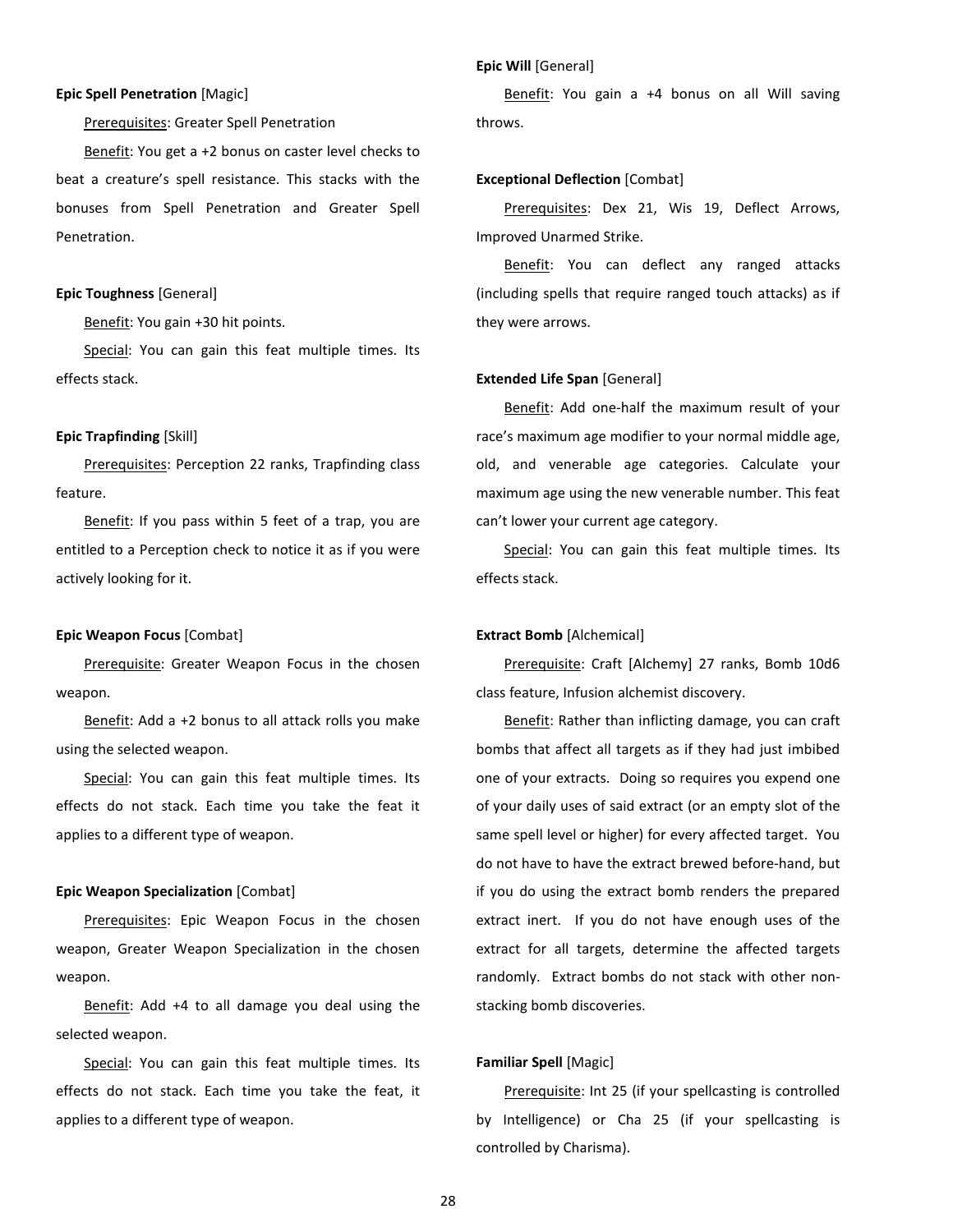**Epic Spell Penetration** [Magic]

Prerequisites: Greater Spell Penetration

Benefit: You get a +2 bonus on caster level checks to beat a creature's spell resistance. This stacks with the bonuses from Spell Penetration and Greater Spell Penetration.

**Epic Toughness** [General]

Benefit: You gain +30 hit points.

Special: You can gain this feat multiple times. Its effects stack.

**Epic Trapfinding** [Skill]

Prerequisites: Perception 22 ranks, Trapfinding class feature.

Benefit: If you pass within 5 feet of a trap, you are entitled to a Perception check to notice it as if you were actively looking for it.

**Epic Weapon Focus** [Combat]

Prerequisite: Greater Weapon Focus in the chosen weapon.

Benefit: Add a +2 bonus to all attack rolls you make using the selected weapon.

Special: You can gain this feat multiple times. Its effects do not stack. Each time you take the feat it applies to a different type of weapon.

**Epic Weapon Specialization** [Combat]

Prerequisites: Epic Weapon Focus in the chosen weapon, Greater Weapon Specialization in the chosen weapon.

Benefit: Add +4 to all damage you deal using the selected weapon.

Special: You can gain this feat multiple times. Its effects do not stack. Each time you take the feat, it applies to a different type of weapon.

**Epic Will** [General]

Benefit: You gain a +4 bonus on all Will saving throws.

**Exceptional Deflection** [Combat]

Prerequisites: Dex 21, Wis 19, Deflect Arrows, Improved Unarmed Strike.

Benefit: You can deflect any ranged attacks (including spells that require ranged touch attacks) as if they were arrows.

**Extended Life Span** [General]

Benefit: Add one-half the maximum result of your race's maximum age modifier to your normal middle age, old, and venerable age categories. Calculate your maximum age using the new venerable number. This feat can't lower your current age category.

Special: You can gain this feat multiple times. Its effects stack.

**Extract Bomb** [Alchemical]

Prerequisite: Craft [Alchemy] 27 ranks, Bomb 10d6 class feature, Infusion alchemist discovery.

Benefit: Rather than inflicting damage, you can craft bombs that affect all targets as if they had just imbibed one of your extracts. Doing so requires you expend one of your daily uses of said extract (or an empty slot of the same spell level or higher) for every affected target. You do not have to have the extract brewed before-hand, but if you do using the extract bomb renders the prepared extract inert. If you do not have enough uses of the extract for all targets, determine the affected targets randomly. Extract bombs do not stack with other non-stacking bomb discoveries.

**Familiar Spell** [Magic]

Prerequisite: Int 25 (if your spellcasting is controlled by Intelligence) or Cha 25 (if your spellcasting is controlled by Charisma).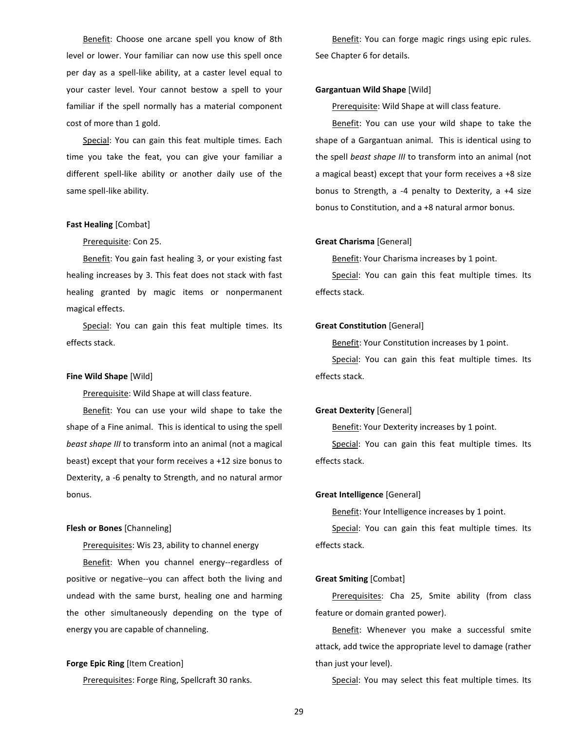Benefit: Choose one arcane spell you know of 8th level or lower. Your familiar can now use this spell once per day as a spell-like ability, at a caster level equal to your caster level. Your cannot bestow a spell to your familiar if the spell normally has a material component cost of more than 1 gold.

Special: You can gain this feat multiple times. Each time you take the feat, you can give your familiar a different spell-like ability or another daily use of the same spell-like ability.

**Fast Healing** [Combat]

Prerequisite: Con 25.

Benefit: You gain fast healing 3, or your existing fast healing increases by 3. This feat does not stack with fast healing granted by magic items or nonpermanent magical effects.

Special: You can gain this feat multiple times. Its effects stack.

**Fine Wild Shape** [Wild]

Prerequisite: Wild Shape at will class feature.

Benefit: You can use your wild shape to take the shape of a Fine animal. This is identical to using the spell *beast shape III* to transform into an animal (not a magical beast) except that your form receives a +12 size bonus to Dexterity, a -6 penalty to Strength, and no natural armor bonus.

**Flesh or Bones** [Channeling]

Prerequisites: Wis 23, ability to channel energy

Benefit: When you channel energy--regardless of positive or negative--you can affect both the living and undead with the same burst, healing one and harming the other simultaneously depending on the type of energy you are capable of channeling.

**Forge Epic Ring** [Item Creation]

Prerequisites: Forge Ring, Spellcraft 30 ranks.

Benefit: You can forge magic rings using epic rules. See Chapter 6 for details.

**Gargantuan Wild Shape** [Wild]

Prerequisite: Wild Shape at will class feature.

Benefit: You can use your wild shape to take the shape of a Gargantuan animal. This is identical using to the spell *beast shape III* to transform into an animal (not a magical beast) except that your form receives a +8 size bonus to Strength, a -4 penalty to Dexterity, a +4 size bonus to Constitution, and a +8 natural armor bonus.

**Great Charisma** [General]

Benefit: Your Charisma increases by 1 point.

Special: You can gain this feat multiple times. Its effects stack.

**Great Constitution** [General]

Benefit: Your Constitution increases by 1 point.

Special: You can gain this feat multiple times. Its effects stack.

**Great Dexterity** [General]

Benefit: Your Dexterity increases by 1 point.

Special: You can gain this feat multiple times. Its effects stack.

**Great Intelligence** [General]

Benefit: Your Intelligence increases by 1 point.

Special: You can gain this feat multiple times. Its effects stack.

**Great Smiting** [Combat]

Prerequisites: Cha 25, Smite ability (from class feature or domain granted power).

Benefit: Whenever you make a successful smite attack, add twice the appropriate level to damage (rather than just your level).

Special: You may select this feat multiple times. Its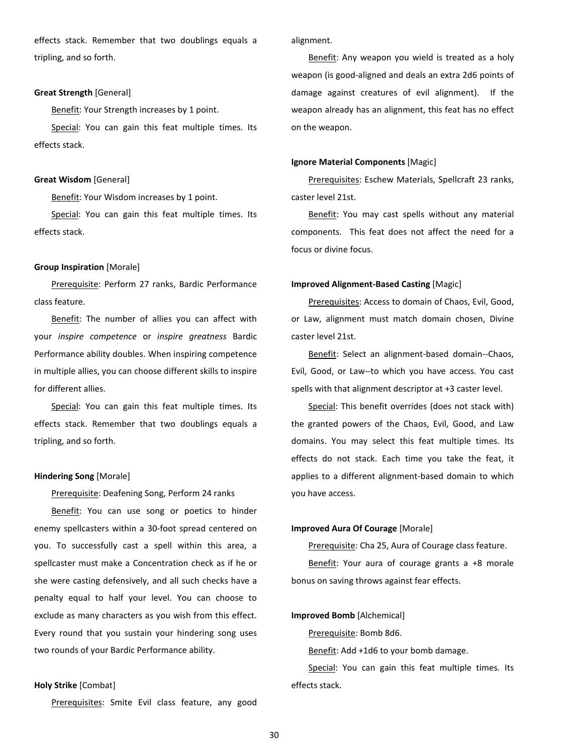effects stack. Remember that two doublings equals a tripling, and so forth.

**Great Strength** [General]

Benefit: Your Strength increases by 1 point.

Special: You can gain this feat multiple times. Its effects stack.

**Great Wisdom** [General]

Benefit: Your Wisdom increases by 1 point.

Special: You can gain this feat multiple times. Its effects stack.

**Group Inspiration** [Morale]

Prerequisite: Perform 27 ranks, Bardic Performance class feature.

Benefit: The number of allies you can affect with your *inspire competence* or *inspire greatness* Bardic Performance ability doubles. When inspiring competence in multiple allies, you can choose different skills to inspire for different allies.

Special: You can gain this feat multiple times. Its effects stack. Remember that two doublings equals a tripling, and so forth.

**Hindering Song** [Morale]

Prerequisite: Deafening Song, Perform 24 ranks

Benefit: You can use song or poetics to hinder enemy spellcasters within a 30-foot spread centered on you. To successfully cast a spell within this area, a spellcaster must make a Concentration check as if he or she were casting defensively, and all such checks have a penalty equal to half your level. You can choose to exclude as many characters as you wish from this effect. Every round that you sustain your hindering song uses two rounds of your Bardic Performance ability.

**Holy Strike** [Combat]

Prerequisites: Smite Evil class feature, any good alignment.

Benefit: Any weapon you wield is treated as a holy weapon (is good-aligned and deals an extra 2d6 points of damage against creatures of evil alignment). If the weapon already has an alignment, this feat has no effect on the weapon.

**Ignore Material Components** [Magic]

Prerequisites: Eschew Materials, Spellcraft 23 ranks, caster level 21st.

Benefit: You may cast spells without any material components. This feat does not affect the need for a focus or divine focus.

**Improved Alignment-Based Casting** [Magic]

Prerequisites: Access to domain of Chaos, Evil, Good, or Law, alignment must match domain chosen, Divine caster level 21st.

Benefit: Select an alignment-based domain--Chaos, Evil, Good, or Law--to which you have access. You cast spells with that alignment descriptor at +3 caster level.

Special: This benefit overrides (does not stack with) the granted powers of the Chaos, Evil, Good, and Law domains. You may select this feat multiple times. Its effects do not stack. Each time you take the feat, it applies to a different alignment-based domain to which you have access.

**Improved Aura Of Courage** [Morale]

Prerequisite: Cha 25, Aura of Courage class feature.

Benefit: Your aura of courage grants a +8 morale bonus on saving throws against fear effects.

**Improved Bomb** [Alchemical]

Prerequisite: Bomb 8d6.

Benefit: Add +1d6 to your bomb damage.

Special: You can gain this feat multiple times. Its effects stack.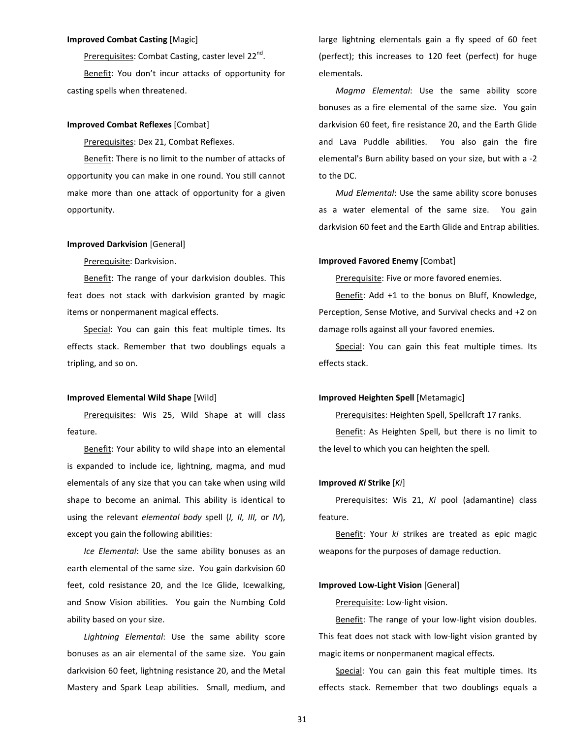**Improved Combat Casting** [Magic]

Prerequisites: Combat Casting, caster level 22nd.

Benefit: You don't incur attacks of opportunity for casting spells when threatened.

**Improved Combat Reflexes** [Combat]

Prerequisites: Dex 21, Combat Reflexes.

Benefit: There is no limit to the number of attacks of opportunity you can make in one round. You still cannot make more than one attack of opportunity for a given opportunity.

**Improved Darkvision** [General]

Prerequisite: Darkvision.

Benefit: The range of your darkvision doubles. This feat does not stack with darkvision granted by magic items or nonpermanent magical effects.

Special: You can gain this feat multiple times. Its effects stack. Remember that two doublings equals a tripling, and so on.

**Improved Elemental Wild Shape** [Wild]

Prerequisites: Wis 25, Wild Shape at will class feature.

Benefit: Your ability to wild shape into an elemental is expanded to include ice, lightning, magma, and mud elementals of any size that you can take when using wild shape to become an animal. This ability is identical to using the relevant *elemental body* spell (*I, II, III,* or *IV*), except you gain the following abilities:

*Ice Elemental*: Use the same ability bonuses as an earth elemental of the same size. You gain darkvision 60 feet, cold resistance 20, and the Ice Glide, Icewalking, and Snow Vision abilities. You gain the Numbing Cold ability based on your size.

*Lightning Elemental*: Use the same ability score bonuses as an air elemental of the same size. You gain darkvision 60 feet, lightning resistance 20, and the Metal Mastery and Spark Leap abilities. Small, medium, and large lightning elementals gain a fly speed of 60 feet (perfect); this increases to 120 feet (perfect) for huge elementals.

*Magma Elemental*: Use the same ability score bonuses as a fire elemental of the same size. You gain darkvision 60 feet, fire resistance 20, and the Earth Glide and Lava Puddle abilities. You also gain the fire elemental's Burn ability based on your size, but with a -2 to the DC.

*Mud Elemental*: Use the same ability score bonuses as a water elemental of the same size. You gain darkvision 60 feet and the Earth Glide and Entrap abilities.

**Improved Favored Enemy** [Combat]

Prerequisite: Five or more favored enemies.

Benefit: Add +1 to the bonus on Bluff, Knowledge, Perception, Sense Motive, and Survival checks and +2 on damage rolls against all your favored enemies.

Special: You can gain this feat multiple times. Its effects stack.

**Improved Heighten Spell** [Metamagic]

Prerequisites: Heighten Spell, Spellcraft 17 ranks.

Benefit: As Heighten Spell, but there is no limit to the level to which you can heighten the spell.

**Improved *Ki* Strike** [*Ki*]

Prerequisites: Wis 21, *Ki* pool (adamantine) class feature.

Benefit: Your *ki* strikes are treated as epic magic weapons for the purposes of damage reduction.

**Improved Low-Light Vision** [General]

Prerequisite: Low-light vision.

Benefit: The range of your low-light vision doubles. This feat does not stack with low-light vision granted by magic items or nonpermanent magical effects.

Special: You can gain this feat multiple times. Its effects stack. Remember that two doublings equals a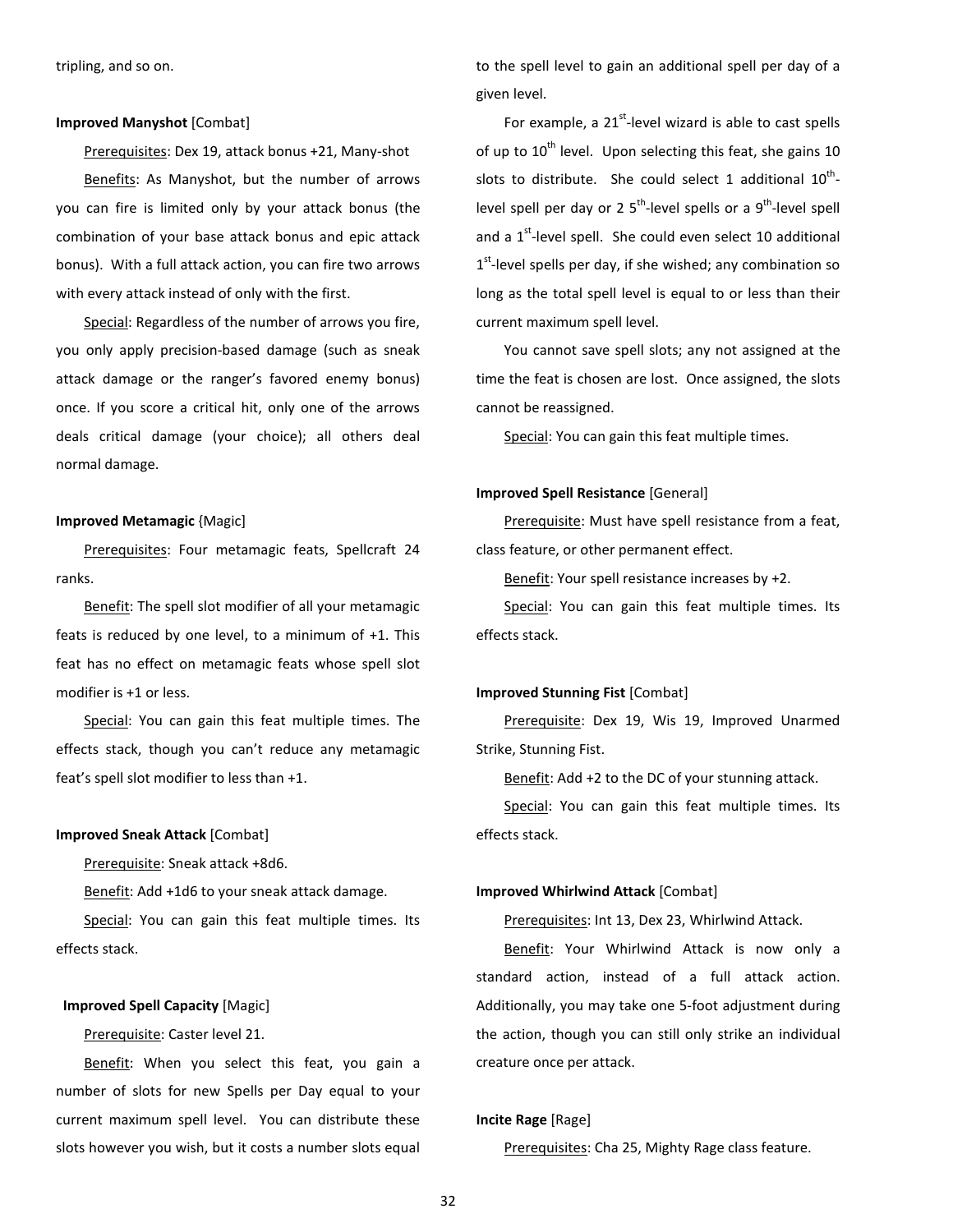tripling, and so on.

**Improved Manyshot** [Combat]

Prerequisites: Dex 19, attack bonus +21, Many-shot

Benefits: As Manyshot, but the number of arrows you can fire is limited only by your attack bonus (the combination of your base attack bonus and epic attack bonus). With a full attack action, you can fire two arrows with every attack instead of only with the first.

Special: Regardless of the number of arrows you fire, you only apply precision-based damage (such as sneak attack damage or the ranger's favored enemy bonus) once. If you score a critical hit, only one of the arrows deals critical damage (your choice); all others deal normal damage.

**Improved Metamagic** {Magic]

Prerequisites: Four metamagic feats, Spellcraft 24 ranks.

Benefit: The spell slot modifier of all your metamagic feats is reduced by one level, to a minimum of +1. This feat has no effect on metamagic feats whose spell slot modifier is +1 or less.

Special: You can gain this feat multiple times. The effects stack, though you can't reduce any metamagic feat's spell slot modifier to less than +1.

**Improved Sneak Attack** [Combat]

Prerequisite: Sneak attack +8d6.

Benefit: Add +1d6 to your sneak attack damage.

Special: You can gain this feat multiple times. Its effects stack.

**Improved Spell Capacity** [Magic]

Prerequisite: Caster level 21.

Benefit: When you select this feat, you gain a number of slots for new Spells per Day equal to your current maximum spell level. You can distribute these slots however you wish, but it costs a number slots equal to the spell level to gain an additional spell per day of a given level.

For example, a 21st-level wizard is able to cast spells of up to 10th level. Upon selecting this feat, she gains 10 slots to distribute. She could select 1 additional 10th-level spell per day or 2 5th-level spells or a 9th-level spell and a 1st-level spell. She could even select 10 additional 1st-level spells per day, if she wished; any combination so long as the total spell level is equal to or less than their current maximum spell level.

You cannot save spell slots; any not assigned at the time the feat is chosen are lost. Once assigned, the slots cannot be reassigned.

Special: You can gain this feat multiple times.

**Improved Spell Resistance** [General]

Prerequisite: Must have spell resistance from a feat, class feature, or other permanent effect.

Benefit: Your spell resistance increases by +2.

Special: You can gain this feat multiple times. Its effects stack.

**Improved Stunning Fist** [Combat]

Prerequisite: Dex 19, Wis 19, Improved Unarmed Strike, Stunning Fist.

Benefit: Add +2 to the DC of your stunning attack.

Special: You can gain this feat multiple times. Its effects stack.

**Improved Whirlwind Attack** [Combat]

Prerequisites: Int 13, Dex 23, Whirlwind Attack.

Benefit: Your Whirlwind Attack is now only a standard action, instead of a full attack action. Additionally, you may take one 5-foot adjustment during the action, though you can still only strike an individual creature once per attack.

**Incite Rage** [Rage]

Prerequisites: Cha 25, Mighty Rage class feature.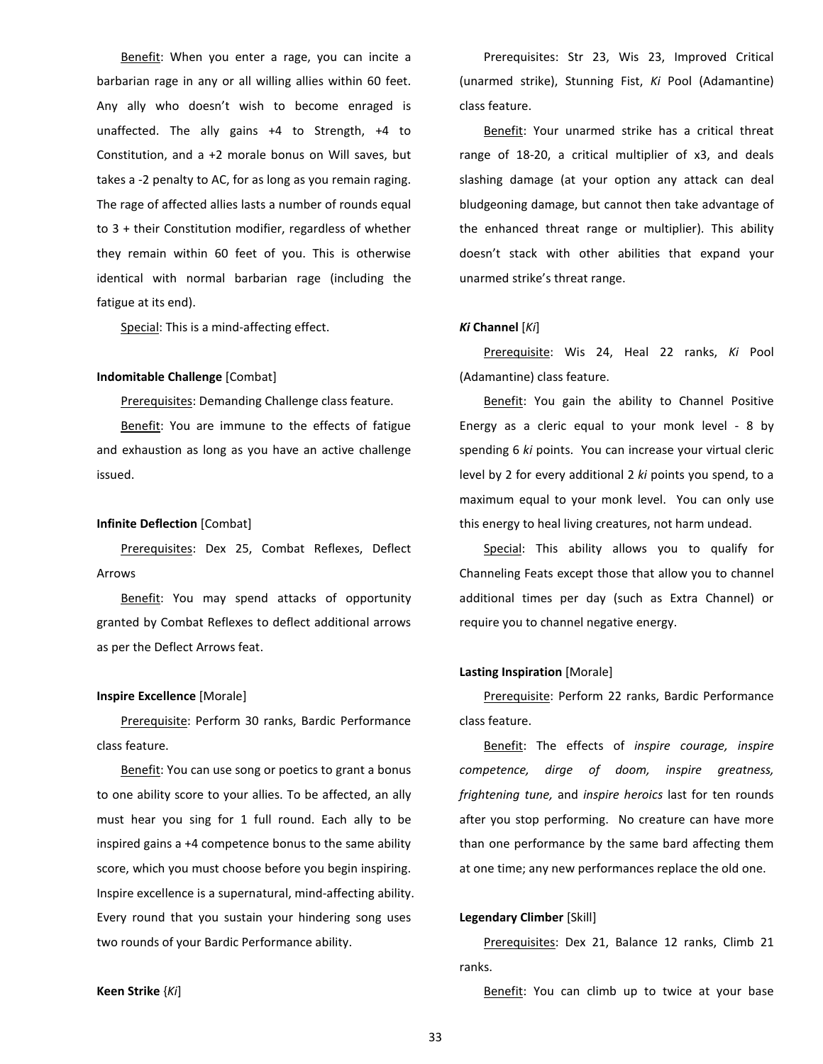Benefit: When you enter a rage, you can incite a barbarian rage in any or all willing allies within 60 feet. Any ally who doesn't wish to become enraged is unaffected. The ally gains +4 to Strength, +4 to Constitution, and a +2 morale bonus on Will saves, but takes a -2 penalty to AC, for as long as you remain raging. The rage of affected allies lasts a number of rounds equal to 3 + their Constitution modifier, regardless of whether they remain within 60 feet of you. This is otherwise identical with normal barbarian rage (including the fatigue at its end).

Special: This is a mind-affecting effect.

**Indomitable Challenge** [Combat]

Prerequisites: Demanding Challenge class feature.

Benefit: You are immune to the effects of fatigue and exhaustion as long as you have an active challenge issued.

**Infinite Deflection** [Combat]

Prerequisites: Dex 25, Combat Reflexes, Deflect Arrows

Benefit: You may spend attacks of opportunity granted by Combat Reflexes to deflect additional arrows as per the Deflect Arrows feat.

**Inspire Excellence** [Morale]

Prerequisite: Perform 30 ranks, Bardic Performance class feature.

Benefit: You can use song or poetics to grant a bonus to one ability score to your allies. To be affected, an ally must hear you sing for 1 full round. Each ally to be inspired gains a +4 competence bonus to the same ability score, which you must choose before you begin inspiring. Inspire excellence is a supernatural, mind-affecting ability. Every round that you sustain your hindering song uses two rounds of your Bardic Performance ability.

**Keen Strike** {*Ki*]

Prerequisites: Str 23, Wis 23, Improved Critical (unarmed strike), Stunning Fist, *Ki* Pool (Adamantine) class feature.

Benefit: Your unarmed strike has a critical threat range of 18-20, a critical multiplier of x3, and deals slashing damage (at your option any attack can deal bludgeoning damage, but cannot then take advantage of the enhanced threat range or multiplier). This ability doesn't stack with other abilities that expand your unarmed strike's threat range.

***Ki* Channel** [*Ki*]

Prerequisite: Wis 24, Heal 22 ranks, *Ki* Pool (Adamantine) class feature.

Benefit: You gain the ability to Channel Positive Energy as a cleric equal to your monk level - 8 by spending 6 *ki* points. You can increase your virtual cleric level by 2 for every additional 2 *ki* points you spend, to a maximum equal to your monk level. You can only use this energy to heal living creatures, not harm undead.

Special: This ability allows you to qualify for Channeling Feats except those that allow you to channel additional times per day (such as Extra Channel) or require you to channel negative energy.

**Lasting Inspiration** [Morale]

Prerequisite: Perform 22 ranks, Bardic Performance class feature.

Benefit: The effects of *inspire courage, inspire competence, dirge of doom, inspire greatness, frightening tune,* and *inspire heroics* last for ten rounds after you stop performing. No creature can have more than one performance by the same bard affecting them at one time; any new performances replace the old one.

**Legendary Climber** [Skill]

Prerequisites: Dex 21, Balance 12 ranks, Climb 21 ranks.

Benefit: You can climb up to twice at your base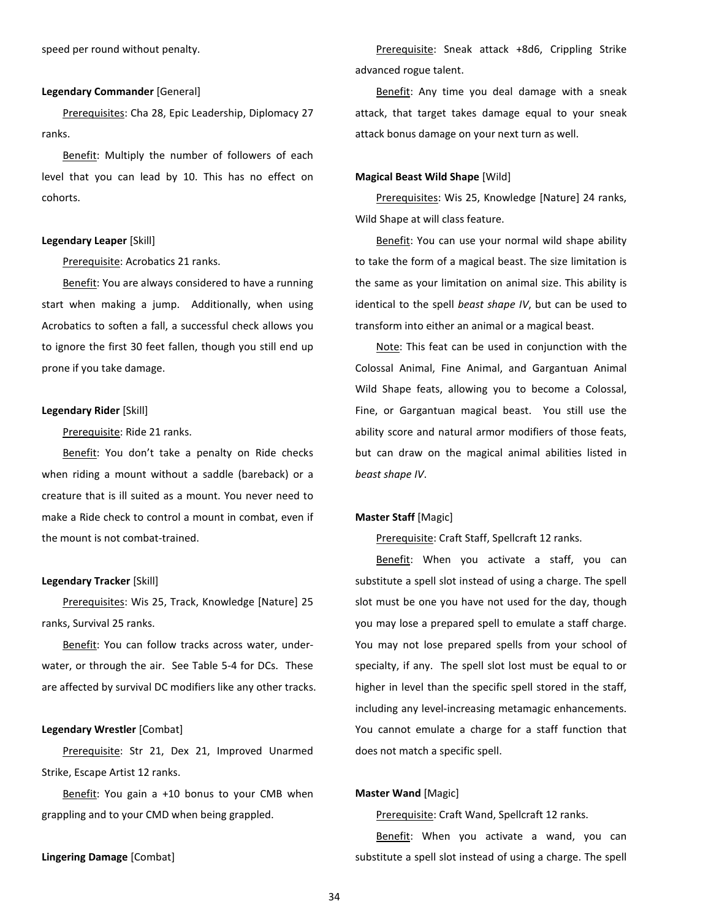speed per round without penalty.

**Legendary Commander** [General]

Prerequisites: Cha 28, Epic Leadership, Diplomacy 27 ranks.

Benefit: Multiply the number of followers of each level that you can lead by 10. This has no effect on cohorts.

**Legendary Leaper** [Skill]

Prerequisite: Acrobatics 21 ranks.

Benefit: You are always considered to have a running start when making a jump. Additionally, when using Acrobatics to soften a fall, a successful check allows you to ignore the first 30 feet fallen, though you still end up prone if you take damage.

**Legendary Rider** [Skill]

Prerequisite: Ride 21 ranks.

Benefit: You don't take a penalty on Ride checks when riding a mount without a saddle (bareback) or a creature that is ill suited as a mount. You never need to make a Ride check to control a mount in combat, even if the mount is not combat-trained.

**Legendary Tracker** [Skill]

Prerequisites: Wis 25, Track, Knowledge [Nature] 25 ranks, Survival 25 ranks.

Benefit: You can follow tracks across water, underwater, or through the air. See Table 5-4 for DCs. These are affected by survival DC modifiers like any other tracks.

**Legendary Wrestler** [Combat]

Prerequisite: Str 21, Dex 21, Improved Unarmed Strike, Escape Artist 12 ranks.

Benefit: You gain a +10 bonus to your CMB when grappling and to your CMD when being grappled.

**Lingering Damage** [Combat]

Prerequisite: Sneak attack +8d6, Crippling Strike advanced rogue talent.

Benefit: Any time you deal damage with a sneak attack, that target takes damage equal to your sneak attack bonus damage on your next turn as well.

**Magical Beast Wild Shape** [Wild]

Prerequisites: Wis 25, Knowledge [Nature] 24 ranks, Wild Shape at will class feature.

Benefit: You can use your normal wild shape ability to take the form of a magical beast. The size limitation is the same as your limitation on animal size. This ability is identical to the spell *beast shape IV*, but can be used to transform into either an animal or a magical beast.

Note: This feat can be used in conjunction with the Colossal Animal, Fine Animal, and Gargantuan Animal Wild Shape feats, allowing you to become a Colossal, Fine, or Gargantuan magical beast. You still use the ability score and natural armor modifiers of those feats, but can draw on the magical animal abilities listed in *beast shape IV*.

**Master Staff** [Magic]

Prerequisite: Craft Staff, Spellcraft 12 ranks.

Benefit: When you activate a staff, you can substitute a spell slot instead of using a charge. The spell slot must be one you have not used for the day, though you may lose a prepared spell to emulate a staff charge. You may not lose prepared spells from your school of specialty, if any. The spell slot lost must be equal to or higher in level than the specific spell stored in the staff, including any level-increasing metamagic enhancements. You cannot emulate a charge for a staff function that does not match a specific spell.

**Master Wand** [Magic]

Prerequisite: Craft Wand, Spellcraft 12 ranks.

Benefit: When you activate a wand, you can substitute a spell slot instead of using a charge. The spell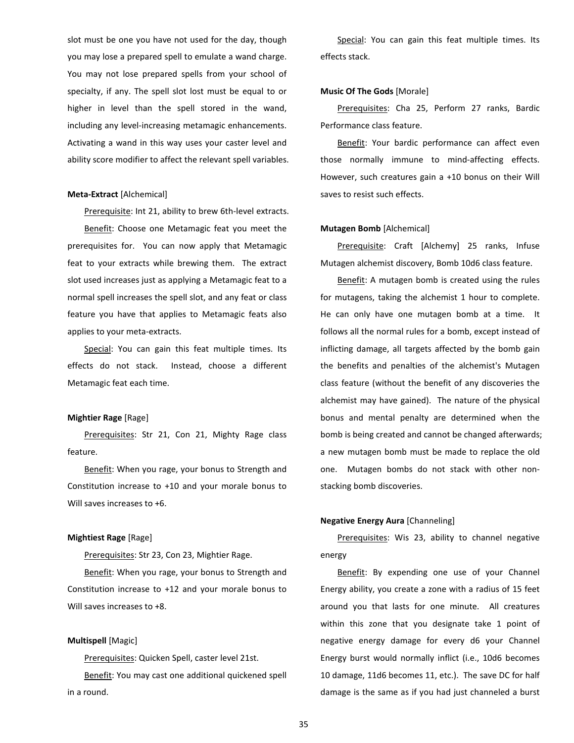slot must be one you have not used for the day, though you may lose a prepared spell to emulate a wand charge. You may not lose prepared spells from your school of specialty, if any. The spell slot lost must be equal to or higher in level than the spell stored in the wand, including any level-increasing metamagic enhancements. Activating a wand in this way uses your caster level and ability score modifier to affect the relevant spell variables.

**Meta-Extract** [Alchemical]

Prerequisite: Int 21, ability to brew 6th-level extracts.

Benefit: Choose one Metamagic feat you meet the prerequisites for. You can now apply that Metamagic feat to your extracts while brewing them. The extract slot used increases just as applying a Metamagic feat to a normal spell increases the spell slot, and any feat or class feature you have that applies to Metamagic feats also applies to your meta-extracts.

Special: You can gain this feat multiple times. Its effects do not stack. Instead, choose a different Metamagic feat each time.

**Mightier Rage** [Rage]

Prerequisites: Str 21, Con 21, Mighty Rage class feature.

Benefit: When you rage, your bonus to Strength and Constitution increase to +10 and your morale bonus to Will saves increases to +6.

**Mightiest Rage** [Rage]

Prerequisites: Str 23, Con 23, Mightier Rage.

Benefit: When you rage, your bonus to Strength and Constitution increase to +12 and your morale bonus to Will saves increases to +8.

**Multispell** [Magic]

Prerequisites: Quicken Spell, caster level 21st.

Benefit: You may cast one additional quickened spell in a round.

Special: You can gain this feat multiple times. Its effects stack.

**Music Of The Gods** [Morale]

Prerequisites: Cha 25, Perform 27 ranks, Bardic Performance class feature.

Benefit: Your bardic performance can affect even those normally immune to mind-affecting effects. However, such creatures gain a +10 bonus on their Will saves to resist such effects.

**Mutagen Bomb** [Alchemical]

Prerequisite: Craft [Alchemy] 25 ranks, Infuse Mutagen alchemist discovery, Bomb 10d6 class feature.

Benefit: A mutagen bomb is created using the rules for mutagens, taking the alchemist 1 hour to complete. He can only have one mutagen bomb at a time. It follows all the normal rules for a bomb, except instead of inflicting damage, all targets affected by the bomb gain the benefits and penalties of the alchemist's Mutagen class feature (without the benefit of any discoveries the alchemist may have gained). The nature of the physical bonus and mental penalty are determined when the bomb is being created and cannot be changed afterwards; a new mutagen bomb must be made to replace the old one. Mutagen bombs do not stack with other non-stacking bomb discoveries.

**Negative Energy Aura** [Channeling]

Prerequisites: Wis 23, ability to channel negative energy

Benefit: By expending one use of your Channel Energy ability, you create a zone with a radius of 15 feet around you that lasts for one minute. All creatures within this zone that you designate take 1 point of negative energy damage for every d6 your Channel Energy burst would normally inflict (i.e., 10d6 becomes 10 damage, 11d6 becomes 11, etc.). The save DC for half damage is the same as if you had just channeled a burst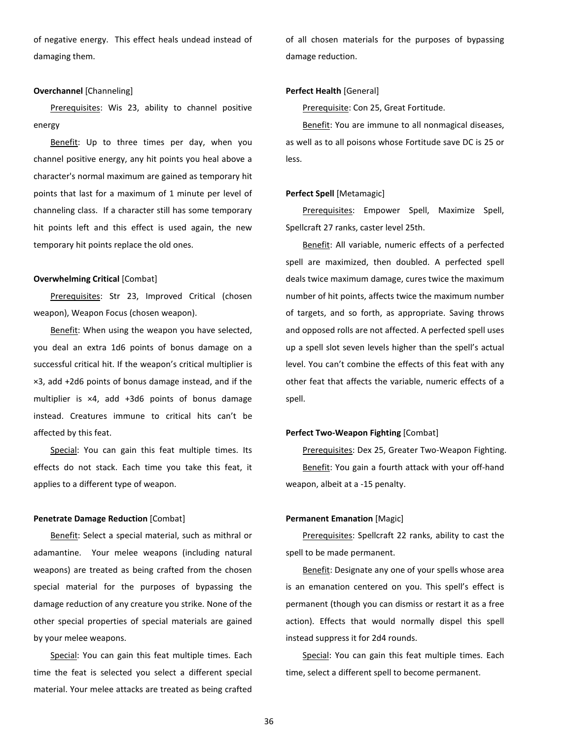of negative energy. This effect heals undead instead of damaging them.

**Overchannel** [Channeling]

Prerequisites: Wis 23, ability to channel positive energy

Benefit: Up to three times per day, when you channel positive energy, any hit points you heal above a character's normal maximum are gained as temporary hit points that last for a maximum of 1 minute per level of channeling class. If a character still has some temporary hit points left and this effect is used again, the new temporary hit points replace the old ones.

**Overwhelming Critical** [Combat]

Prerequisites: Str 23, Improved Critical (chosen weapon), Weapon Focus (chosen weapon).

Benefit: When using the weapon you have selected, you deal an extra 1d6 points of bonus damage on a successful critical hit. If the weapon's critical multiplier is ×3, add +2d6 points of bonus damage instead, and if the multiplier is ×4, add +3d6 points of bonus damage instead. Creatures immune to critical hits can't be affected by this feat.

Special: You can gain this feat multiple times. Its effects do not stack. Each time you take this feat, it applies to a different type of weapon.

**Penetrate Damage Reduction** [Combat]

Benefit: Select a special material, such as mithral or adamantine. Your melee weapons (including natural weapons) are treated as being crafted from the chosen special material for the purposes of bypassing the damage reduction of any creature you strike. None of the other special properties of special materials are gained by your melee weapons.

Special: You can gain this feat multiple times. Each time the feat is selected you select a different special material. Your melee attacks are treated as being crafted of all chosen materials for the purposes of bypassing damage reduction.

**Perfect Health** [General]

Prerequisite: Con 25, Great Fortitude.

Benefit: You are immune to all nonmagical diseases, as well as to all poisons whose Fortitude save DC is 25 or less.

**Perfect Spell** [Metamagic]

Prerequisites: Empower Spell, Maximize Spell, Spellcraft 27 ranks, caster level 25th.

Benefit: All variable, numeric effects of a perfected spell are maximized, then doubled. A perfected spell deals twice maximum damage, cures twice the maximum number of hit points, affects twice the maximum number of targets, and so forth, as appropriate. Saving throws and opposed rolls are not affected. A perfected spell uses up a spell slot seven levels higher than the spell's actual level. You can't combine the effects of this feat with any other feat that affects the variable, numeric effects of a spell.

**Perfect Two-Weapon Fighting** [Combat]

Prerequisites: Dex 25, Greater Two-Weapon Fighting.

Benefit: You gain a fourth attack with your off-hand weapon, albeit at a -15 penalty.

**Permanent Emanation** [Magic]

Prerequisites: Spellcraft 22 ranks, ability to cast the spell to be made permanent.

Benefit: Designate any one of your spells whose area is an emanation centered on you. This spell's effect is permanent (though you can dismiss or restart it as a free action). Effects that would normally dispel this spell instead suppress it for 2d4 rounds.

Special: You can gain this feat multiple times. Each time, select a different spell to become permanent.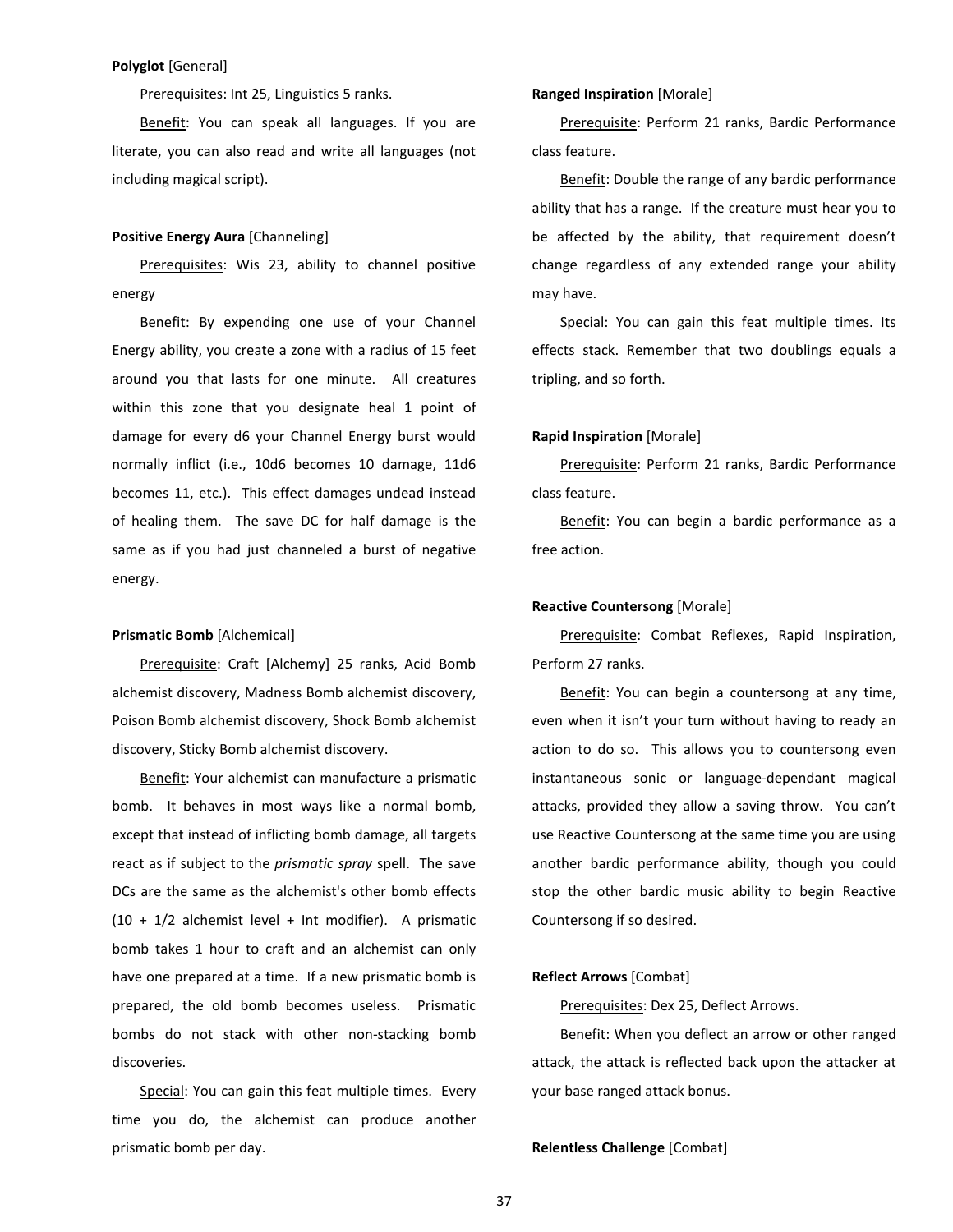**Polyglot** [General]

Prerequisites: Int 25, Linguistics 5 ranks.

Benefit: You can speak all languages. If you are literate, you can also read and write all languages (not including magical script).

**Positive Energy Aura** [Channeling]

Prerequisites: Wis 23, ability to channel positive energy

Benefit: By expending one use of your Channel Energy ability, you create a zone with a radius of 15 feet around you that lasts for one minute. All creatures within this zone that you designate heal 1 point of damage for every d6 your Channel Energy burst would normally inflict (i.e., 10d6 becomes 10 damage, 11d6 becomes 11, etc.). This effect damages undead instead of healing them. The save DC for half damage is the same as if you had just channeled a burst of negative energy.

**Prismatic Bomb** [Alchemical]

Prerequisite: Craft [Alchemy] 25 ranks, Acid Bomb alchemist discovery, Madness Bomb alchemist discovery, Poison Bomb alchemist discovery, Shock Bomb alchemist discovery, Sticky Bomb alchemist discovery.

Benefit: Your alchemist can manufacture a prismatic bomb. It behaves in most ways like a normal bomb, except that instead of inflicting bomb damage, all targets react as if subject to the *prismatic spray* spell. The save DCs are the same as the alchemist's other bomb effects (10 + 1/2 alchemist level + Int modifier). A prismatic bomb takes 1 hour to craft and an alchemist can only have one prepared at a time. If a new prismatic bomb is prepared, the old bomb becomes useless. Prismatic bombs do not stack with other non-stacking bomb discoveries.

Special: You can gain this feat multiple times. Every time you do, the alchemist can produce another prismatic bomb per day.

**Ranged Inspiration** [Morale]

Prerequisite: Perform 21 ranks, Bardic Performance class feature.

Benefit: Double the range of any bardic performance ability that has a range. If the creature must hear you to be affected by the ability, that requirement doesn't change regardless of any extended range your ability may have.

Special: You can gain this feat multiple times. Its effects stack. Remember that two doublings equals a tripling, and so forth.

**Rapid Inspiration** [Morale]

Prerequisite: Perform 21 ranks, Bardic Performance class feature.

Benefit: You can begin a bardic performance as a free action.

**Reactive Countersong** [Morale]

Prerequisite: Combat Reflexes, Rapid Inspiration, Perform 27 ranks.

Benefit: You can begin a countersong at any time, even when it isn't your turn without having to ready an action to do so. This allows you to countersong even instantaneous sonic or language-dependant magical attacks, provided they allow a saving throw. You can't use Reactive Countersong at the same time you are using another bardic performance ability, though you could stop the other bardic music ability to begin Reactive Countersong if so desired.

**Reflect Arrows** [Combat]

Prerequisites: Dex 25, Deflect Arrows.

Benefit: When you deflect an arrow or other ranged attack, the attack is reflected back upon the attacker at your base ranged attack bonus.

**Relentless Challenge** [Combat]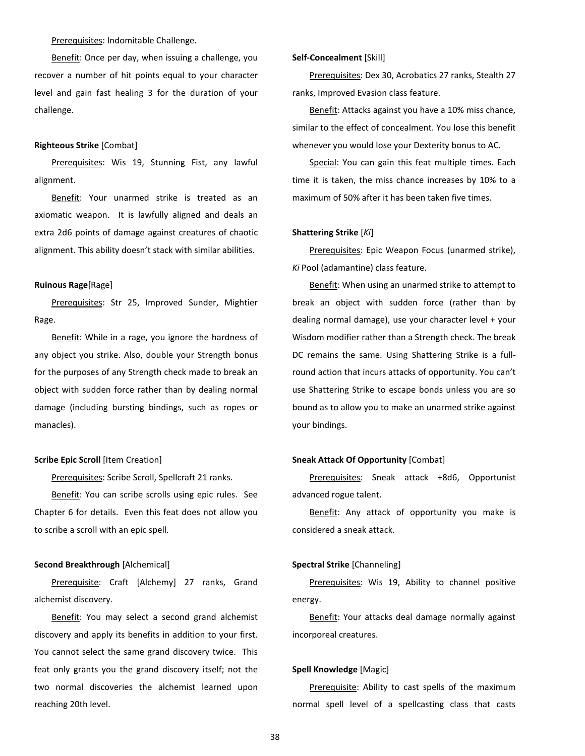Prerequisites: Indomitable Challenge.

Benefit: Once per day, when issuing a challenge, you recover a number of hit points equal to your character level and gain fast healing 3 for the duration of your challenge.

**Righteous Strike** [Combat]

Prerequisites: Wis 19, Stunning Fist, any lawful alignment.

Benefit: Your unarmed strike is treated as an axiomatic weapon. It is lawfully aligned and deals an extra 2d6 points of damage against creatures of chaotic alignment. This ability doesn't stack with similar abilities.

**Ruinous Rage**[Rage]

Prerequisites: Str 25, Improved Sunder, Mightier Rage.

Benefit: While in a rage, you ignore the hardness of any object you strike. Also, double your Strength bonus for the purposes of any Strength check made to break an object with sudden force rather than by dealing normal damage (including bursting bindings, such as ropes or manacles).

**Scribe Epic Scroll** [Item Creation]

Prerequisites: Scribe Scroll, Spellcraft 21 ranks.

Benefit: You can scribe scrolls using epic rules. See Chapter 6 for details. Even this feat does not allow you to scribe a scroll with an epic spell.

**Second Breakthrough** [Alchemical]

Prerequisite: Craft [Alchemy] 27 ranks, Grand alchemist discovery.

Benefit: You may select a second grand alchemist discovery and apply its benefits in addition to your first. You cannot select the same grand discovery twice. This feat only grants you the grand discovery itself; not the two normal discoveries the alchemist learned upon reaching 20th level.

**Self-Concealment** [Skill]

Prerequisites: Dex 30, Acrobatics 27 ranks, Stealth 27 ranks, Improved Evasion class feature.

Benefit: Attacks against you have a 10% miss chance, similar to the effect of concealment. You lose this benefit whenever you would lose your Dexterity bonus to AC.

Special: You can gain this feat multiple times. Each time it is taken, the miss chance increases by 10% to a maximum of 50% after it has been taken five times.

**Shattering Strike** [*Ki*]

Prerequisites: Epic Weapon Focus (unarmed strike), *Ki* Pool (adamantine) class feature.

Benefit: When using an unarmed strike to attempt to break an object with sudden force (rather than by dealing normal damage), use your character level + your Wisdom modifier rather than a Strength check. The break DC remains the same. Using Shattering Strike is a full-round action that incurs attacks of opportunity. You can't use Shattering Strike to escape bonds unless you are so bound as to allow you to make an unarmed strike against your bindings.

**Sneak Attack Of Opportunity** [Combat]

Prerequisites: Sneak attack +8d6, Opportunist advanced rogue talent.

Benefit: Any attack of opportunity you make is considered a sneak attack.

**Spectral Strike** [Channeling]

Prerequisites: Wis 19, Ability to channel positive energy.

Benefit: Your attacks deal damage normally against incorporeal creatures.

**Spell Knowledge** [Magic]

Prerequisite: Ability to cast spells of the maximum normal spell level of a spellcasting class that casts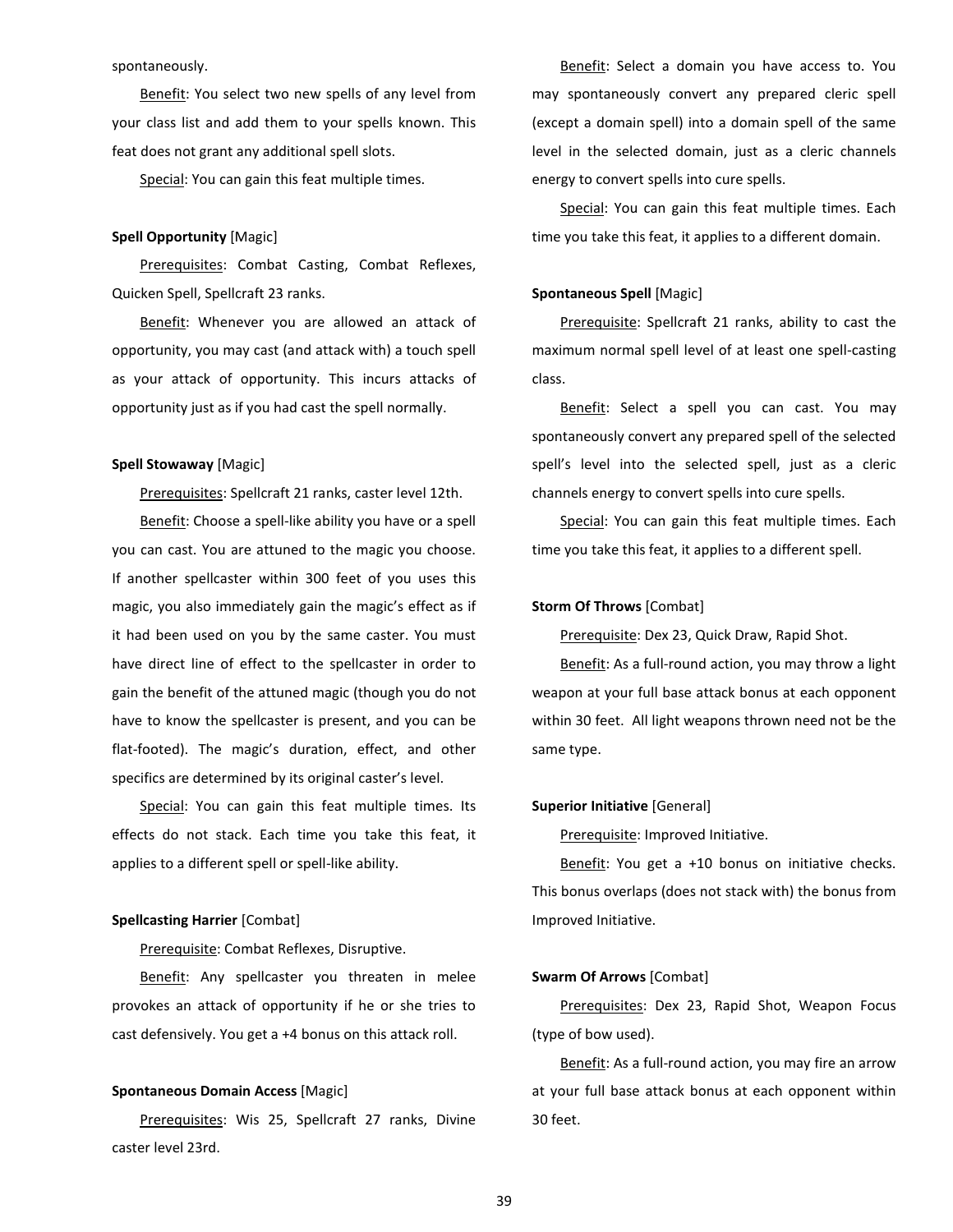spontaneously.

Benefit: You select two new spells of any level from your class list and add them to your spells known. This feat does not grant any additional spell slots.

Special: You can gain this feat multiple times.

**Spell Opportunity** [Magic]

Prerequisites: Combat Casting, Combat Reflexes, Quicken Spell, Spellcraft 23 ranks.

Benefit: Whenever you are allowed an attack of opportunity, you may cast (and attack with) a touch spell as your attack of opportunity. This incurs attacks of opportunity just as if you had cast the spell normally.

**Spell Stowaway** [Magic]

Prerequisites: Spellcraft 21 ranks, caster level 12th.

Benefit: Choose a spell-like ability you have or a spell you can cast. You are attuned to the magic you choose. If another spellcaster within 300 feet of you uses this magic, you also immediately gain the magic's effect as if it had been used on you by the same caster. You must have direct line of effect to the spellcaster in order to gain the benefit of the attuned magic (though you do not have to know the spellcaster is present, and you can be flat-footed). The magic's duration, effect, and other specifics are determined by its original caster's level.

Special: You can gain this feat multiple times. Its effects do not stack. Each time you take this feat, it applies to a different spell or spell-like ability.

**Spellcasting Harrier** [Combat]

Prerequisite: Combat Reflexes, Disruptive.

Benefit: Any spellcaster you threaten in melee provokes an attack of opportunity if he or she tries to cast defensively. You get a +4 bonus on this attack roll.

**Spontaneous Domain Access** [Magic]

Prerequisites: Wis 25, Spellcraft 27 ranks, Divine caster level 23rd.

Benefit: Select a domain you have access to. You may spontaneously convert any prepared cleric spell (except a domain spell) into a domain spell of the same level in the selected domain, just as a cleric channels energy to convert spells into cure spells.

Special: You can gain this feat multiple times. Each time you take this feat, it applies to a different domain.

**Spontaneous Spell** [Magic]

Prerequisite: Spellcraft 21 ranks, ability to cast the maximum normal spell level of at least one spell-casting class.

Benefit: Select a spell you can cast. You may spontaneously convert any prepared spell of the selected spell's level into the selected spell, just as a cleric channels energy to convert spells into cure spells.

Special: You can gain this feat multiple times. Each time you take this feat, it applies to a different spell.

**Storm Of Throws** [Combat]

Prerequisite: Dex 23, Quick Draw, Rapid Shot.

Benefit: As a full-round action, you may throw a light weapon at your full base attack bonus at each opponent within 30 feet. All light weapons thrown need not be the same type.

**Superior Initiative** [General]

Prerequisite: Improved Initiative.

Benefit: You get a +10 bonus on initiative checks. This bonus overlaps (does not stack with) the bonus from Improved Initiative.

**Swarm Of Arrows** [Combat]

Prerequisites: Dex 23, Rapid Shot, Weapon Focus (type of bow used).

Benefit: As a full-round action, you may fire an arrow at your full base attack bonus at each opponent within 30 feet.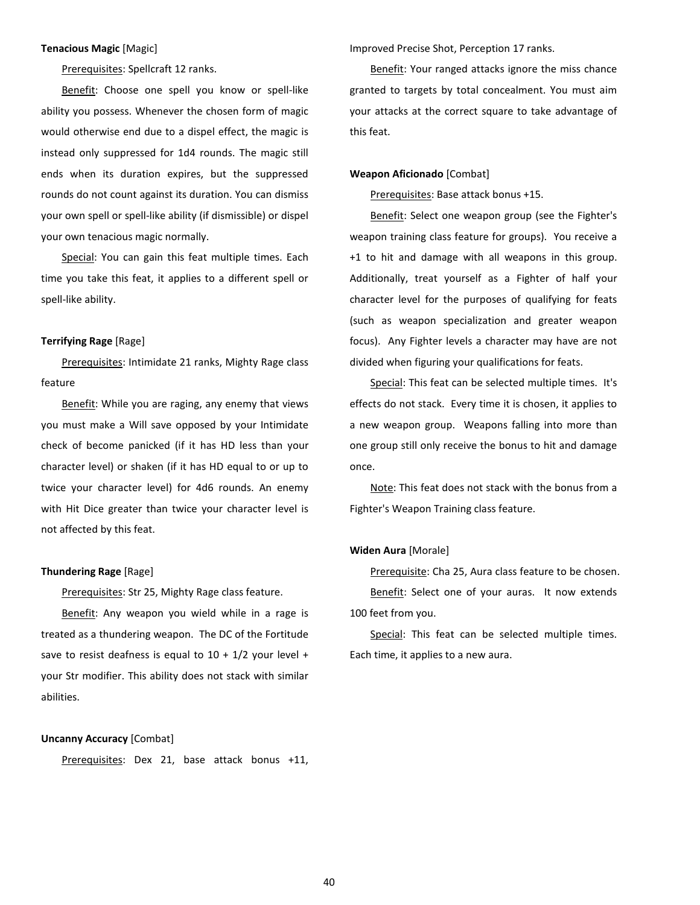**Tenacious Magic** [Magic]

Prerequisites: Spellcraft 12 ranks.

Benefit: Choose one spell you know or spell-like ability you possess. Whenever the chosen form of magic would otherwise end due to a dispel effect, the magic is instead only suppressed for 1d4 rounds. The magic still ends when its duration expires, but the suppressed rounds do not count against its duration. You can dismiss your own spell or spell-like ability (if dismissible) or dispel your own tenacious magic normally.

Special: You can gain this feat multiple times. Each time you take this feat, it applies to a different spell or spell-like ability.

**Terrifying Rage** [Rage]

Prerequisites: Intimidate 21 ranks, Mighty Rage class feature

Benefit: While you are raging, any enemy that views you must make a Will save opposed by your Intimidate check of become panicked (if it has HD less than your character level) or shaken (if it has HD equal to or up to twice your character level) for 4d6 rounds. An enemy with Hit Dice greater than twice your character level is not affected by this feat.

**Thundering Rage** [Rage]

Prerequisites: Str 25, Mighty Rage class feature.

Benefit: Any weapon you wield while in a rage is treated as a thundering weapon. The DC of the Fortitude save to resist deafness is equal to 10 + 1/2 your level + your Str modifier. This ability does not stack with similar abilities.

**Uncanny Accuracy** [Combat]

Prerequisites: Dex 21, base attack bonus +11, Improved Precise Shot, Perception 17 ranks.

Benefit: Your ranged attacks ignore the miss chance granted to targets by total concealment. You must aim your attacks at the correct square to take advantage of this feat.

**Weapon Aficionado** [Combat]

Prerequisites: Base attack bonus +15.

Benefit: Select one weapon group (see the Fighter's weapon training class feature for groups). You receive a +1 to hit and damage with all weapons in this group. Additionally, treat yourself as a Fighter of half your character level for the purposes of qualifying for feats (such as weapon specialization and greater weapon focus). Any Fighter levels a character may have are not divided when figuring your qualifications for feats.

Special: This feat can be selected multiple times. It's effects do not stack. Every time it is chosen, it applies to a new weapon group. Weapons falling into more than one group still only receive the bonus to hit and damage once.

Note: This feat does not stack with the bonus from a Fighter's Weapon Training class feature.

**Widen Aura** [Morale]

Prerequisite: Cha 25, Aura class feature to be chosen.

Benefit: Select one of your auras. It now extends 100 feet from you.

Special: This feat can be selected multiple times. Each time, it applies to a new aura.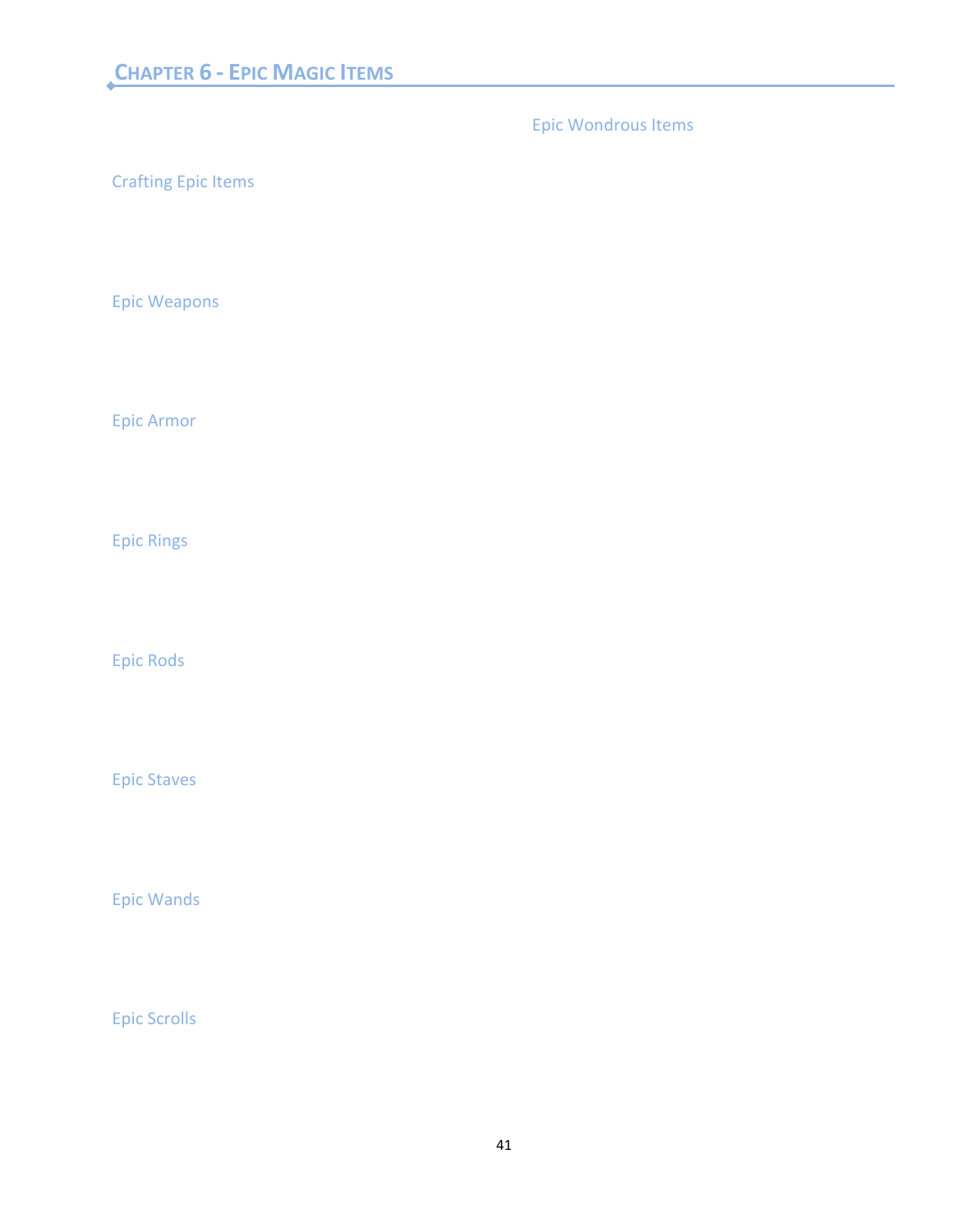# Chapter 6 - Epic Magic Items

## Crafting Epic Items

## Epic Weapons

## Epic Armor

## Epic Rings

## Epic Rods

## Epic Staves

## Epic Wands

## Epic Scrolls

## Epic Wondrous Items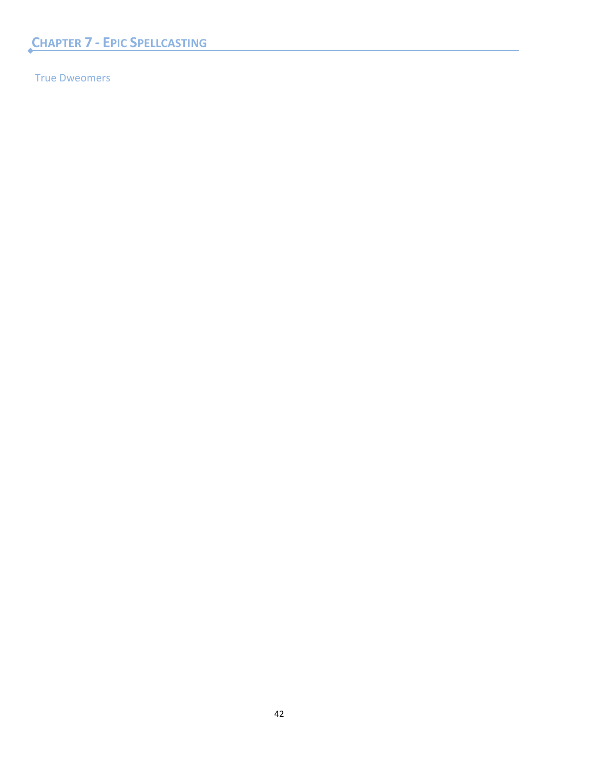# Chapter 7 - Epic Spellcasting

## True Dweomers